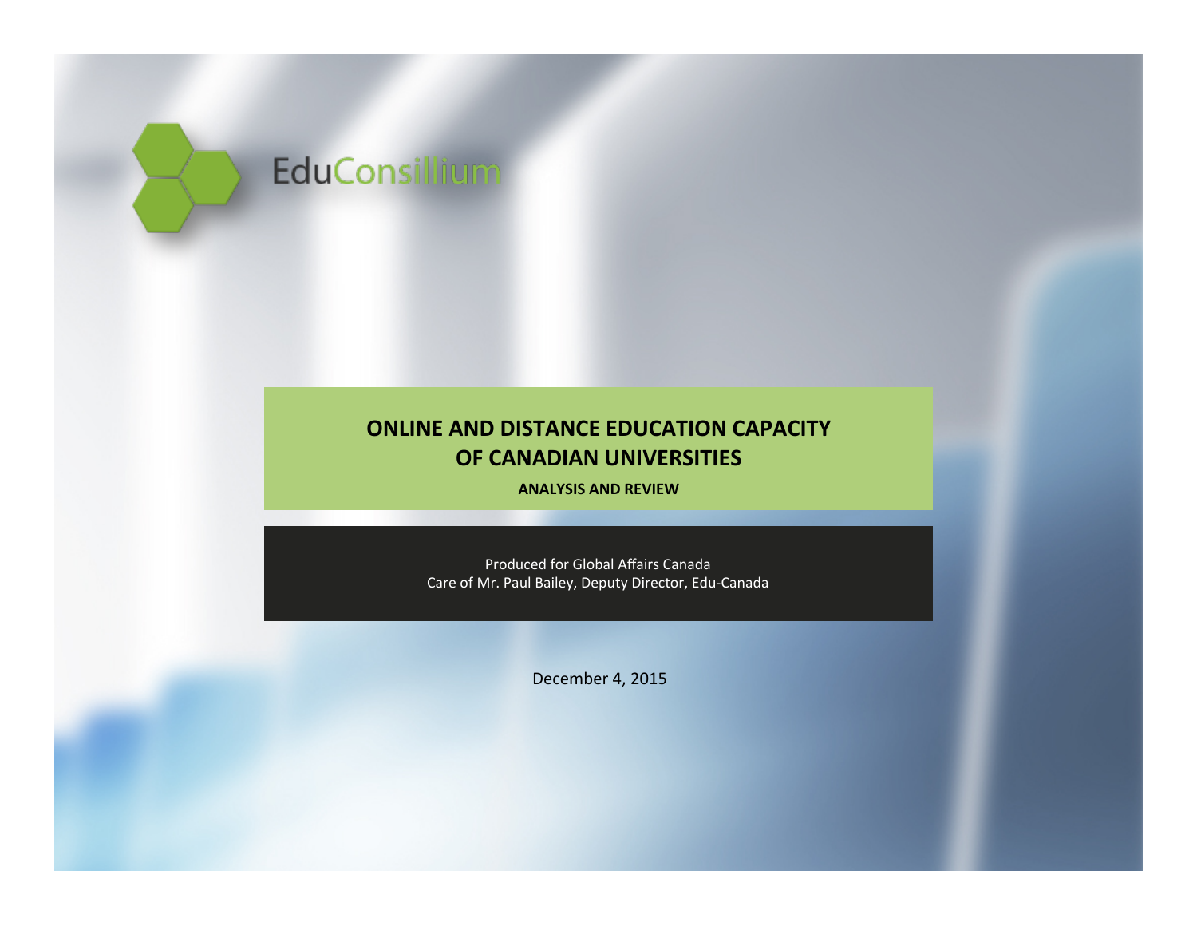EduConsillium

# ONLINE AND DISTANCE EDUCATION CAPACITY OF CANADIAN UNIVERSITIES

**ANALYSIS AND REVIEW**

Produced for Global Affairs Canada
Care of Mr. Paul Bailey, Deputy Director, Edu-Canada

December 4, 2015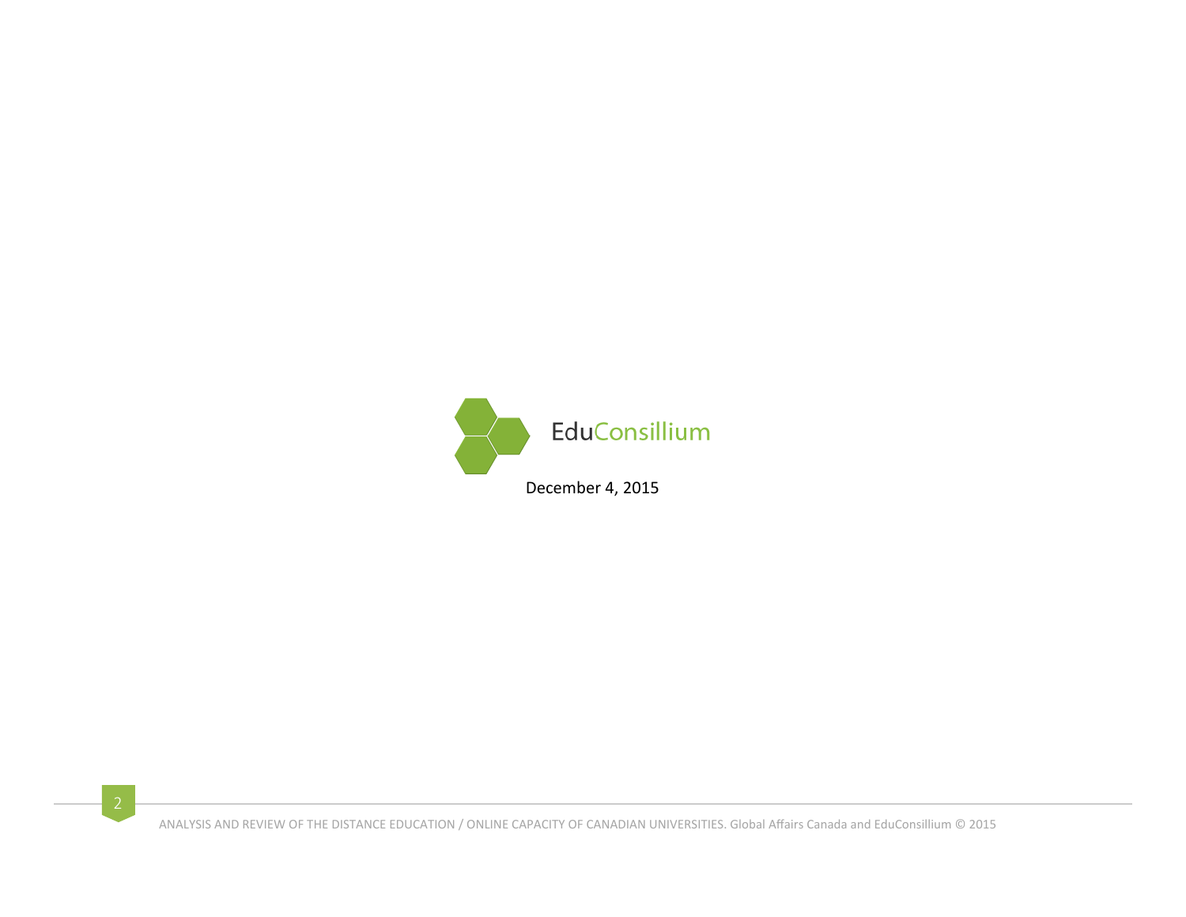EduConsillium

December 4, 2015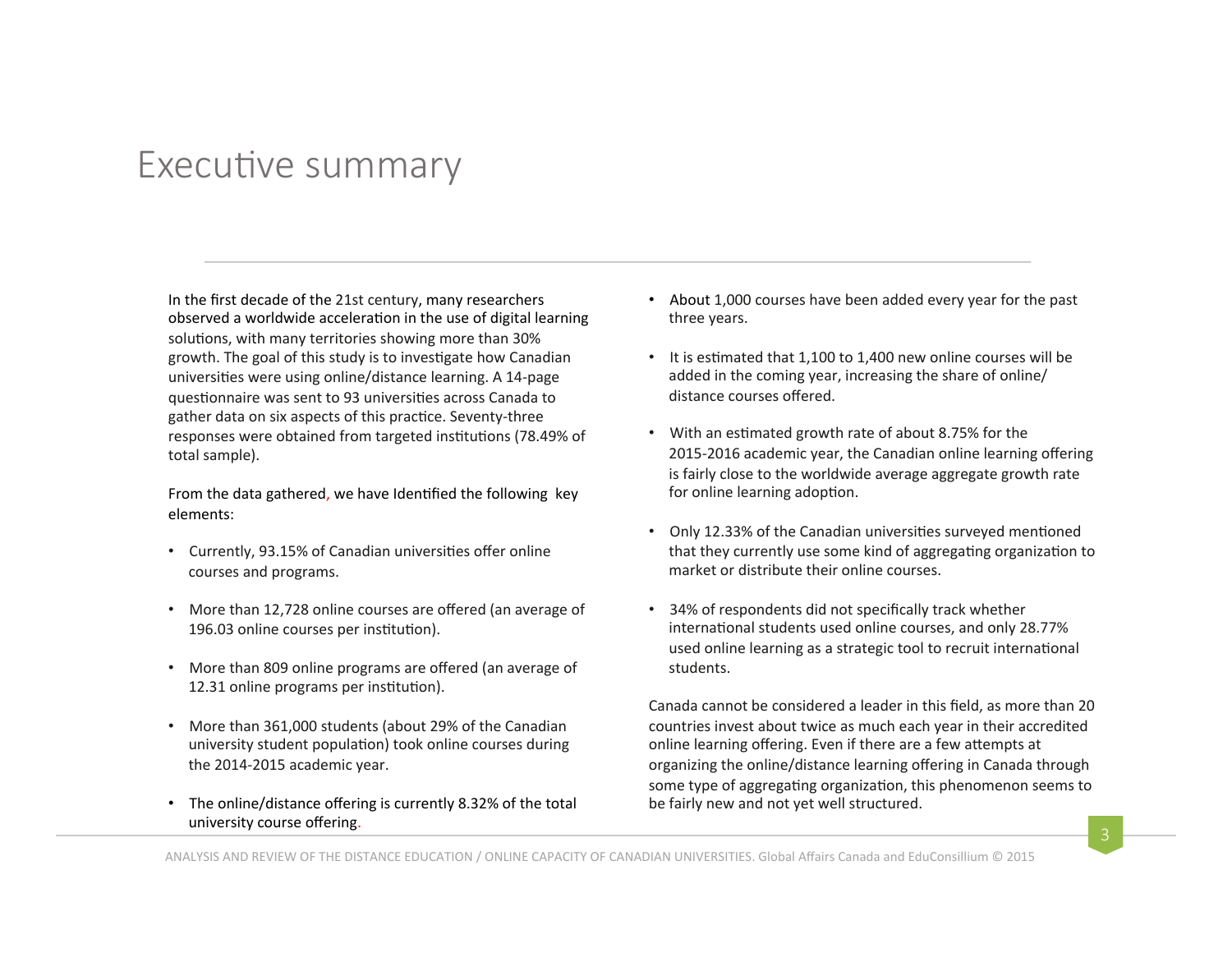# Executive summary

In the first decade of the 21st century, many researchers observed a worldwide acceleration in the use of digital learning solutions, with many territories showing more than 30% growth. The goal of this study is to investigate how Canadian universities were using online/distance learning. A 14-page questionnaire was sent to 93 universities across Canada to gather data on six aspects of this practice. Seventy-three responses were obtained from targeted institutions (78.49% of total sample).

From the data gathered, we have Identified the following key elements:

- Currently, 93.15% of Canadian universities offer online courses and programs.
- More than 12,728 online courses are offered (an average of 196.03 online courses per institution).
- More than 809 online programs are offered (an average of 12.31 online programs per institution).
- More than 361,000 students (about 29% of the Canadian university student population) took online courses during the 2014-2015 academic year.
- The online/distance offering is currently 8.32% of the total university course offering.
- About 1,000 courses have been added every year for the past three years.
- It is estimated that 1,100 to 1,400 new online courses will be added in the coming year, increasing the share of online/distance courses offered.
- With an estimated growth rate of about 8.75% for the 2015-2016 academic year, the Canadian online learning offering is fairly close to the worldwide average aggregate growth rate for online learning adoption.
- Only 12.33% of the Canadian universities surveyed mentioned that they currently use some kind of aggregating organization to market or distribute their online courses.
- 34% of respondents did not specifically track whether international students used online courses, and only 28.77% used online learning as a strategic tool to recruit international students.

Canada cannot be considered a leader in this field, as more than 20 countries invest about twice as much each year in their accredited online learning offering. Even if there are a few attempts at organizing the online/distance learning offering in Canada through some type of aggregating organization, this phenomenon seems to be fairly new and not yet well structured.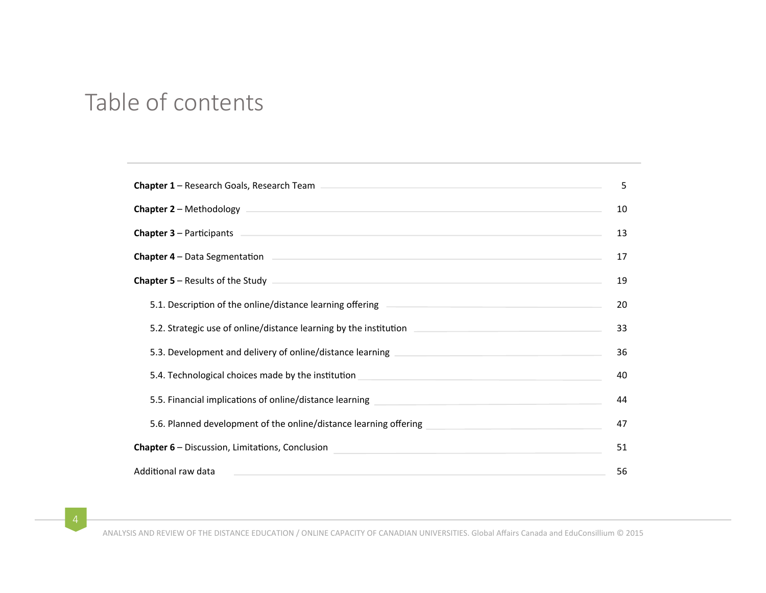# Table of contents

| | |
|---|---|
| **Chapter 1** – Research Goals, Research Team | 5 |
| **Chapter 2** – Methodology | 10 |
| **Chapter 3** – Participants | 13 |
| **Chapter 4** – Data Segmentation | 17 |
| **Chapter 5** – Results of the Study | 19 |
| 5.1. Description of the online/distance learning offering | 20 |
| 5.2. Strategic use of online/distance learning by the institution | 33 |
| 5.3. Development and delivery of online/distance learning | 36 |
| 5.4. Technological choices made by the institution | 40 |
| 5.5. Financial implications of online/distance learning | 44 |
| 5.6. Planned development of the online/distance learning offering | 47 |
| **Chapter 6** – Discussion, Limitations, Conclusion | 51 |
| Additional raw data | 56 |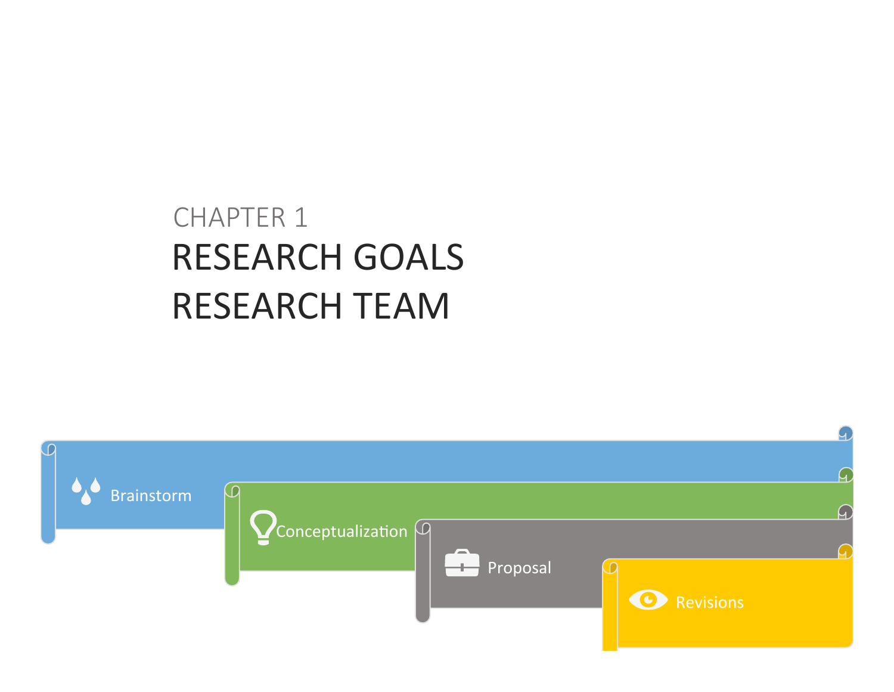CHAPTER 1

# RESEARCH GOALS

# RESEARCH TEAM

Brainstorm

Conceptualization

Proposal

Revisions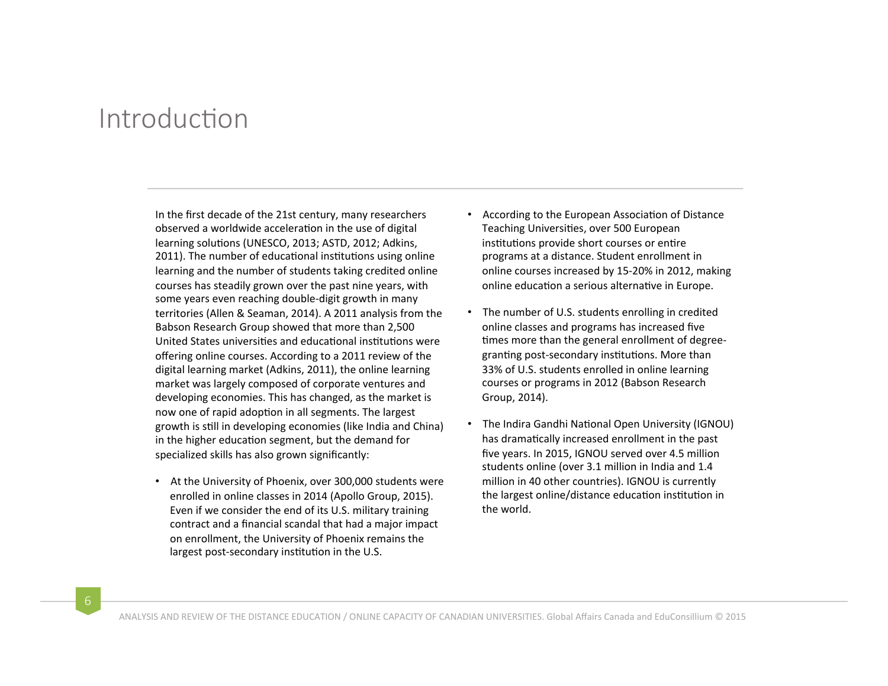# Introduction

In the first decade of the 21st century, many researchers observed a worldwide acceleration in the use of digital learning solutions (UNESCO, 2013; ASTD, 2012; Adkins, 2011). The number of educational institutions using online learning and the number of students taking credited online courses has steadily grown over the past nine years, with some years even reaching double-digit growth in many territories (Allen & Seaman, 2014). A 2011 analysis from the Babson Research Group showed that more than 2,500 United States universities and educational institutions were offering online courses. According to a 2011 review of the digital learning market (Adkins, 2011), the online learning market was largely composed of corporate ventures and developing economies. This has changed, as the market is now one of rapid adoption in all segments. The largest growth is still in developing economies (like India and China) in the higher education segment, but the demand for specialized skills has also grown significantly:

- At the University of Phoenix, over 300,000 students were enrolled in online classes in 2014 (Apollo Group, 2015). Even if we consider the end of its U.S. military training contract and a financial scandal that had a major impact on enrollment, the University of Phoenix remains the largest post-secondary institution in the U.S.
- According to the European Association of Distance Teaching Universities, over 500 European institutions provide short courses or entire programs at a distance. Student enrollment in online courses increased by 15-20% in 2012, making online education a serious alternative in Europe.
- The number of U.S. students enrolling in credited online classes and programs has increased five times more than the general enrollment of degree-granting post-secondary institutions. More than 33% of U.S. students enrolled in online learning courses or programs in 2012 (Babson Research Group, 2014).
- The Indira Gandhi National Open University (IGNOU) has dramatically increased enrollment in the past five years. In 2015, IGNOU served over 4.5 million students online (over 3.1 million in India and 1.4 million in 40 other countries). IGNOU is currently the largest online/distance education institution in the world.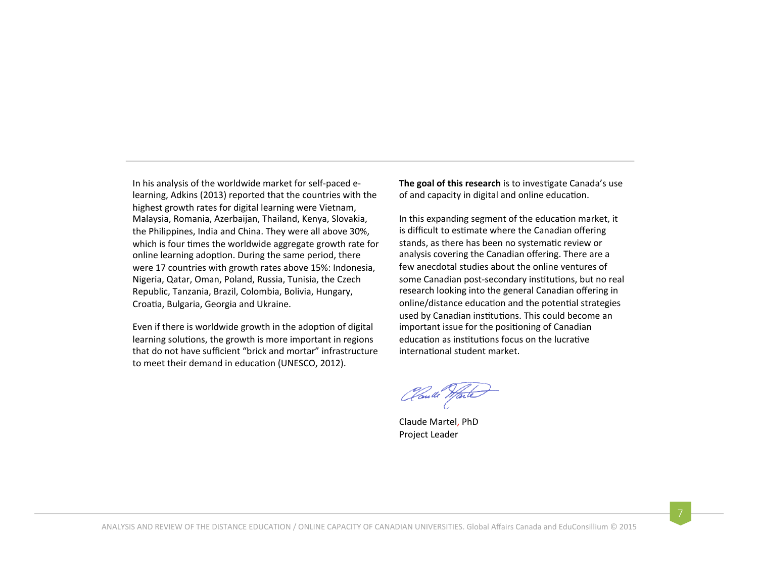In his analysis of the worldwide market for self-paced e-learning, Adkins (2013) reported that the countries with the highest growth rates for digital learning were Vietnam, Malaysia, Romania, Azerbaijan, Thailand, Kenya, Slovakia, the Philippines, India and China. They were all above 30%, which is four times the worldwide aggregate growth rate for online learning adoption. During the same period, there were 17 countries with growth rates above 15%: Indonesia, Nigeria, Qatar, Oman, Poland, Russia, Tunisia, the Czech Republic, Tanzania, Brazil, Colombia, Bolivia, Hungary, Croatia, Bulgaria, Georgia and Ukraine.

Even if there is worldwide growth in the adoption of digital learning solutions, the growth is more important in regions that do not have sufficient "brick and mortar" infrastructure to meet their demand in education (UNESCO, 2012).

**The goal of this research** is to investigate Canada's use of and capacity in digital and online education.

In this expanding segment of the education market, it is difficult to estimate where the Canadian offering stands, as there has been no systematic review or analysis covering the Canadian offering. There are a few anecdotal studies about the online ventures of some Canadian post-secondary institutions, but no real research looking into the general Canadian offering in online/distance education and the potential strategies used by Canadian institutions. This could become an important issue for the positioning of Canadian education as institutions focus on the lucrative international student market.

Claude Martel, PhD
Project Leader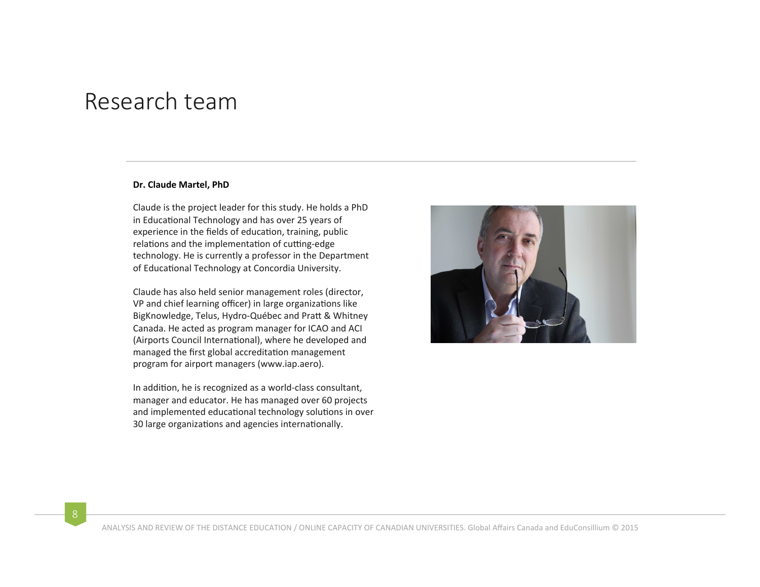# Research team

**Dr. Claude Martel, PhD**

Claude is the project leader for this study. He holds a PhD in Educational Technology and has over 25 years of experience in the fields of education, training, public relations and the implementation of cutting-edge technology. He is currently a professor in the Department of Educational Technology at Concordia University.

Claude has also held senior management roles (director, VP and chief learning officer) in large organizations like BigKnowledge, Telus, Hydro-Québec and Pratt & Whitney Canada. He acted as program manager for ICAO and ACI (Airports Council International), where he developed and managed the first global accreditation management program for airport managers (www.iap.aero).

In addition, he is recognized as a world-class consultant, manager and educator. He has managed over 60 projects and implemented educational technology solutions in over 30 large organizations and agencies internationally.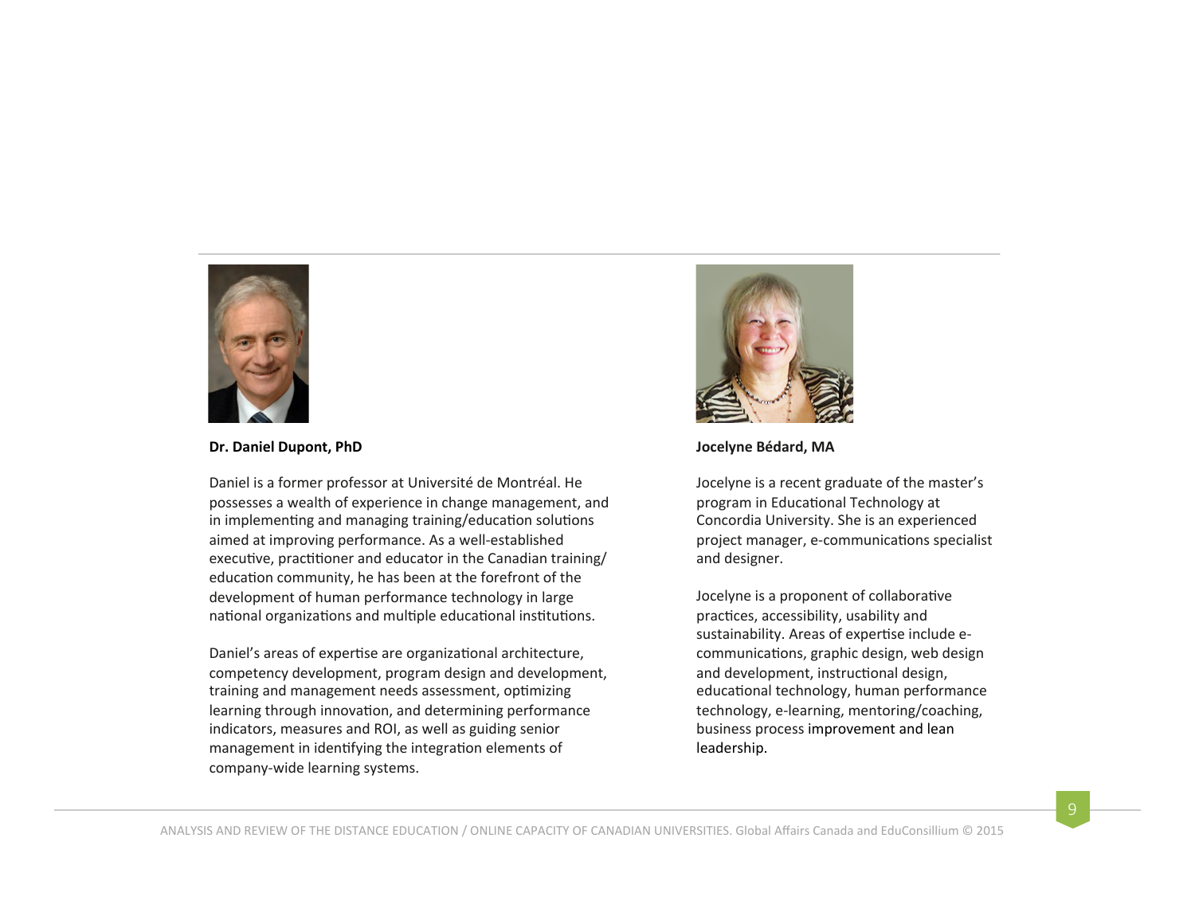**Dr. Daniel Dupont, PhD**

Daniel is a former professor at Université de Montréal. He possesses a wealth of experience in change management, and in implementing and managing training/education solutions aimed at improving performance. As a well-established executive, practitioner and educator in the Canadian training/education community, he has been at the forefront of the development of human performance technology in large national organizations and multiple educational institutions.

Daniel's areas of expertise are organizational architecture, competency development, program design and development, training and management needs assessment, optimizing learning through innovation, and determining performance indicators, measures and ROI, as well as guiding senior management in identifying the integration elements of company-wide learning systems.

**Jocelyne Bédard, MA**

Jocelyne is a recent graduate of the master's program in Educational Technology at Concordia University. She is an experienced project manager, e-communications specialist and designer.

Jocelyne is a proponent of collaborative practices, accessibility, usability and sustainability. Areas of expertise include e-communications, graphic design, web design and development, instructional design, educational technology, human performance technology, e-learning, mentoring/coaching, business process improvement and lean leadership.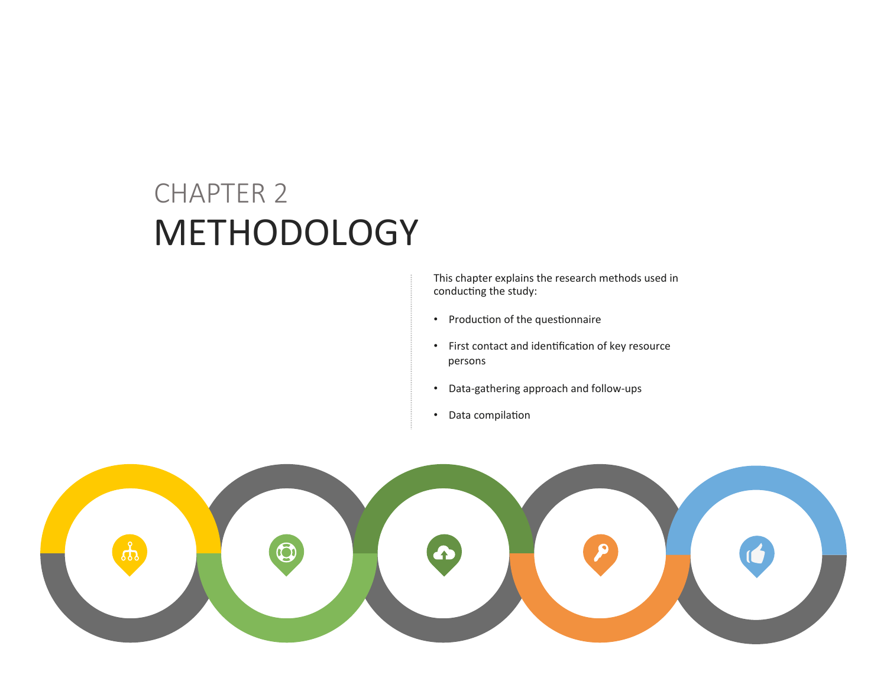CHAPTER 2

# METHODOLOGY

This chapter explains the research methods used in conducting the study:

- Production of the questionnaire
- First contact and identification of key resource persons
- Data-gathering approach and follow-ups
- Data compilation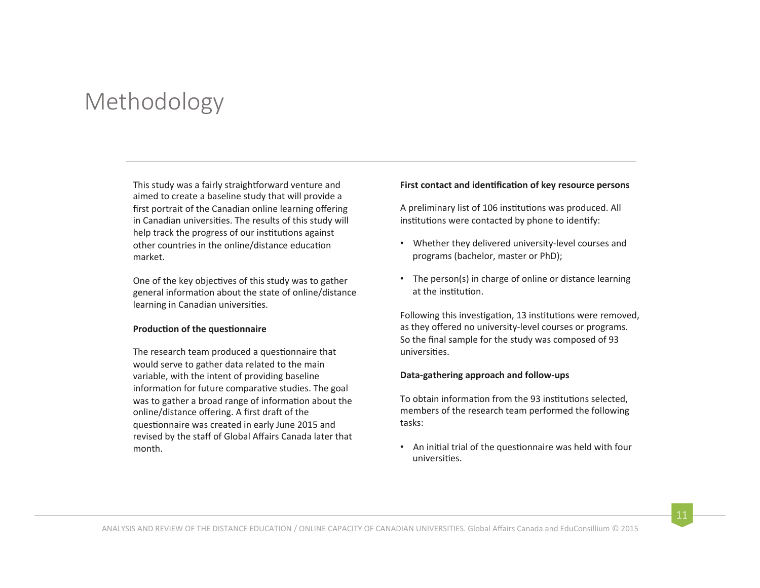# Methodology

This study was a fairly straightforward venture and aimed to create a baseline study that will provide a first portrait of the Canadian online learning offering in Canadian universities. The results of this study will help track the progress of our institutions against other countries in the online/distance education market.

One of the key objectives of this study was to gather general information about the state of online/distance learning in Canadian universities.

**Production of the questionnaire**

The research team produced a questionnaire that would serve to gather data related to the main variable, with the intent of providing baseline information for future comparative studies. The goal was to gather a broad range of information about the online/distance offering. A first draft of the questionnaire was created in early June 2015 and revised by the staff of Global Affairs Canada later that month.

**First contact and identification of key resource persons**

A preliminary list of 106 institutions was produced. All institutions were contacted by phone to identify:

- Whether they delivered university-level courses and programs (bachelor, master or PhD);
- The person(s) in charge of online or distance learning at the institution.

Following this investigation, 13 institutions were removed, as they offered no university-level courses or programs. So the final sample for the study was composed of 93 universities.

**Data-gathering approach and follow-ups**

To obtain information from the 93 institutions selected, members of the research team performed the following tasks:

- An initial trial of the questionnaire was held with four universities.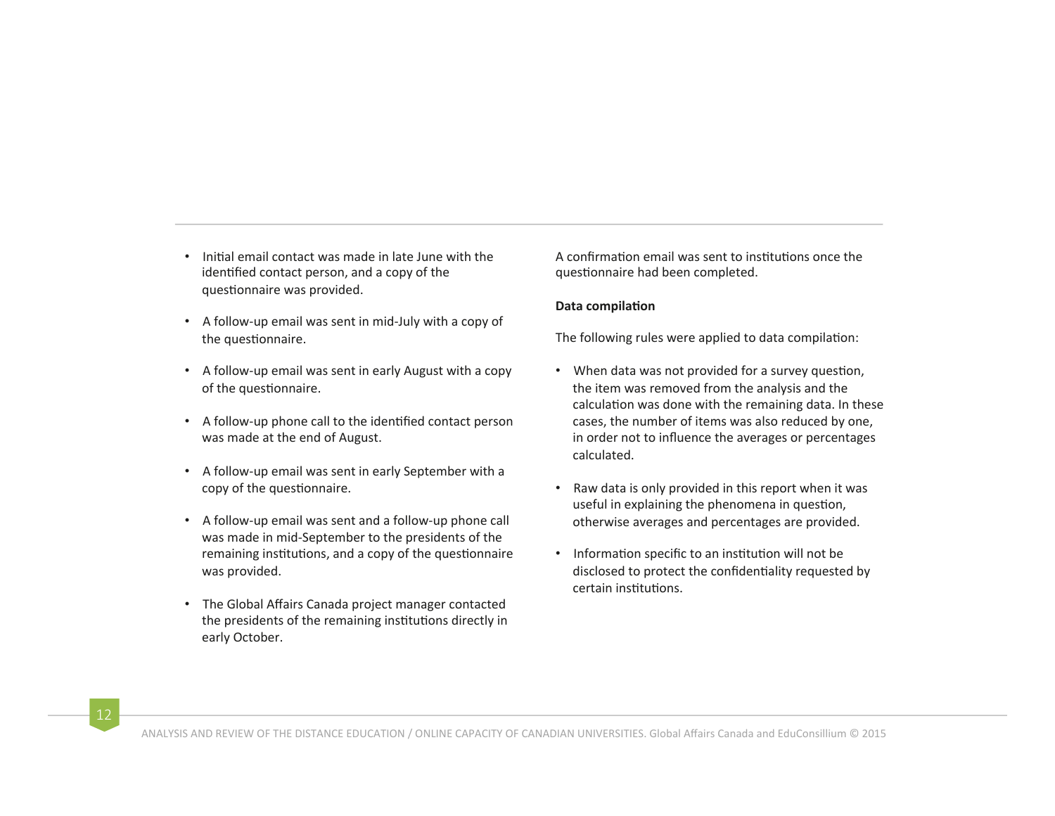- Initial email contact was made in late June with the identified contact person, and a copy of the questionnaire was provided.
- A follow-up email was sent in mid-July with a copy of the questionnaire.
- A follow-up email was sent in early August with a copy of the questionnaire.
- A follow-up phone call to the identified contact person was made at the end of August.
- A follow-up email was sent in early September with a copy of the questionnaire.
- A follow-up email was sent and a follow-up phone call was made in mid-September to the presidents of the remaining institutions, and a copy of the questionnaire was provided.
- The Global Affairs Canada project manager contacted the presidents of the remaining institutions directly in early October.

A confirmation email was sent to institutions once the questionnaire had been completed.

**Data compilation**

The following rules were applied to data compilation:

- When data was not provided for a survey question, the item was removed from the analysis and the calculation was done with the remaining data. In these cases, the number of items was also reduced by one, in order not to influence the averages or percentages calculated.
- Raw data is only provided in this report when it was useful in explaining the phenomena in question, otherwise averages and percentages are provided.
- Information specific to an institution will not be disclosed to protect the confidentiality requested by certain institutions.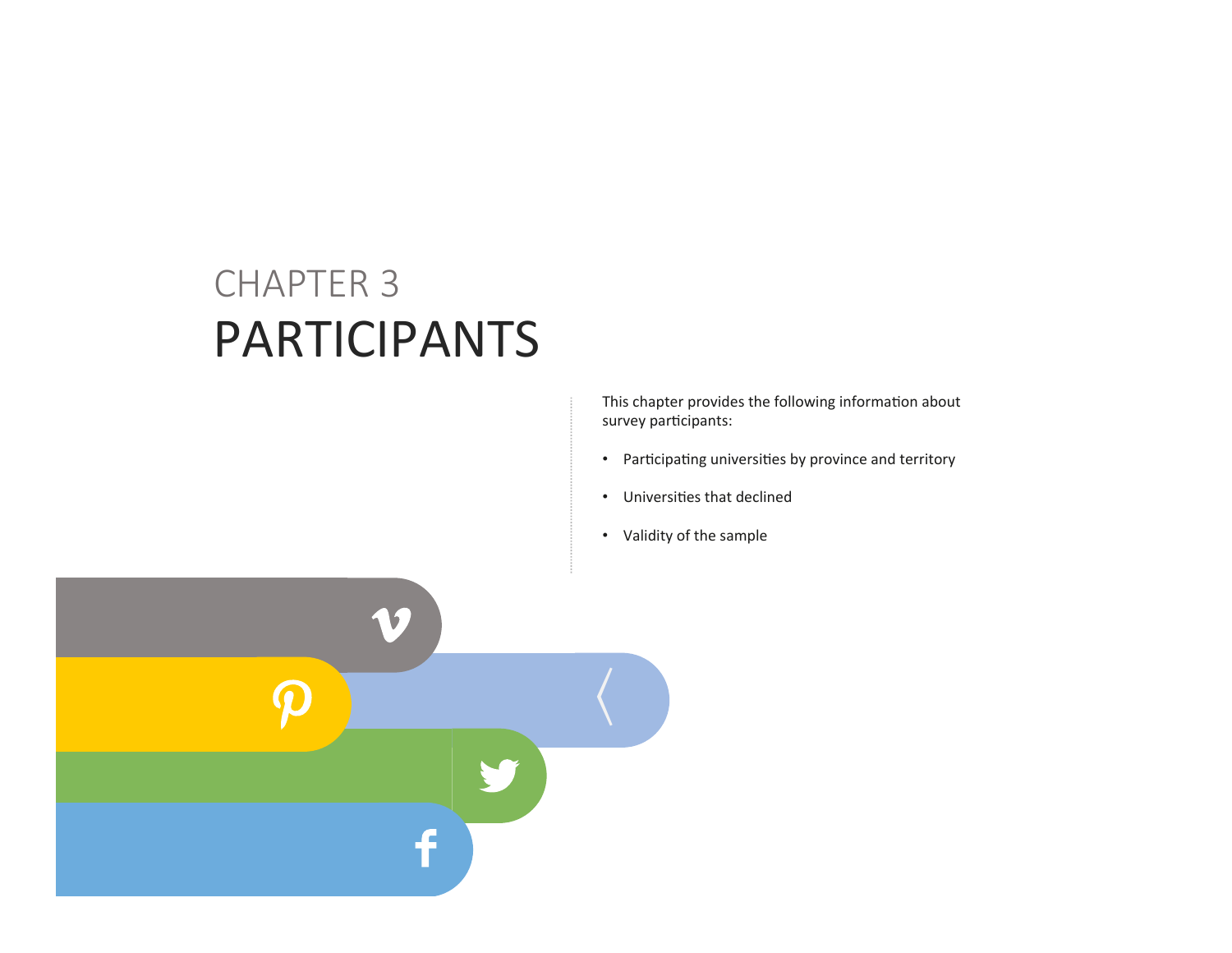CHAPTER 3

# PARTICIPANTS

This chapter provides the following information about survey participants:

- Participating universities by province and territory
- Universities that declined
- Validity of the sample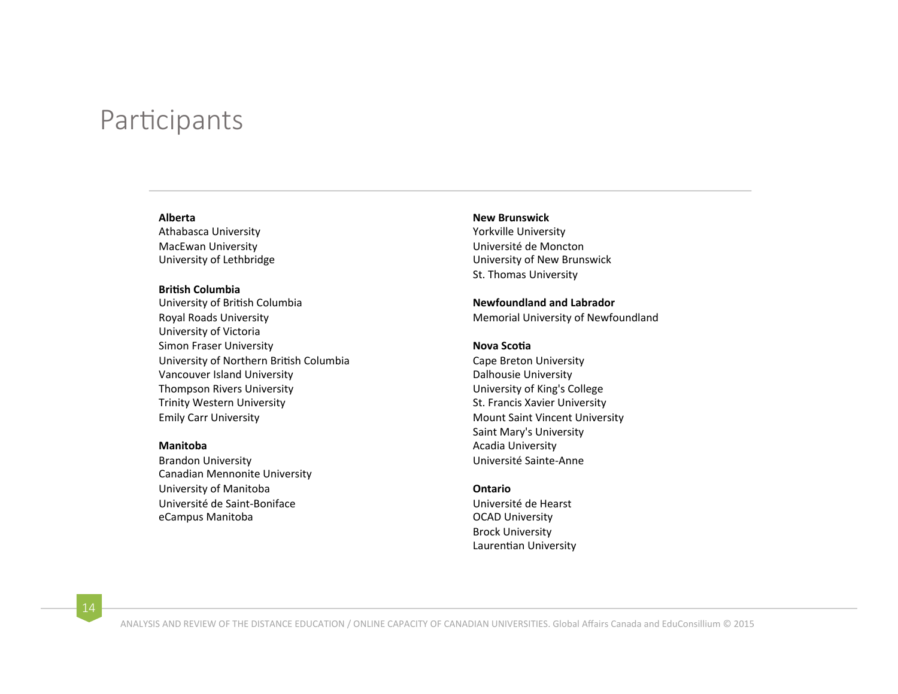# Participants

**Alberta**
Athabasca University
MacEwan University
University of Lethbridge

**British Columbia**
University of British Columbia
Royal Roads University
University of Victoria
Simon Fraser University
University of Northern British Columbia
Vancouver Island University
Thompson Rivers University
Trinity Western University
Emily Carr University

**Manitoba**
Brandon University
Canadian Mennonite University
University of Manitoba
Université de Saint-Boniface
eCampus Manitoba

**New Brunswick**
Yorkville University
Université de Moncton
University of New Brunswick
St. Thomas University

**Newfoundland and Labrador**
Memorial University of Newfoundland

**Nova Scotia**
Cape Breton University
Dalhousie University
University of King's College
St. Francis Xavier University
Mount Saint Vincent University
Saint Mary's University
Acadia University
Université Sainte-Anne

**Ontario**
Université de Hearst
OCAD University
Brock University
Laurentian University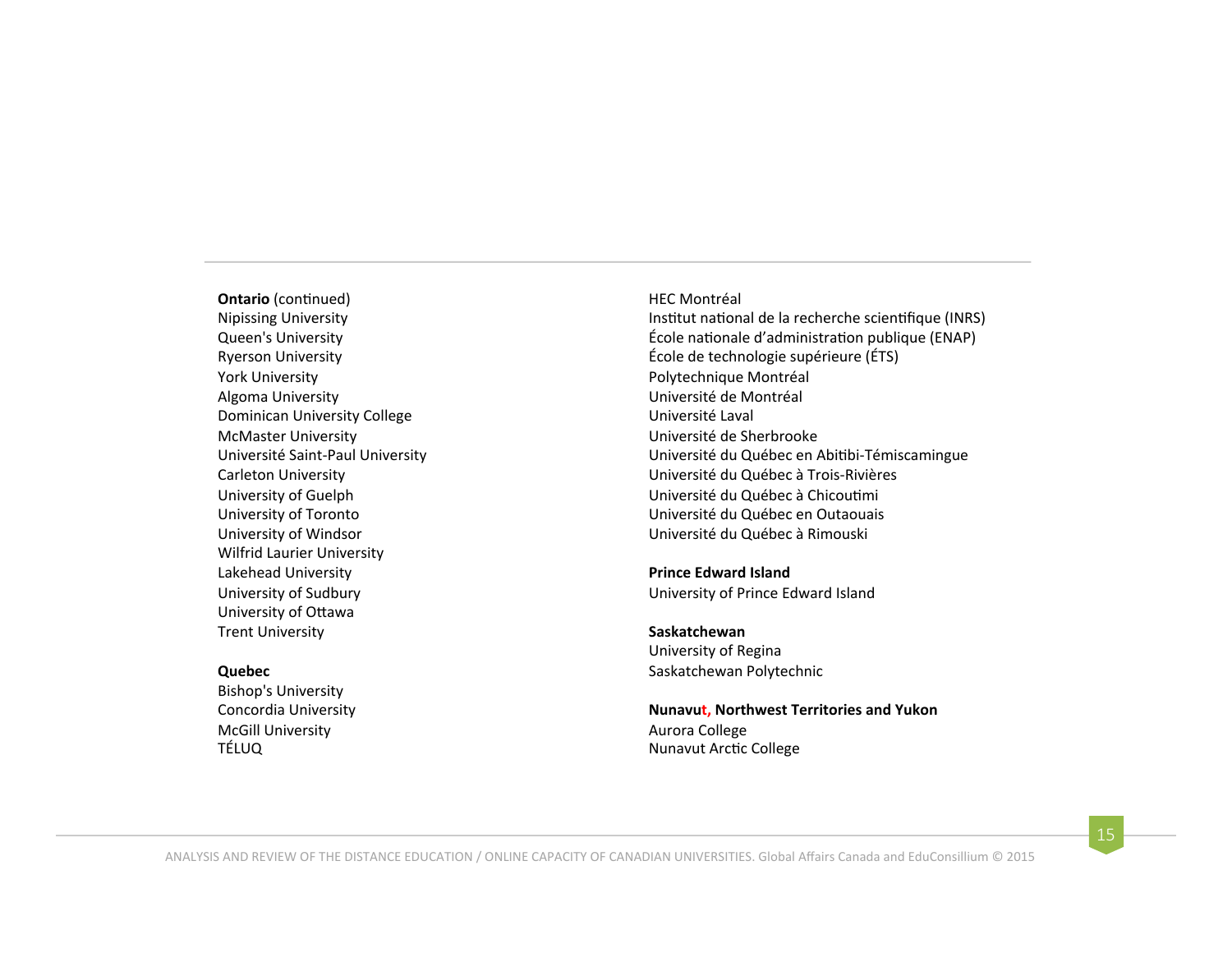**Ontario** (continued)
Nipissing University
Queen's University
Ryerson University
York University
Algoma University
Dominican University College
McMaster University
Université Saint-Paul University
Carleton University
University of Guelph
University of Toronto
University of Windsor
Wilfrid Laurier University
Lakehead University
University of Sudbury
University of Ottawa
Trent University

**Quebec**
Bishop's University
Concordia University
McGill University
TÉLUQ
HEC Montréal
Institut national de la recherche scientifique (INRS)
École nationale d'administration publique (ENAP)
École de technologie supérieure (ÉTS)
Polytechnique Montréal
Université de Montréal
Université Laval
Université de Sherbrooke
Université du Québec en Abitibi-Témiscamingue
Université du Québec à Trois-Rivières
Université du Québec à Chicoutimi
Université du Québec en Outaouais
Université du Québec à Rimouski

**Prince Edward Island**
University of Prince Edward Island

**Saskatchewan**
University of Regina
Saskatchewan Polytechnic

**Nunavut, Northwest Territories and Yukon**
Aurora College
Nunavut Arctic College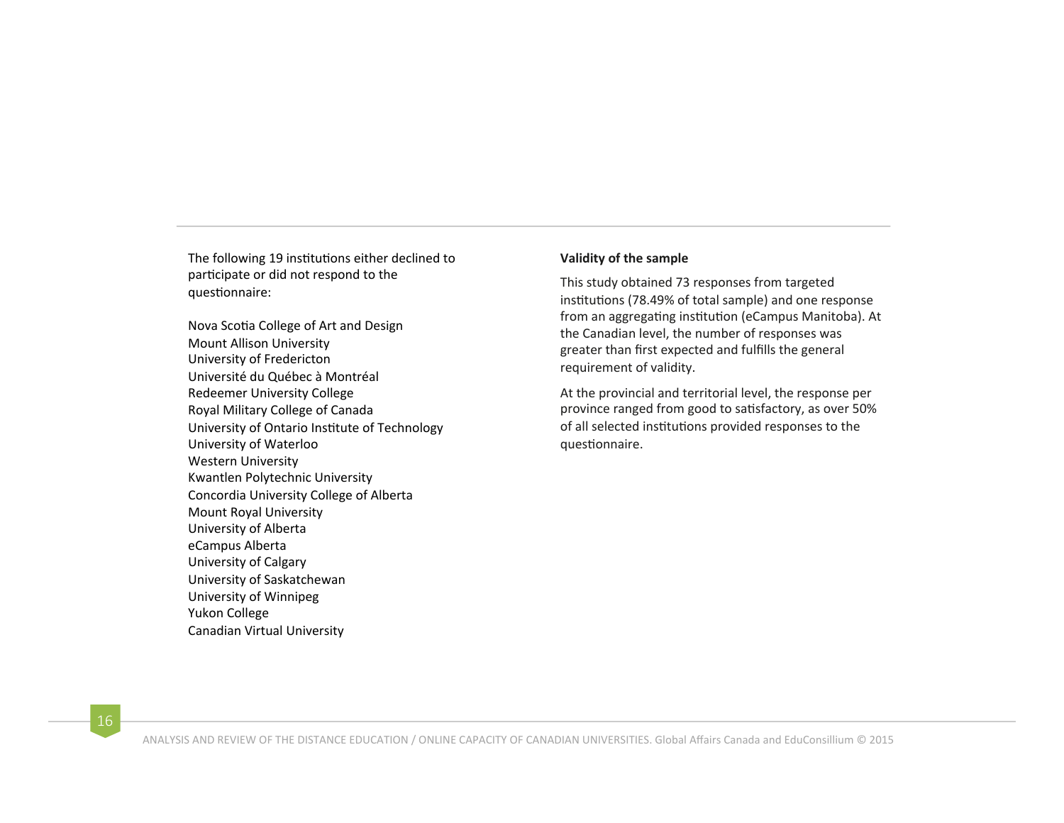The following 19 institutions either declined to participate or did not respond to the questionnaire:

Nova Scotia College of Art and Design  
Mount Allison University  
University of Fredericton  
Université du Québec à Montréal  
Redeemer University College  
Royal Military College of Canada  
University of Ontario Institute of Technology  
University of Waterloo  
Western University  
Kwantlen Polytechnic University  
Concordia University College of Alberta  
Mount Royal University  
University of Alberta  
eCampus Alberta  
University of Calgary  
University of Saskatchewan  
University of Winnipeg  
Yukon College  
Canadian Virtual University

**Validity of the sample**

This study obtained 73 responses from targeted institutions (78.49% of total sample) and one response from an aggregating institution (eCampus Manitoba). At the Canadian level, the number of responses was greater than first expected and fulfills the general requirement of validity.

At the provincial and territorial level, the response per province ranged from good to satisfactory, as over 50% of all selected institutions provided responses to the questionnaire.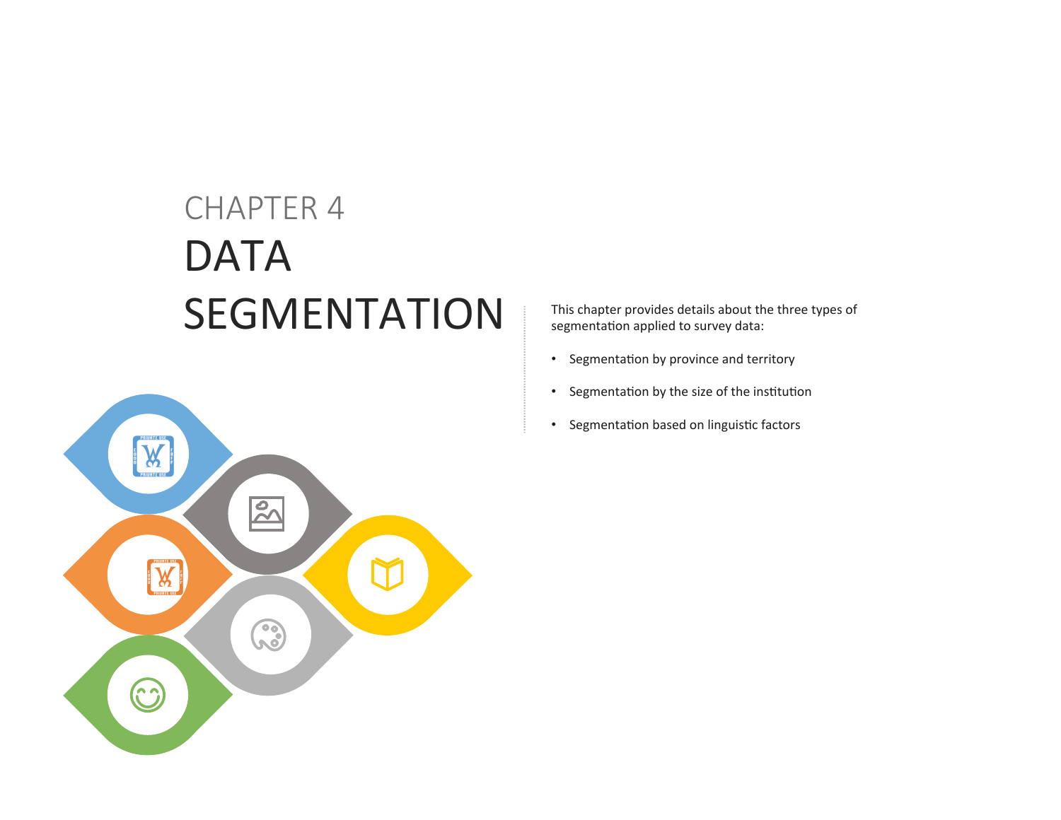# CHAPTER 4
# DATA SEGMENTATION

This chapter provides details about the three types of segmentation applied to survey data:

- Segmentation by province and territory
- Segmentation by the size of the institution
- Segmentation based on linguistic factors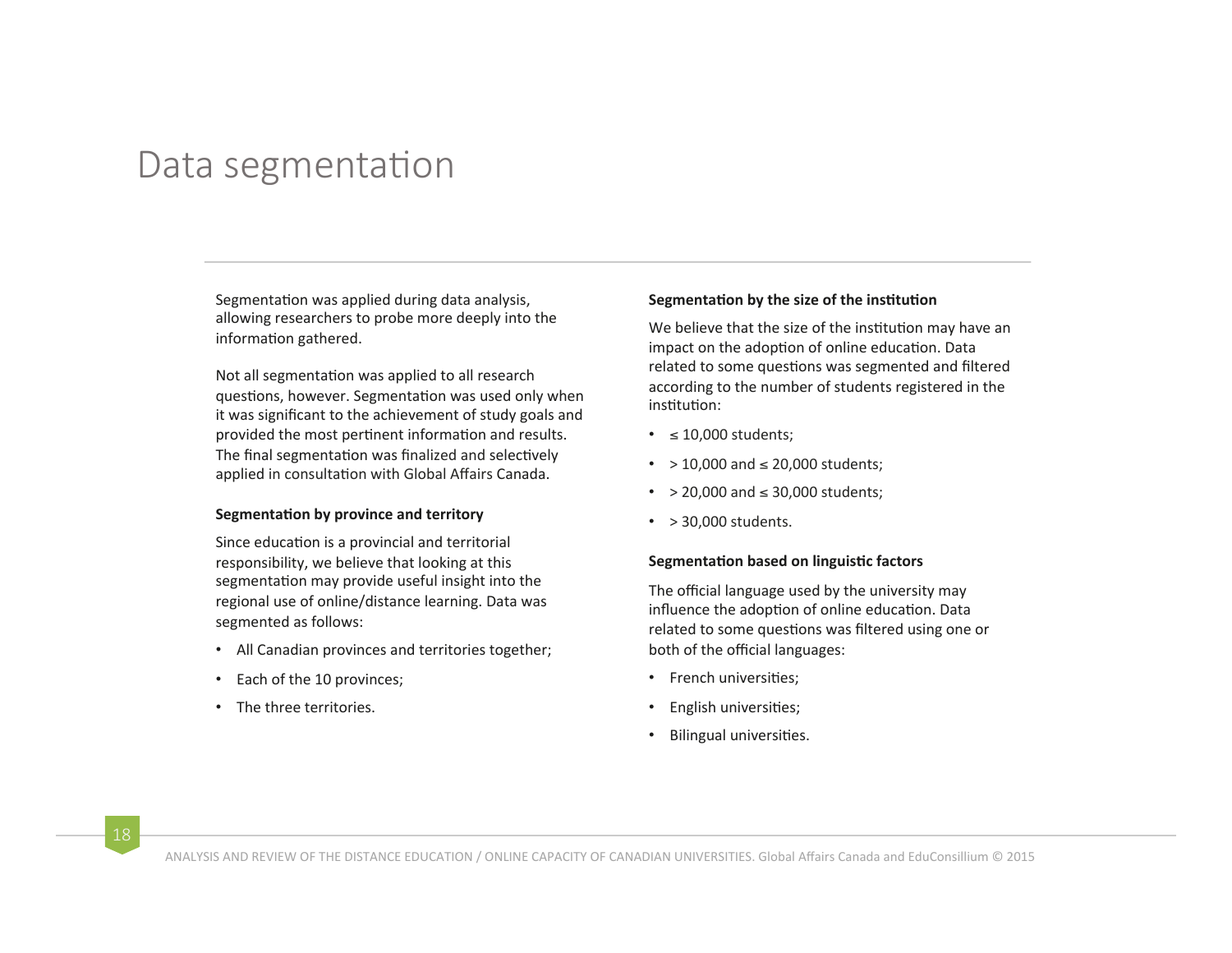# Data segmentation

Segmentation was applied during data analysis, allowing researchers to probe more deeply into the information gathered.

Not all segmentation was applied to all research questions, however. Segmentation was used only when it was significant to the achievement of study goals and provided the most pertinent information and results. The final segmentation was finalized and selectively applied in consultation with Global Affairs Canada.

**Segmentation by province and territory**

Since education is a provincial and territorial responsibility, we believe that looking at this segmentation may provide useful insight into the regional use of online/distance learning. Data was segmented as follows:

- All Canadian provinces and territories together;
- Each of the 10 provinces;
- The three territories.

**Segmentation by the size of the institution**

We believe that the size of the institution may have an impact on the adoption of online education. Data related to some questions was segmented and filtered according to the number of students registered in the institution:

- ≤ 10,000 students;
- > 10,000 and ≤ 20,000 students;
- > 20,000 and ≤ 30,000 students;
- > 30,000 students.

**Segmentation based on linguistic factors**

The official language used by the university may influence the adoption of online education. Data related to some questions was filtered using one or both of the official languages:

- French universities;
- English universities;
- Bilingual universities.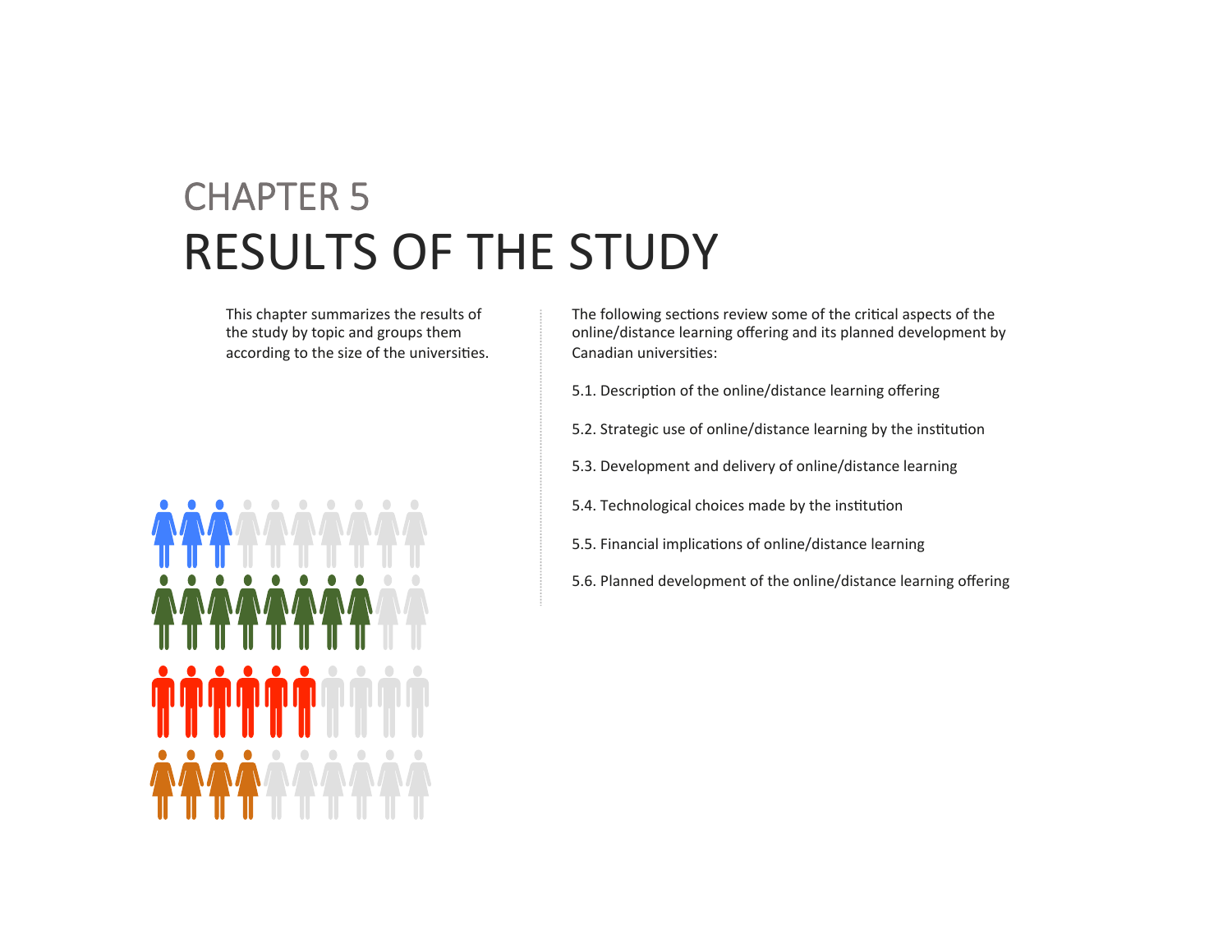# CHAPTER 5
# RESULTS OF THE STUDY

This chapter summarizes the results of the study by topic and groups them according to the size of the universities.

The following sections review some of the critical aspects of the online/distance learning offering and its planned development by Canadian universities:

5.1. Description of the online/distance learning offering

5.2. Strategic use of online/distance learning by the institution

5.3. Development and delivery of online/distance learning

5.4. Technological choices made by the institution

5.5. Financial implications of online/distance learning

5.6. Planned development of the online/distance learning offering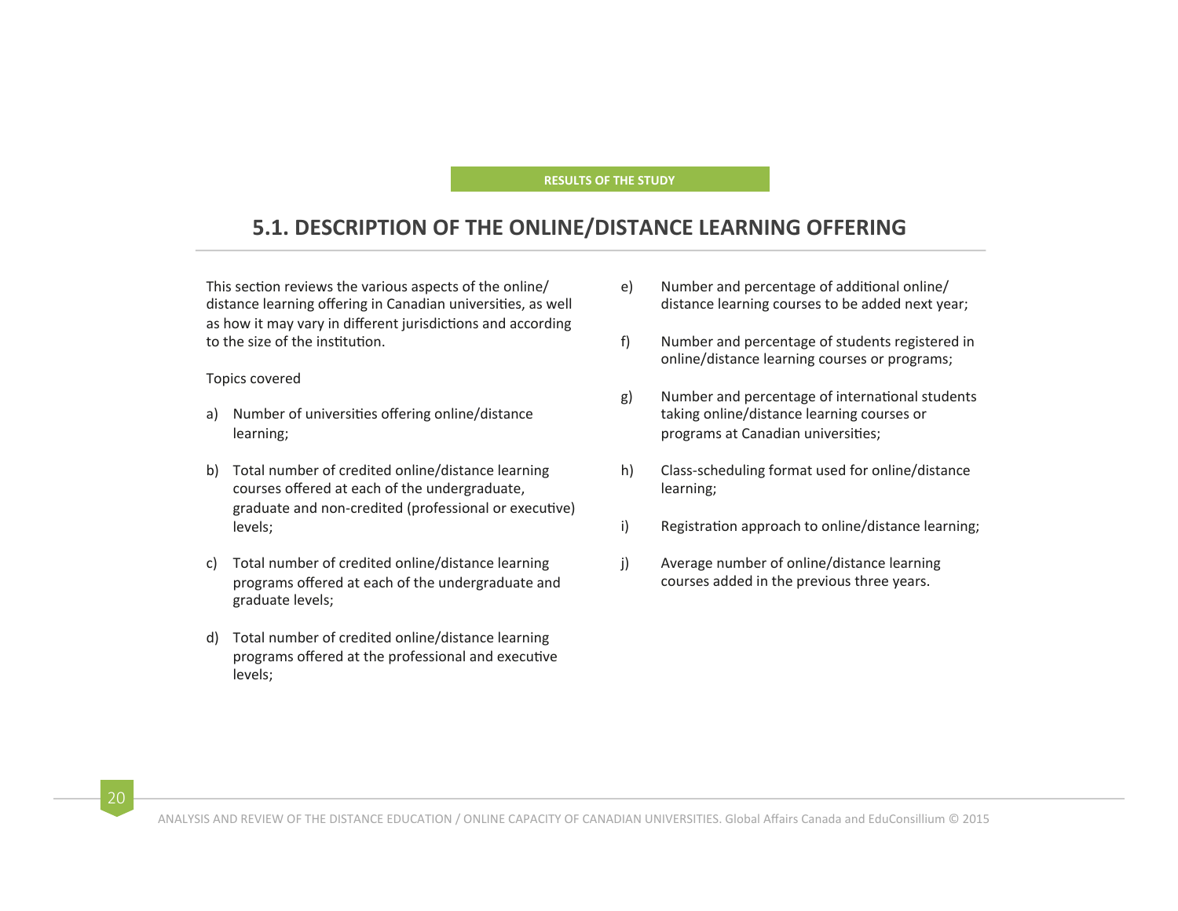RESULTS OF THE STUDY

## 5.1. DESCRIPTION OF THE ONLINE/DISTANCE LEARNING OFFERING

This section reviews the various aspects of the online/distance learning offering in Canadian universities, as well as how it may vary in different jurisdictions and according to the size of the institution.

Topics covered

a) Number of universities offering online/distance learning;

b) Total number of credited online/distance learning courses offered at each of the undergraduate, graduate and non-credited (professional or executive) levels;

c) Total number of credited online/distance learning programs offered at each of the undergraduate and graduate levels;

d) Total number of credited online/distance learning programs offered at the professional and executive levels;

e) Number and percentage of additional online/distance learning courses to be added next year;

f) Number and percentage of students registered in online/distance learning courses or programs;

g) Number and percentage of international students taking online/distance learning courses or programs at Canadian universities;

h) Class-scheduling format used for online/distance learning;

i) Registration approach to online/distance learning;

j) Average number of online/distance learning courses added in the previous three years.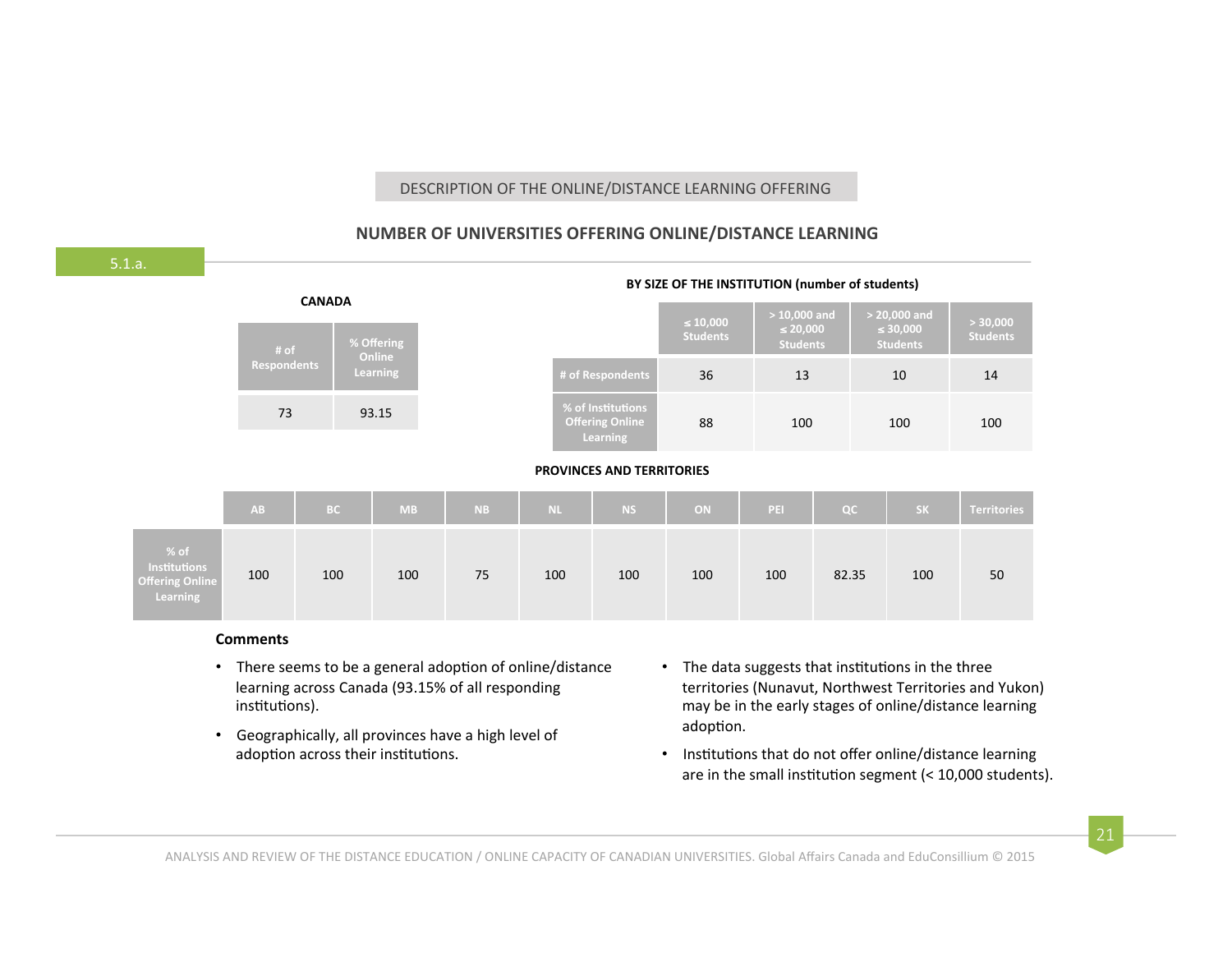DESCRIPTION OF THE ONLINE/DISTANCE LEARNING OFFERING

## NUMBER OF UNIVERSITIES OFFERING ONLINE/DISTANCE LEARNING

5.1.a.

**CANADA**

| # of Respondents | % Offering Online Learning |
|---|---|
| 73 | 93.15 |

**BY SIZE OF THE INSTITUTION (number of students)**

| | ≤ 10,000 Students | > 10,000 and ≤ 20,000 Students | > 20,000 and ≤ 30,000 Students | > 30,000 Students |
|---|---|---|---|---|
| # of Respondents | 36 | 13 | 10 | 14 |
| % of Institutions Offering Online Learning | 88 | 100 | 100 | 100 |

**PROVINCES AND TERRITORIES**

| | AB | BC | MB | NB | NL | NS | ON | PEI | QC | SK | Territories |
|---|---|---|---|---|---|---|---|---|---|---|---|
| % of Institutions Offering Online Learning | 100 | 100 | 100 | 75 | 100 | 100 | 100 | 100 | 82.35 | 100 | 50 |

**Comments**

- There seems to be a general adoption of online/distance learning across Canada (93.15% of all responding institutions).
- Geographically, all provinces have a high level of adoption across their institutions.
- The data suggests that institutions in the three territories (Nunavut, Northwest Territories and Yukon) may be in the early stages of online/distance learning adoption.
- Institutions that do not offer online/distance learning are in the small institution segment (< 10,000 students).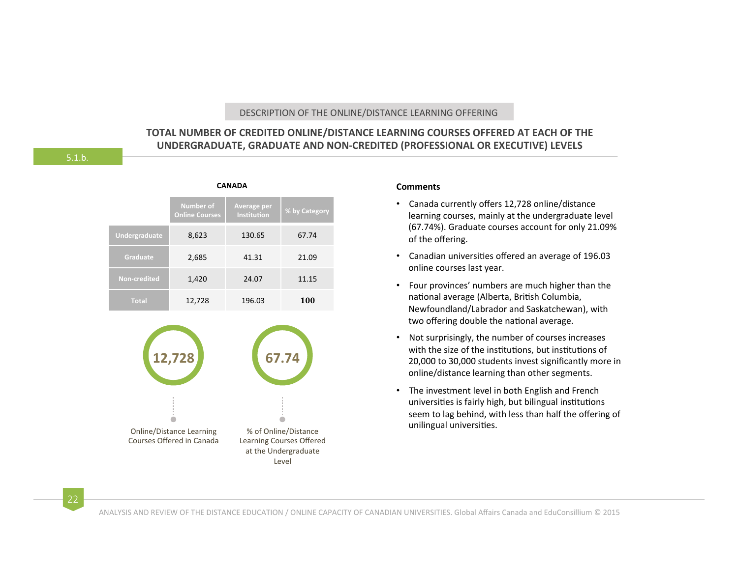DESCRIPTION OF THE ONLINE/DISTANCE LEARNING OFFERING

## TOTAL NUMBER OF CREDITED ONLINE/DISTANCE LEARNING COURSES OFFERED AT EACH OF THE UNDERGRADUATE, GRADUATE AND NON-CREDITED (PROFESSIONAL OR EXECUTIVE) LEVELS

5.1.b.

**CANADA**

| | Number of Online Courses | Average per Institution | % by Category |
|---|---|---|---|
| Undergraduate | 8,623 | 130.65 | 67.74 |
| Graduate | 2,685 | 41.31 | 21.09 |
| Non-credited | 1,420 | 24.07 | 11.15 |
| Total | 12,728 | 196.03 | **100** |

**12,728**

Online/Distance Learning Courses Offered in Canada

**67.74**

% of Online/Distance Learning Courses Offered at the Undergraduate Level

**Comments**

- Canada currently offers 12,728 online/distance learning courses, mainly at the undergraduate level (67.74%). Graduate courses account for only 21.09% of the offering.
- Canadian universities offered an average of 196.03 online courses last year.
- Four provinces' numbers are much higher than the national average (Alberta, British Columbia, Newfoundland/Labrador and Saskatchewan), with two offering double the national average.
- Not surprisingly, the number of courses increases with the size of the institutions, but institutions of 20,000 to 30,000 students invest significantly more in online/distance learning than other segments.
- The investment level in both English and French universities is fairly high, but bilingual institutions seem to lag behind, with less than half the offering of unilingual universities.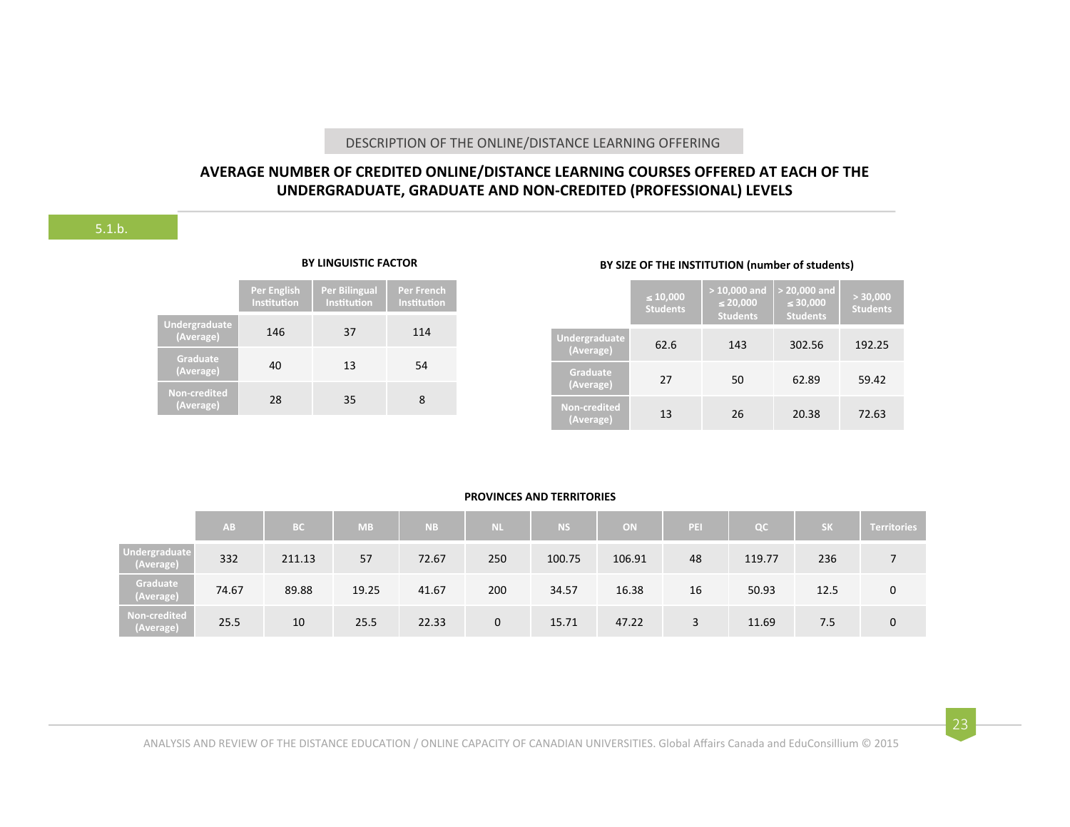DESCRIPTION OF THE ONLINE/DISTANCE LEARNING OFFERING

## AVERAGE NUMBER OF CREDITED ONLINE/DISTANCE LEARNING COURSES OFFERED AT EACH OF THE UNDERGRADUATE, GRADUATE AND NON-CREDITED (PROFESSIONAL) LEVELS

5.1.b.

**BY LINGUISTIC FACTOR**

| | Per English Institution | Per Bilingual Institution | Per French Institution |
|---|---|---|---|
| Undergraduate (Average) | 146 | 37 | 114 |
| Graduate (Average) | 40 | 13 | 54 |
| Non-credited (Average) | 28 | 35 | 8 |

**BY SIZE OF THE INSTITUTION (number of students)**

| | ≤ 10,000 Students | > 10,000 and ≤ 20,000 Students | > 20,000 and ≤ 30,000 Students | > 30,000 Students |
|---|---|---|---|---|
| Undergraduate (Average) | 62.6 | 143 | 302.56 | 192.25 |
| Graduate (Average) | 27 | 50 | 62.89 | 59.42 |
| Non-credited (Average) | 13 | 26 | 20.38 | 72.63 |

**PROVINCES AND TERRITORIES**

| | AB | BC | MB | NB | NL | NS | ON | PEI | QC | SK | Territories |
|---|---|---|---|---|---|---|---|---|---|---|---|
| Undergraduate (Average) | 332 | 211.13 | 57 | 72.67 | 250 | 100.75 | 106.91 | 48 | 119.77 | 236 | 7 |
| Graduate (Average) | 74.67 | 89.88 | 19.25 | 41.67 | 200 | 34.57 | 16.38 | 16 | 50.93 | 12.5 | 0 |
| Non-credited (Average) | 25.5 | 10 | 25.5 | 22.33 | 0 | 15.71 | 47.22 | 3 | 11.69 | 7.5 | 0 |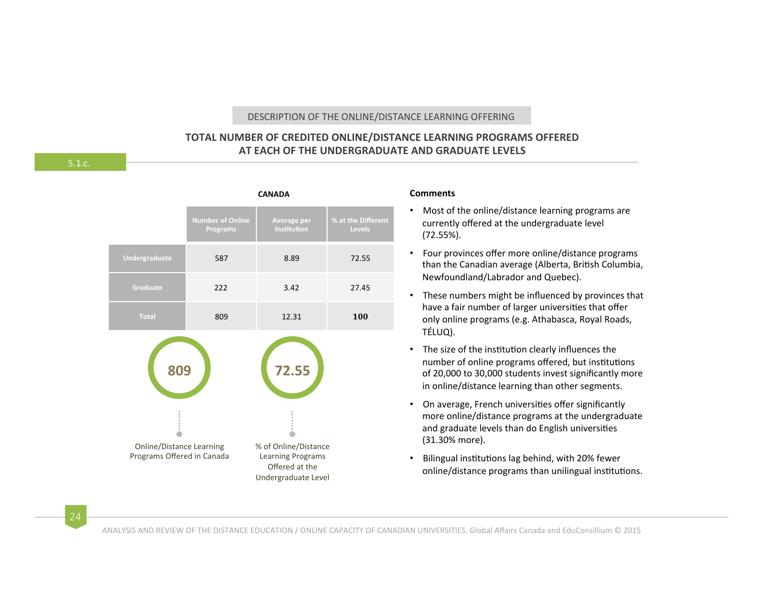DESCRIPTION OF THE ONLINE/DISTANCE LEARNING OFFERING

## TOTAL NUMBER OF CREDITED ONLINE/DISTANCE LEARNING PROGRAMS OFFERED AT EACH OF THE UNDERGRADUATE AND GRADUATE LEVELS

5.1.c.

**CANADA**

| | Number of Online Programs | Average per Institution | % at the Different Levels |
|---|---|---|---|
| Undergraduate | 587 | 8.89 | 72.55 |
| Graduate | 222 | 3.42 | 27.45 |
| Total | 809 | 12.31 | **100** |

809

Online/Distance Learning Programs Offered in Canada

72.55

% of Online/Distance Learning Programs Offered at the Undergraduate Level

**Comments**

- Most of the online/distance learning programs are currently offered at the undergraduate level (72.55%).
- Four provinces offer more online/distance programs than the Canadian average (Alberta, British Columbia, Newfoundland/Labrador and Quebec).
- These numbers might be influenced by provinces that have a fair number of larger universities that offer only online programs (e.g. Athabasca, Royal Roads, TÉLUQ).
- The size of the institution clearly influences the number of online programs offered, but institutions of 20,000 to 30,000 students invest significantly more in online/distance learning than other segments.
- On average, French universities offer significantly more online/distance programs at the undergraduate and graduate levels than do English universities (31.30% more).
- Bilingual institutions lag behind, with 20% fewer online/distance programs than unilingual institutions.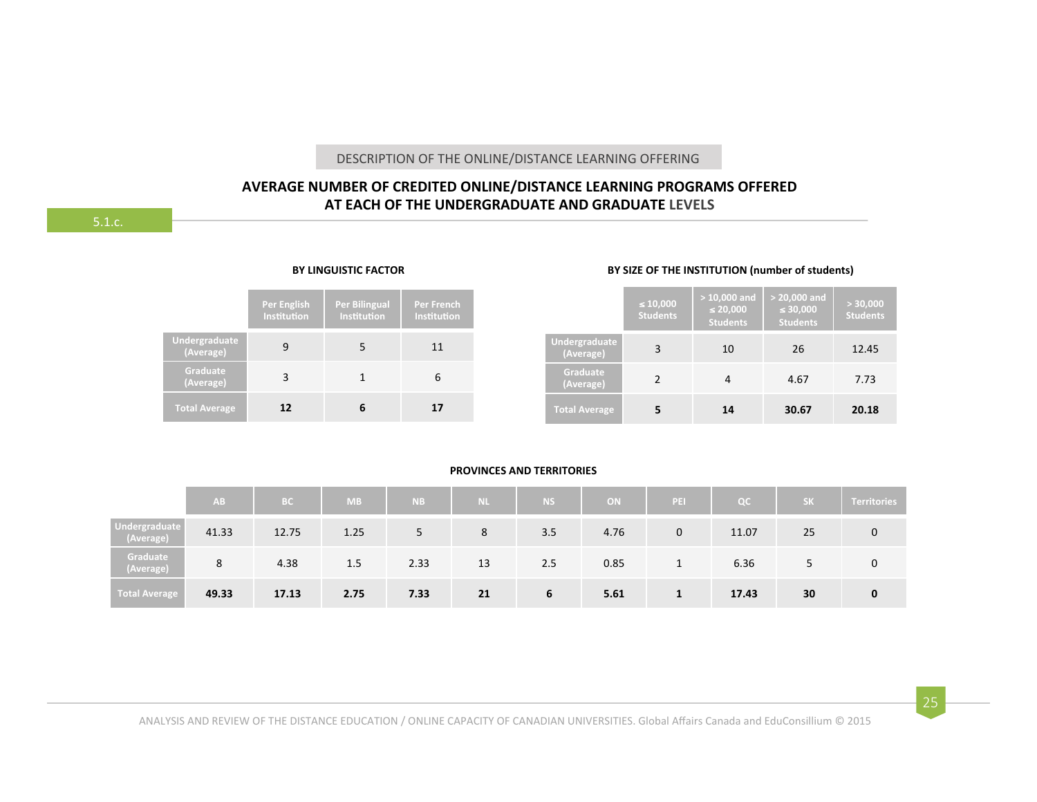DESCRIPTION OF THE ONLINE/DISTANCE LEARNING OFFERING

## AVERAGE NUMBER OF CREDITED ONLINE/DISTANCE LEARNING PROGRAMS OFFERED AT EACH OF THE UNDERGRADUATE AND GRADUATE LEVELS

5.1.c.

**BY LINGUISTIC FACTOR**

| | Per English Institution | Per Bilingual Institution | Per French Institution |
|---|---|---|---|
| Undergraduate (Average) | 9 | 5 | 11 |
| Graduate (Average) | 3 | 1 | 6 |
| Total Average | **12** | **6** | **17** |

**BY SIZE OF THE INSTITUTION (number of students)**

| | ≤ 10,000 Students | > 10,000 and ≤ 20,000 Students | > 20,000 and ≤ 30,000 Students | > 30,000 Students |
|---|---|---|---|---|
| Undergraduate (Average) | 3 | 10 | 26 | 12.45 |
| Graduate (Average) | 2 | 4 | 4.67 | 7.73 |
| Total Average | **5** | **14** | **30.67** | **20.18** |

**PROVINCES AND TERRITORIES**

| | AB | BC | MB | NB | NL | NS | ON | PEI | QC | SK | Territories |
|---|---|---|---|---|---|---|---|---|---|---|---|
| Undergraduate (Average) | 41.33 | 12.75 | 1.25 | 5 | 8 | 3.5 | 4.76 | 0 | 11.07 | 25 | 0 |
| Graduate (Average) | 8 | 4.38 | 1.5 | 2.33 | 13 | 2.5 | 0.85 | 1 | 6.36 | 5 | 0 |
| Total Average | **49.33** | **17.13** | **2.75** | **7.33** | **21** | **6** | **5.61** | **1** | **17.43** | **30** | **0** |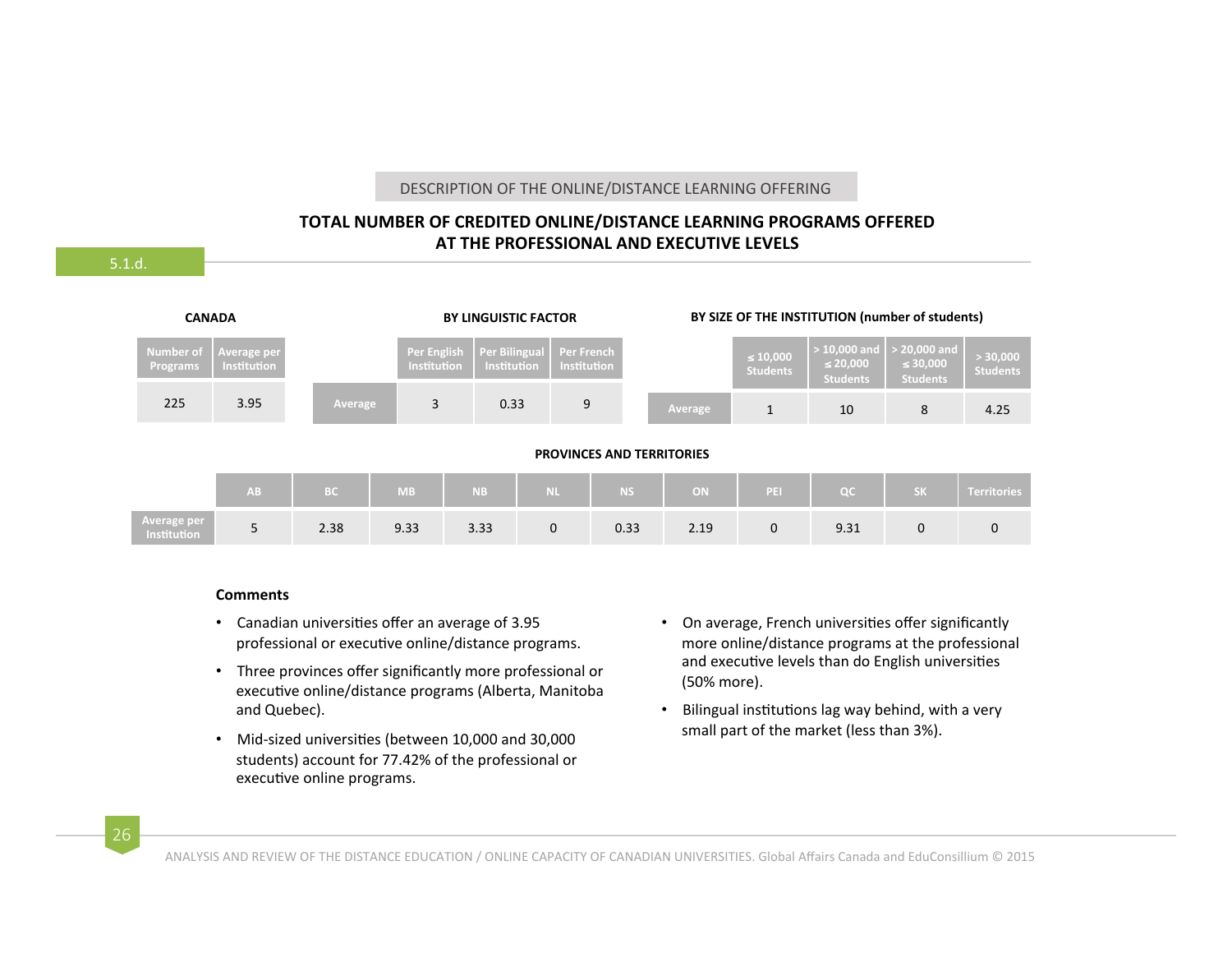DESCRIPTION OF THE ONLINE/DISTANCE LEARNING OFFERING

## TOTAL NUMBER OF CREDITED ONLINE/DISTANCE LEARNING PROGRAMS OFFERED AT THE PROFESSIONAL AND EXECUTIVE LEVELS

5.1.d.

**CANADA**

| Number of Programs | Average per Institution |
|---|---|
| 225 | 3.95 |

**BY LINGUISTIC FACTOR**

| | Per English Institution | Per Bilingual Institution | Per French Institution |
|---|---|---|---|
| Average | 3 | 0.33 | 9 |

**BY SIZE OF THE INSTITUTION (number of students)**

| | ≤ 10,000 Students | > 10,000 and ≤ 20,000 Students | > 20,000 and ≤ 30,000 Students | > 30,000 Students |
|---|---|---|---|---|
| Average | 1 | 10 | 8 | 4.25 |

**PROVINCES AND TERRITORIES**

| | AB | BC | MB | NB | NL | NS | ON | PEI | QC | SK | Territories |
|---|---|---|---|---|---|---|---|---|---|---|---|
| Average per Institution | 5 | 2.38 | 9.33 | 3.33 | 0 | 0.33 | 2.19 | 0 | 9.31 | 0 | 0 |

**Comments**

- Canadian universities offer an average of 3.95 professional or executive online/distance programs.
- Three provinces offer significantly more professional or executive online/distance programs (Alberta, Manitoba and Quebec).
- Mid-sized universities (between 10,000 and 30,000 students) account for 77.42% of the professional or executive online programs.
- On average, French universities offer significantly more online/distance programs at the professional and executive levels than do English universities (50% more).
- Bilingual institutions lag way behind, with a very small part of the market (less than 3%).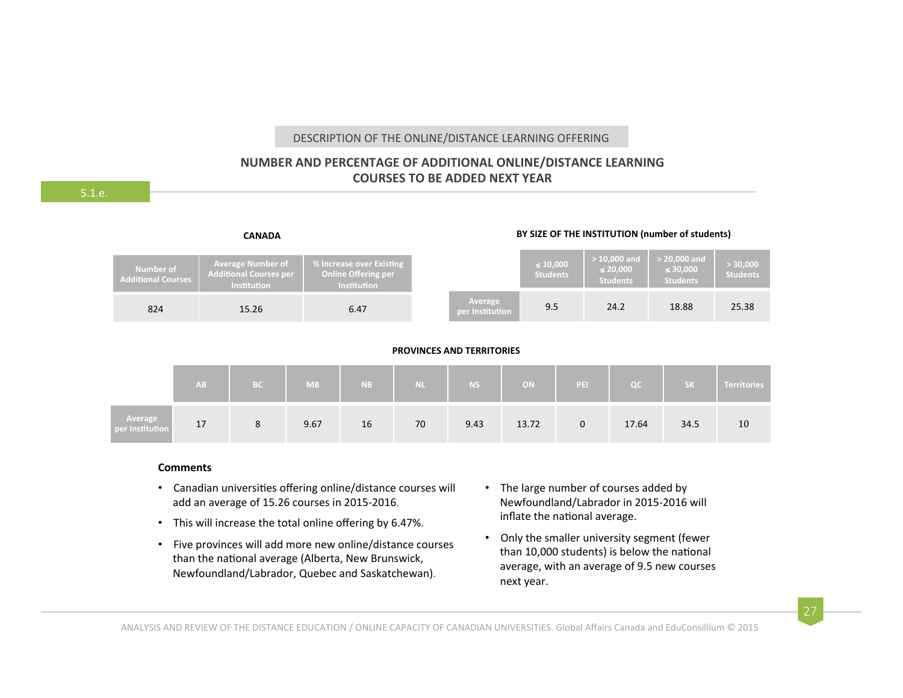DESCRIPTION OF THE ONLINE/DISTANCE LEARNING OFFERING

## NUMBER AND PERCENTAGE OF ADDITIONAL ONLINE/DISTANCE LEARNING COURSES TO BE ADDED NEXT YEAR

5.1.e.

### CANADA

| Number of Additional Courses | Average Number of Additional Courses per Institution | % Increase over Existing Online Offering per Institution |
|---|---|---|
| 824 | 15.26 | 6.47 |

### BY SIZE OF THE INSTITUTION (number of students)

| | ≤ 10,000 Students | > 10,000 and ≤ 20,000 Students | > 20,000 and ≤ 30,000 Students | > 30,000 Students |
|---|---|---|---|---|
| Average per Institution | 9.5 | 24.2 | 18.88 | 25.38 |

### PROVINCES AND TERRITORIES

| | AB | BC | MB | NB | NL | NS | ON | PEI | QC | SK | Territories |
|---|---|---|---|---|---|---|---|---|---|---|---|
| Average per Institution | 17 | 8 | 9.67 | 16 | 70 | 9.43 | 13.72 | 0 | 17.64 | 34.5 | 10 |

**Comments**

- Canadian universities offering online/distance courses will add an average of 15.26 courses in 2015-2016.
- This will increase the total online offering by 6.47%.
- Five provinces will add more new online/distance courses than the national average (Alberta, New Brunswick, Newfoundland/Labrador, Quebec and Saskatchewan).
- The large number of courses added by Newfoundland/Labrador in 2015-2016 will inflate the national average.
- Only the smaller university segment (fewer than 10,000 students) is below the national average, with an average of 9.5 new courses next year.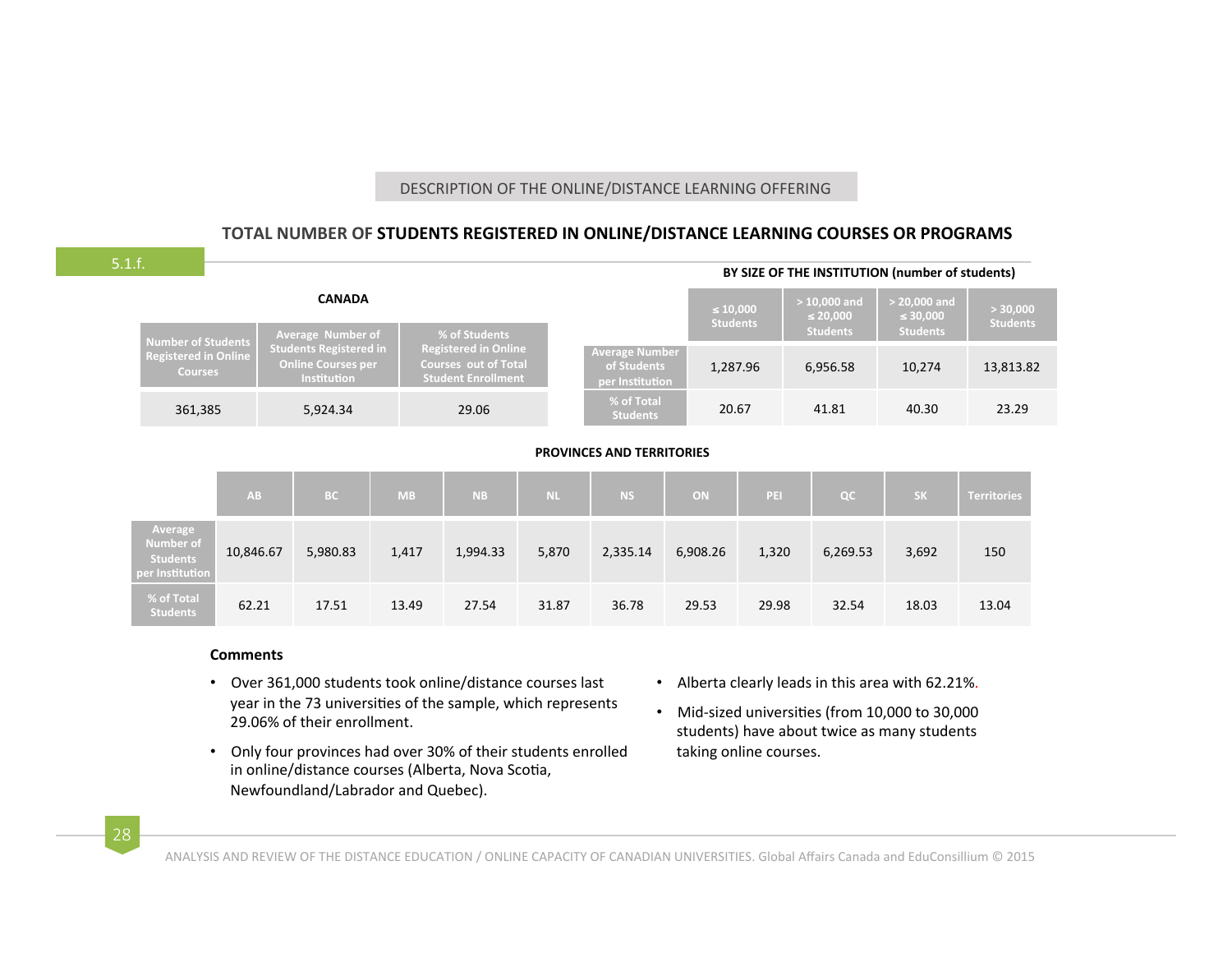DESCRIPTION OF THE ONLINE/DISTANCE LEARNING OFFERING

## TOTAL NUMBER OF STUDENTS REGISTERED IN ONLINE/DISTANCE LEARNING COURSES OR PROGRAMS

5.1.f.

**CANADA**

| Number of Students Registered in Online Courses | Average Number of Students Registered in Online Courses per Institution | % of Students Registered in Online Courses out of Total Student Enrollment |
|---|---|---|
| 361,385 | 5,924.34 | 29.06 |

**BY SIZE OF THE INSTITUTION (number of students)**

| | ≤ 10,000 Students | > 10,000 and ≤ 20,000 Students | > 20,000 and ≤ 30,000 Students | > 30,000 Students |
|---|---|---|---|---|
| Average Number of Students per Institution | 1,287.96 | 6,956.58 | 10,274 | 13,813.82 |
| % of Total Students | 20.67 | 41.81 | 40.30 | 23.29 |

**PROVINCES AND TERRITORIES**

| | AB | BC | MB | NB | NL | NS | ON | PEI | QC | SK | Territories |
|---|---|---|---|---|---|---|---|---|---|---|---|
| Average Number of Students per Institution | 10,846.67 | 5,980.83 | 1,417 | 1,994.33 | 5,870 | 2,335.14 | 6,908.26 | 1,320 | 6,269.53 | 3,692 | 150 |
| % of Total Students | 62.21 | 17.51 | 13.49 | 27.54 | 31.87 | 36.78 | 29.53 | 29.98 | 32.54 | 18.03 | 13.04 |

**Comments**

- Over 361,000 students took online/distance courses last year in the 73 universities of the sample, which represents 29.06% of their enrollment.
- Only four provinces had over 30% of their students enrolled in online/distance courses (Alberta, Nova Scotia, Newfoundland/Labrador and Quebec).
- Alberta clearly leads in this area with 62.21%.
- Mid-sized universities (from 10,000 to 30,000 students) have about twice as many students taking online courses.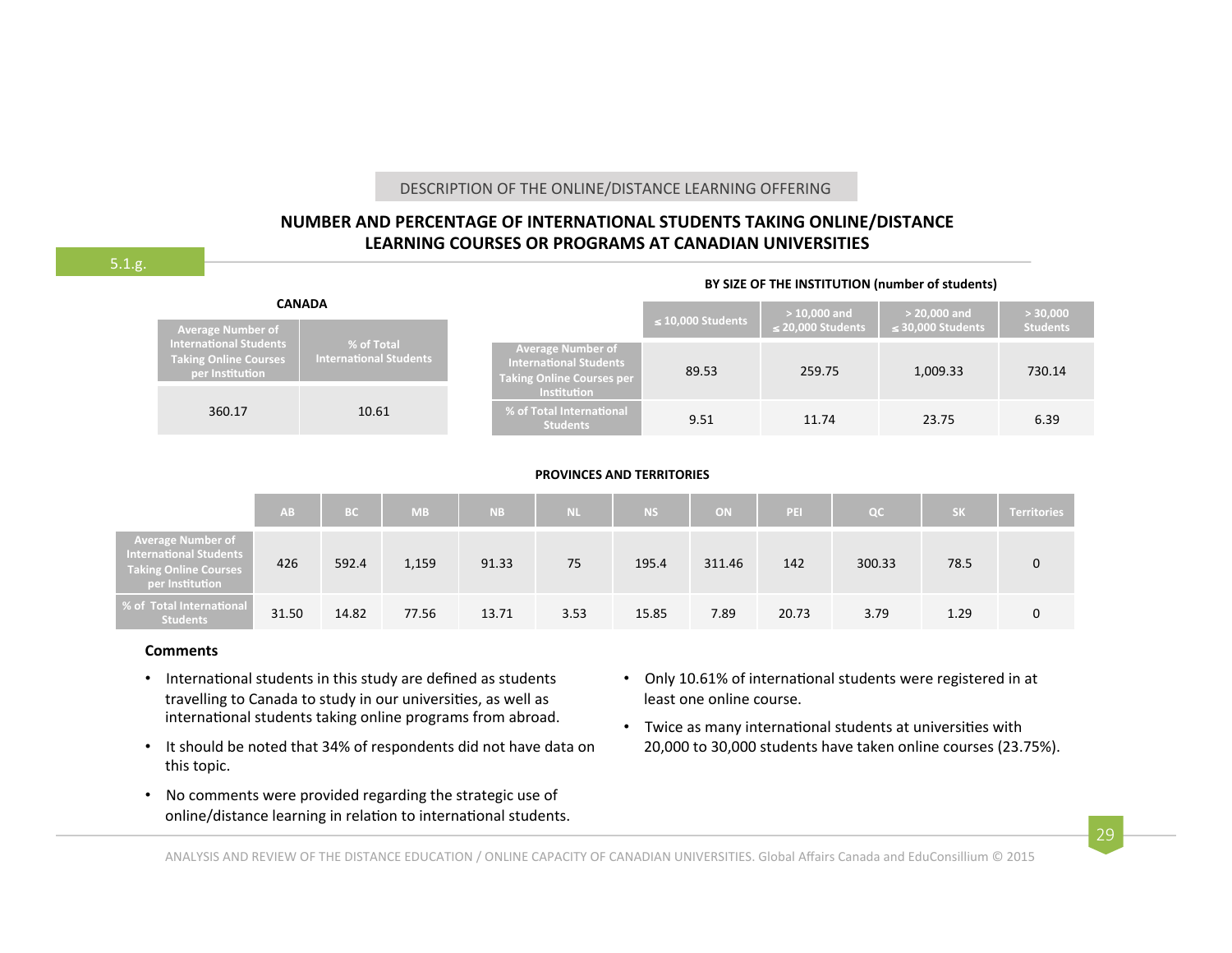DESCRIPTION OF THE ONLINE/DISTANCE LEARNING OFFERING

## NUMBER AND PERCENTAGE OF INTERNATIONAL STUDENTS TAKING ONLINE/DISTANCE LEARNING COURSES OR PROGRAMS AT CANADIAN UNIVERSITIES

5.1.g.

**CANADA**

| Average Number of International Students Taking Online Courses per Institution | % of Total International Students |
|---|---|
| 360.17 | 10.61 |

**BY SIZE OF THE INSTITUTION (number of students)**

| | ≤ 10,000 Students | > 10,000 and ≤ 20,000 Students | > 20,000 and ≤ 30,000 Students | > 30,000 Students |
|---|---|---|---|---|
| Average Number of International Students Taking Online Courses per Institution | 89.53 | 259.75 | 1,009.33 | 730.14 |
| % of Total International Students | 9.51 | 11.74 | 23.75 | 6.39 |

**PROVINCES AND TERRITORIES**

| | AB | BC | MB | NB | NL | NS | ON | PEI | QC | SK | Territories |
|---|---|---|---|---|---|---|---|---|---|---|---|
| Average Number of International Students Taking Online Courses per Institution | 426 | 592.4 | 1,159 | 91.33 | 75 | 195.4 | 311.46 | 142 | 300.33 | 78.5 | 0 |
| % of Total International Students | 31.50 | 14.82 | 77.56 | 13.71 | 3.53 | 15.85 | 7.89 | 20.73 | 3.79 | 1.29 | 0 |

**Comments**

- International students in this study are defined as students travelling to Canada to study in our universities, as well as international students taking online programs from abroad.
- It should be noted that 34% of respondents did not have data on this topic.
- No comments were provided regarding the strategic use of online/distance learning in relation to international students.
- Only 10.61% of international students were registered in at least one online course.
- Twice as many international students at universities with 20,000 to 30,000 students have taken online courses (23.75%).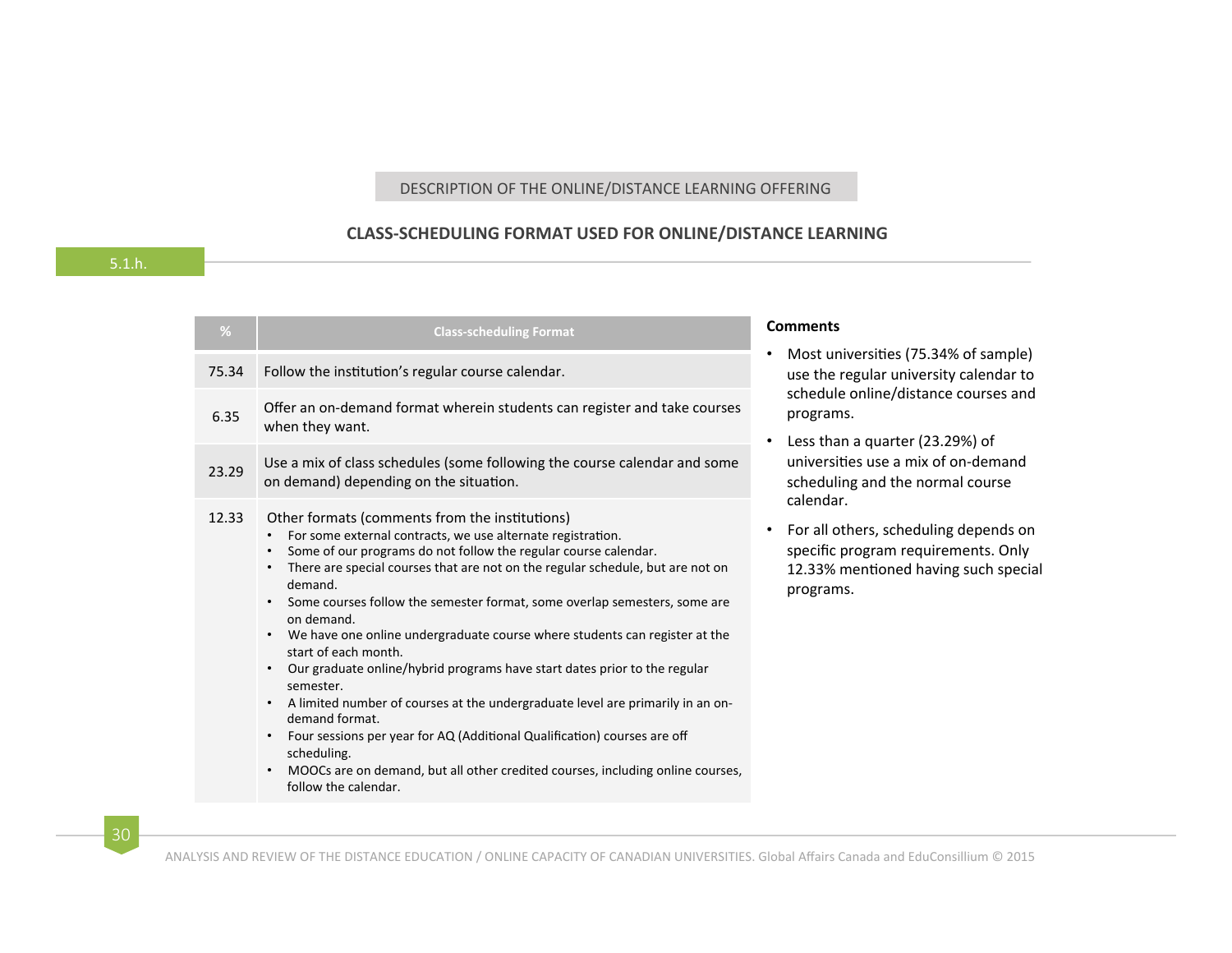DESCRIPTION OF THE ONLINE/DISTANCE LEARNING OFFERING

## CLASS-SCHEDULING FORMAT USED FOR ONLINE/DISTANCE LEARNING

5.1.h.

| % | Class-scheduling Format |
| --- | --- |
| 75.34 | Follow the institution's regular course calendar. |
| 6.35 | Offer an on-demand format wherein students can register and take courses when they want. |
| 23.29 | Use a mix of class schedules (some following the course calendar and some on demand) depending on the situation. |
| 12.33 | Other formats (comments from the institutions)<br>• For some external contracts, we use alternate registration.<br>• Some of our programs do not follow the regular course calendar.<br>• There are special courses that are not on the regular schedule, but are not on demand.<br>• Some courses follow the semester format, some overlap semesters, some are on demand.<br>• We have one online undergraduate course where students can register at the start of each month.<br>• Our graduate online/hybrid programs have start dates prior to the regular semester.<br>• A limited number of courses at the undergraduate level are primarily in an on-demand format.<br>• Four sessions per year for AQ (Additional Qualification) courses are off scheduling.<br>• MOOCs are on demand, but all other credited courses, including online courses, follow the calendar. |

**Comments**

- Most universities (75.34% of sample) use the regular university calendar to schedule online/distance courses and programs.
- Less than a quarter (23.29%) of universities use a mix of on-demand scheduling and the normal course calendar.
- For all others, scheduling depends on specific program requirements. Only 12.33% mentioned having such special programs.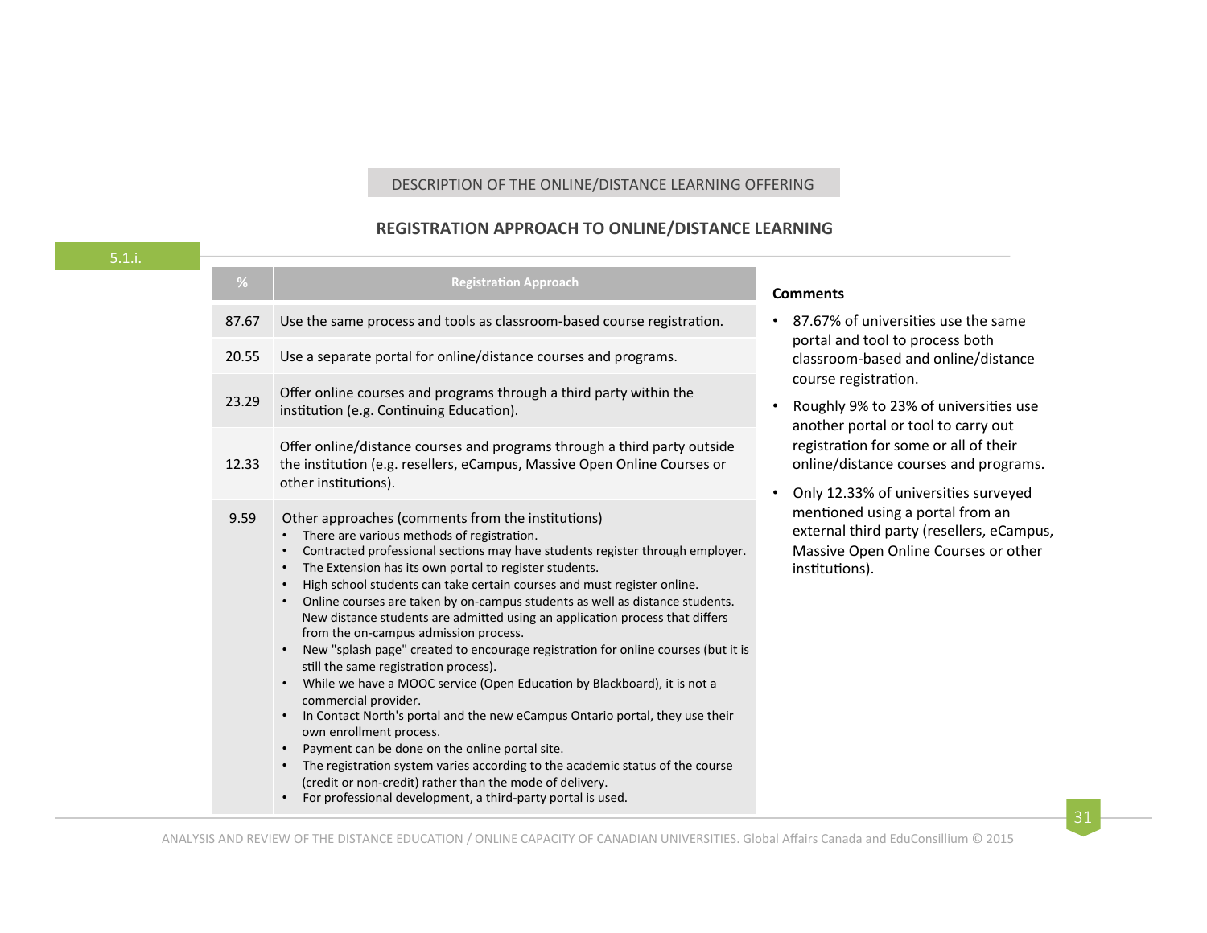DESCRIPTION OF THE ONLINE/DISTANCE LEARNING OFFERING

## REGISTRATION APPROACH TO ONLINE/DISTANCE LEARNING

5.1.i.

| % | Registration Approach |
|---|---|
| 87.67 | Use the same process and tools as classroom-based course registration. |
| 20.55 | Use a separate portal for online/distance courses and programs. |
| 23.29 | Offer online courses and programs through a third party within the institution (e.g. Continuing Education). |
| 12.33 | Offer online/distance courses and programs through a third party outside the institution (e.g. resellers, eCampus, Massive Open Online Courses or other institutions). |
| 9.59 | Other approaches (comments from the institutions)<br>• There are various methods of registration.<br>• Contracted professional sections may have students register through employer.<br>• The Extension has its own portal to register students.<br>• High school students can take certain courses and must register online.<br>• Online courses are taken by on-campus students as well as distance students. New distance students are admitted using an application process that differs from the on-campus admission process.<br>• New "splash page" created to encourage registration for online courses (but it is still the same registration process).<br>• While we have a MOOC service (Open Education by Blackboard), it is not a commercial provider.<br>• In Contact North's portal and the new eCampus Ontario portal, they use their own enrollment process.<br>• Payment can be done on the online portal site.<br>• The registration system varies according to the academic status of the course (credit or non-credit) rather than the mode of delivery.<br>• For professional development, a third-party portal is used. |

**Comments**

- 87.67% of universities use the same portal and tool to process both classroom-based and online/distance course registration.
- Roughly 9% to 23% of universities use another portal or tool to carry out registration for some or all of their online/distance courses and programs.
- Only 12.33% of universities surveyed mentioned using a portal from an external third party (resellers, eCampus, Massive Open Online Courses or other institutions).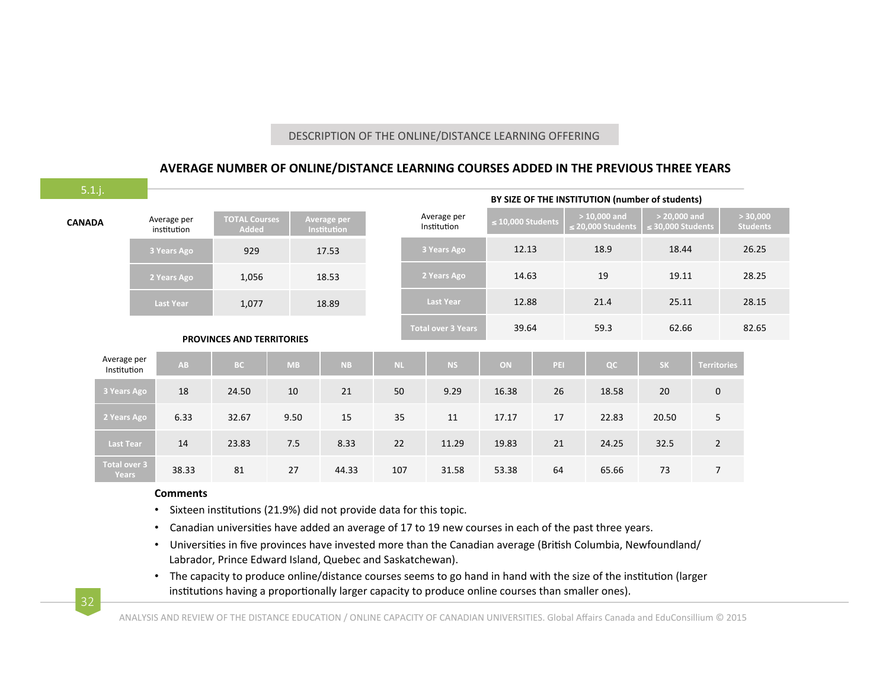DESCRIPTION OF THE ONLINE/DISTANCE LEARNING OFFERING

## AVERAGE NUMBER OF ONLINE/DISTANCE LEARNING COURSES ADDED IN THE PREVIOUS THREE YEARS

5.1.j.

**CANADA**

| Average per institution | TOTAL Courses Added | Average per Institution |
|---|---|---|
| 3 Years Ago | 929 | 17.53 |
| 2 Years Ago | 1,056 | 18.53 |
| Last Year | 1,077 | 18.89 |

**BY SIZE OF THE INSTITUTION (number of students)**

| Average per Institution | ≤ 10,000 Students | > 10,000 and ≤ 20,000 Students | > 20,000 and ≤ 30,000 Students | > 30,000 Students |
|---|---|---|---|---|
| 3 Years Ago | 12.13 | 18.9 | 18.44 | 26.25 |
| 2 Years Ago | 14.63 | 19 | 19.11 | 28.25 |
| Last Year | 12.88 | 21.4 | 25.11 | 28.15 |
| Total over 3 Years | 39.64 | 59.3 | 62.66 | 82.65 |

**PROVINCES AND TERRITORIES**

| Average per Institution | AB | BC | MB | NB | NL | NS | ON | PEI | QC | SK | Territories |
|---|---|---|---|---|---|---|---|---|---|---|---|
| 3 Years Ago | 18 | 24.50 | 10 | 21 | 50 | 9.29 | 16.38 | 26 | 18.58 | 20 | 0 |
| 2 Years Ago | 6.33 | 32.67 | 9.50 | 15 | 35 | 11 | 17.17 | 17 | 22.83 | 20.50 | 5 |
| Last Tear | 14 | 23.83 | 7.5 | 8.33 | 22 | 11.29 | 19.83 | 21 | 24.25 | 32.5 | 2 |
| Total over 3 Years | 38.33 | 81 | 27 | 44.33 | 107 | 31.58 | 53.38 | 64 | 65.66 | 73 | 7 |

**Comments**

- Sixteen institutions (21.9%) did not provide data for this topic.
- Canadian universities have added an average of 17 to 19 new courses in each of the past three years.
- Universities in five provinces have invested more than the Canadian average (British Columbia, Newfoundland/Labrador, Prince Edward Island, Quebec and Saskatchewan).
- The capacity to produce online/distance courses seems to go hand in hand with the size of the institution (larger institutions having a proportionally larger capacity to produce online courses than smaller ones).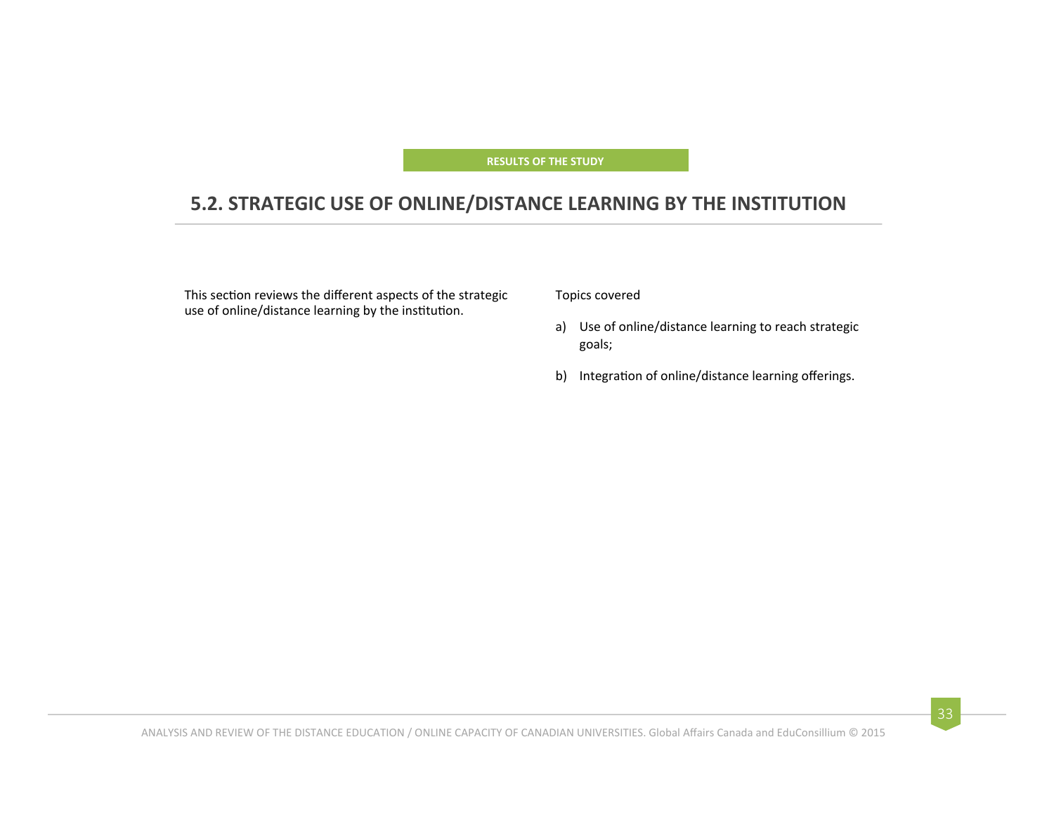RESULTS OF THE STUDY

## 5.2. STRATEGIC USE OF ONLINE/DISTANCE LEARNING BY THE INSTITUTION

This section reviews the different aspects of the strategic use of online/distance learning by the institution.

Topics covered

a) Use of online/distance learning to reach strategic goals;

b) Integration of online/distance learning offerings.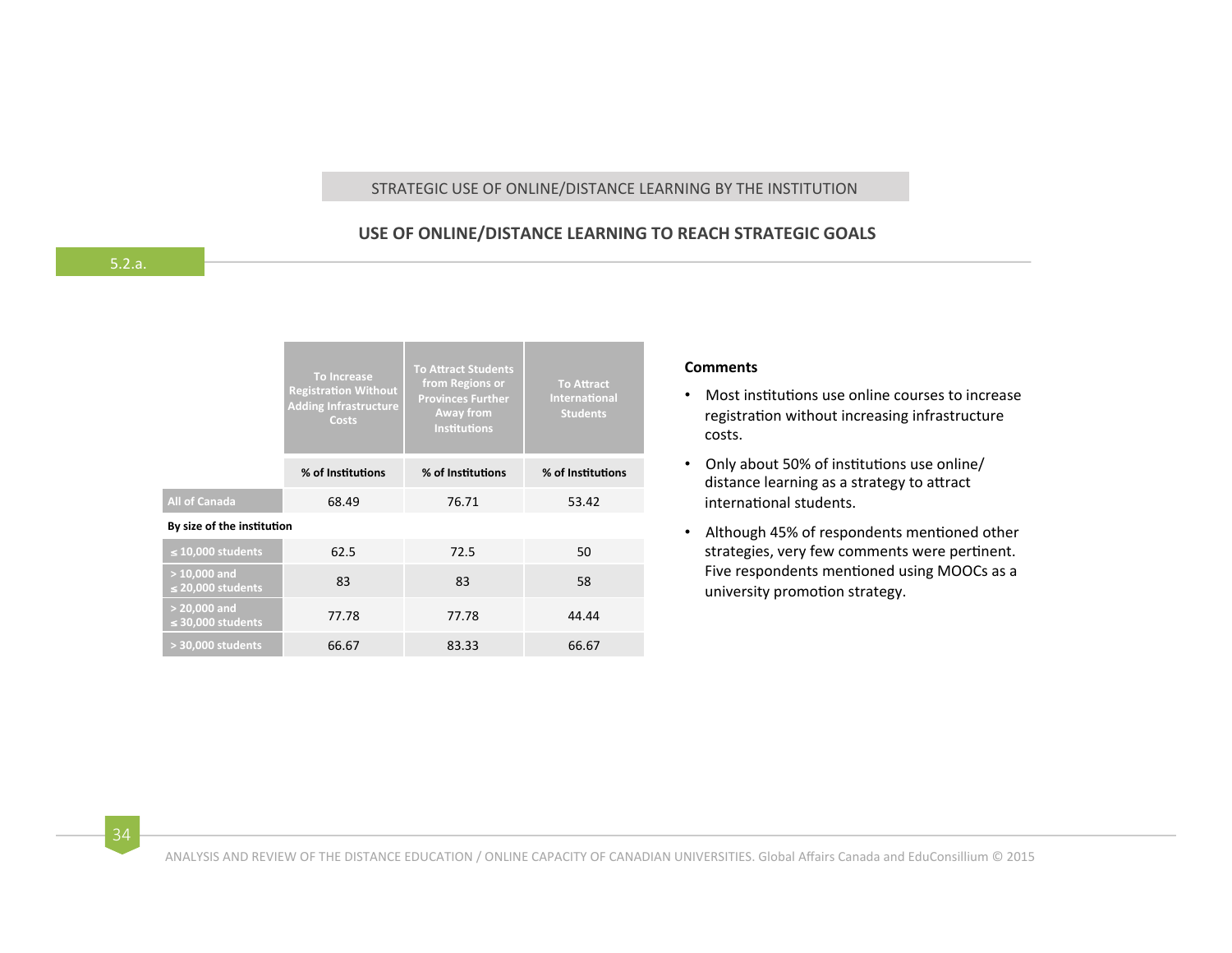STRATEGIC USE OF ONLINE/DISTANCE LEARNING BY THE INSTITUTION

## USE OF ONLINE/DISTANCE LEARNING TO REACH STRATEGIC GOALS

5.2.a.

| | To Increase Registration Without Adding Infrastructure Costs | To Attract Students from Regions or Provinces Further Away from Institutions | To Attract International Students |
|---|---|---|---|
| | % of Institutions | % of Institutions | % of Institutions |
| All of Canada | 68.49 | 76.71 | 53.42 |
| **By size of the institution** | | | |
| ≤ 10,000 students | 62.5 | 72.5 | 50 |
| > 10,000 and ≤ 20,000 students | 83 | 83 | 58 |
| > 20,000 and ≤ 30,000 students | 77.78 | 77.78 | 44.44 |
| > 30,000 students | 66.67 | 83.33 | 66.67 |

**Comments**

- Most institutions use online courses to increase registration without increasing infrastructure costs.
- Only about 50% of institutions use online/distance learning as a strategy to attract international students.
- Although 45% of respondents mentioned other strategies, very few comments were pertinent. Five respondents mentioned using MOOCs as a university promotion strategy.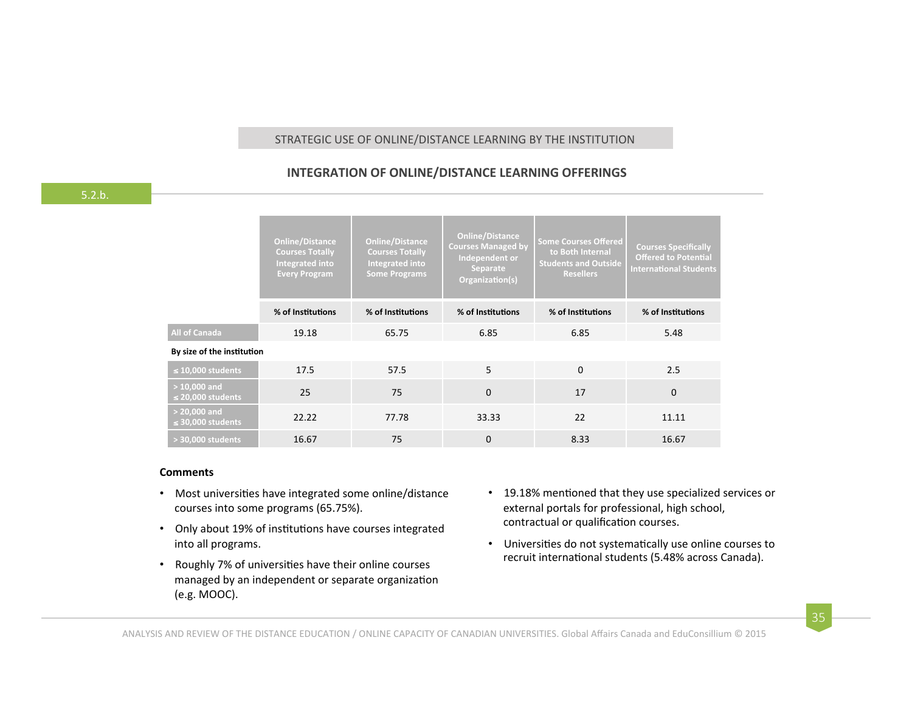STRATEGIC USE OF ONLINE/DISTANCE LEARNING BY THE INSTITUTION

## INTEGRATION OF ONLINE/DISTANCE LEARNING OFFERINGS

5.2.b.

| | Online/Distance Courses Totally Integrated into Every Program | Online/Distance Courses Totally Integrated into Some Programs | Online/Distance Courses Managed by Independent or Separate Organization(s) | Some Courses Offered to Both Internal Students and Outside Resellers | Courses Specifically Offered to Potential International Students |
|---|---|---|---|---|---|
| | % of Institutions | % of Institutions | % of Institutions | % of Institutions | % of Institutions |
| All of Canada | 19.18 | 65.75 | 6.85 | 6.85 | 5.48 |
| **By size of the institution** | | | | | |
| ≤ 10,000 students | 17.5 | 57.5 | 5 | 0 | 2.5 |
| > 10,000 and ≤ 20,000 students | 25 | 75 | 0 | 17 | 0 |
| > 20,000 and ≤ 30,000 students | 22.22 | 77.78 | 33.33 | 22 | 11.11 |
| > 30,000 students | 16.67 | 75 | 0 | 8.33 | 16.67 |

**Comments**

- Most universities have integrated some online/distance courses into some programs (65.75%).
- Only about 19% of institutions have courses integrated into all programs.
- Roughly 7% of universities have their online courses managed by an independent or separate organization (e.g. MOOC).
- 19.18% mentioned that they use specialized services or external portals for professional, high school, contractual or qualification courses.
- Universities do not systematically use online courses to recruit international students (5.48% across Canada).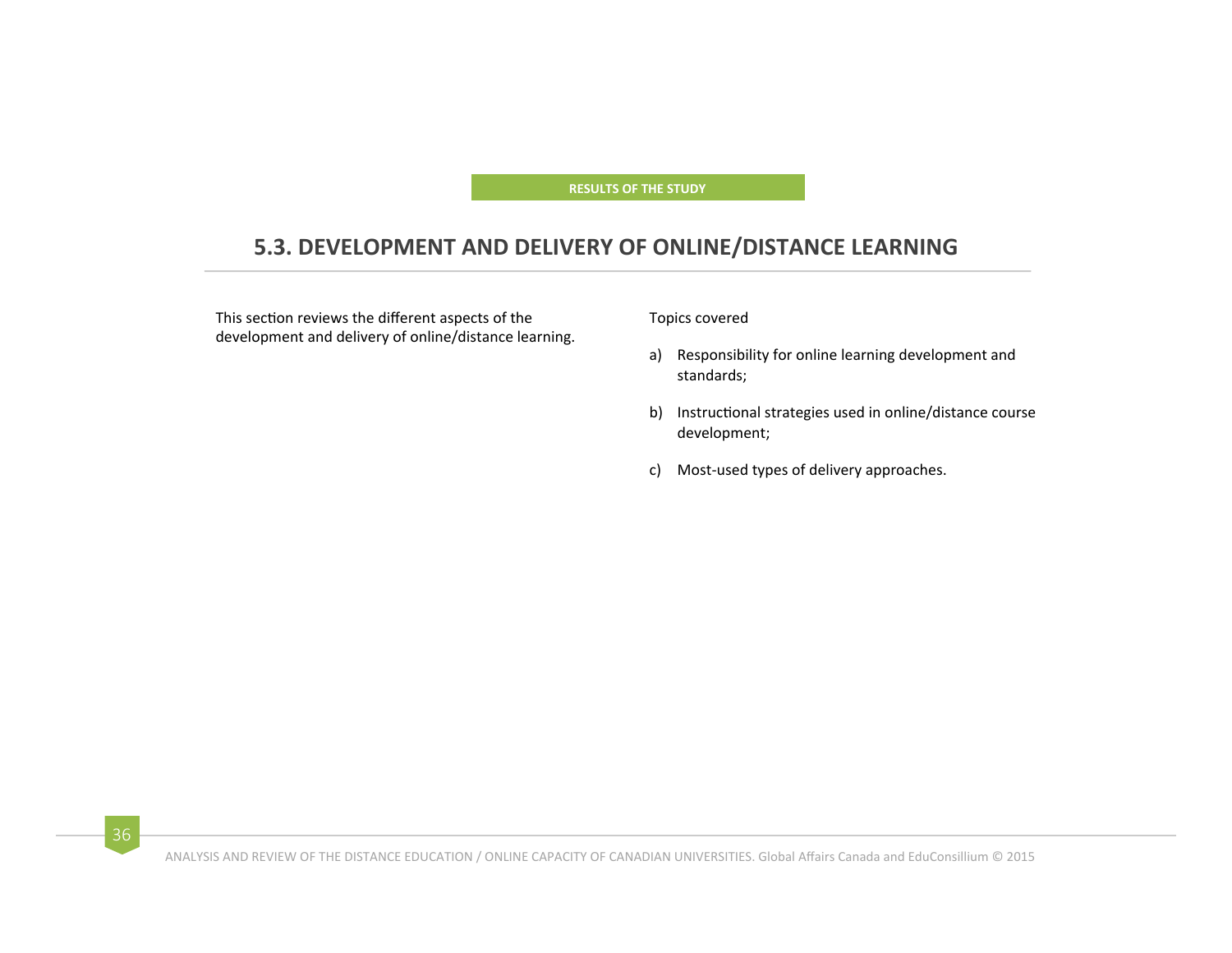RESULTS OF THE STUDY

## 5.3. DEVELOPMENT AND DELIVERY OF ONLINE/DISTANCE LEARNING

This section reviews the different aspects of the development and delivery of online/distance learning.

Topics covered

a) Responsibility for online learning development and standards;

b) Instructional strategies used in online/distance course development;

c) Most-used types of delivery approaches.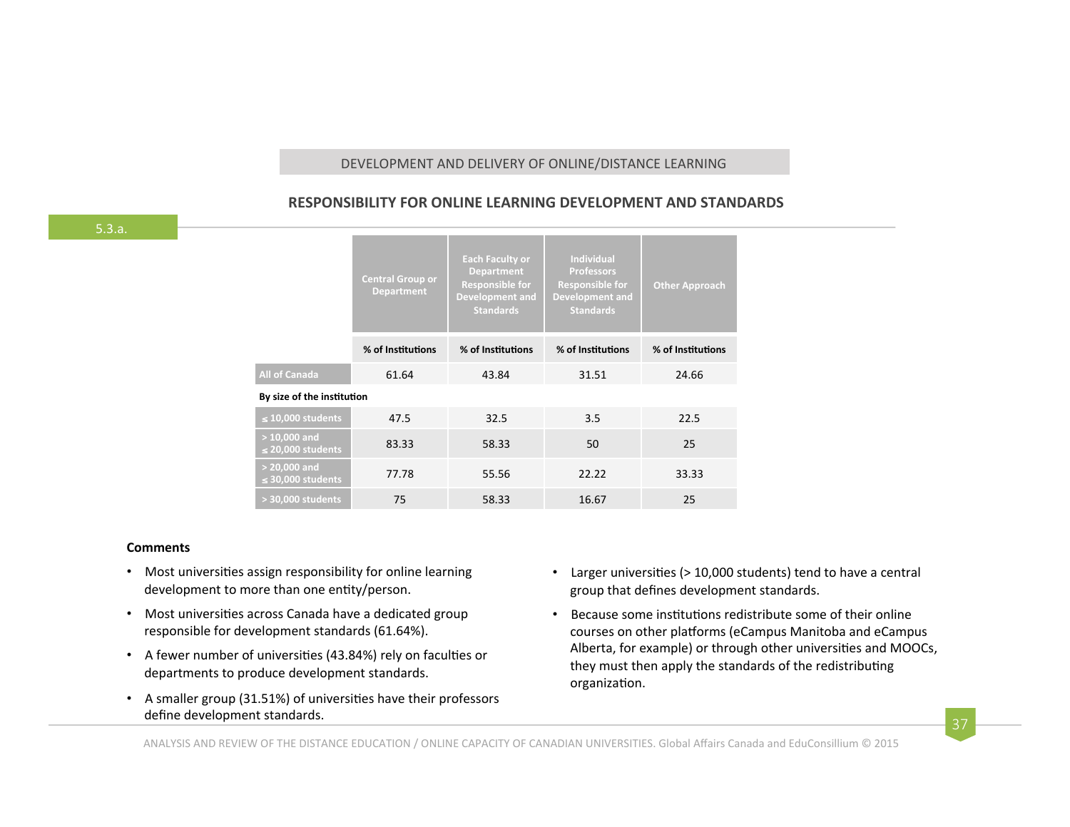DEVELOPMENT AND DELIVERY OF ONLINE/DISTANCE LEARNING

## RESPONSIBILITY FOR ONLINE LEARNING DEVELOPMENT AND STANDARDS

5.3.a.

| | Central Group or Department | Each Faculty or Department Responsible for Development and Standards | Individual Professors Responsible for Development and Standards | Other Approach |
|---|---|---|---|---|
| | % of Institutions | % of Institutions | % of Institutions | % of Institutions |
| All of Canada | 61.64 | 43.84 | 31.51 | 24.66 |
| **By size of the institution** | | | | |
| ≤ 10,000 students | 47.5 | 32.5 | 3.5 | 22.5 |
| > 10,000 and ≤ 20,000 students | 83.33 | 58.33 | 50 | 25 |
| > 20,000 and ≤ 30,000 students | 77.78 | 55.56 | 22.22 | 33.33 |
| > 30,000 students | 75 | 58.33 | 16.67 | 25 |

**Comments**

- Most universities assign responsibility for online learning development to more than one entity/person.
- Most universities across Canada have a dedicated group responsible for development standards (61.64%).
- A fewer number of universities (43.84%) rely on faculties or departments to produce development standards.
- A smaller group (31.51%) of universities have their professors define development standards.
- Larger universities (> 10,000 students) tend to have a central group that defines development standards.
- Because some institutions redistribute some of their online courses on other platforms (eCampus Manitoba and eCampus Alberta, for example) or through other universities and MOOCs, they must then apply the standards of the redistributing organization.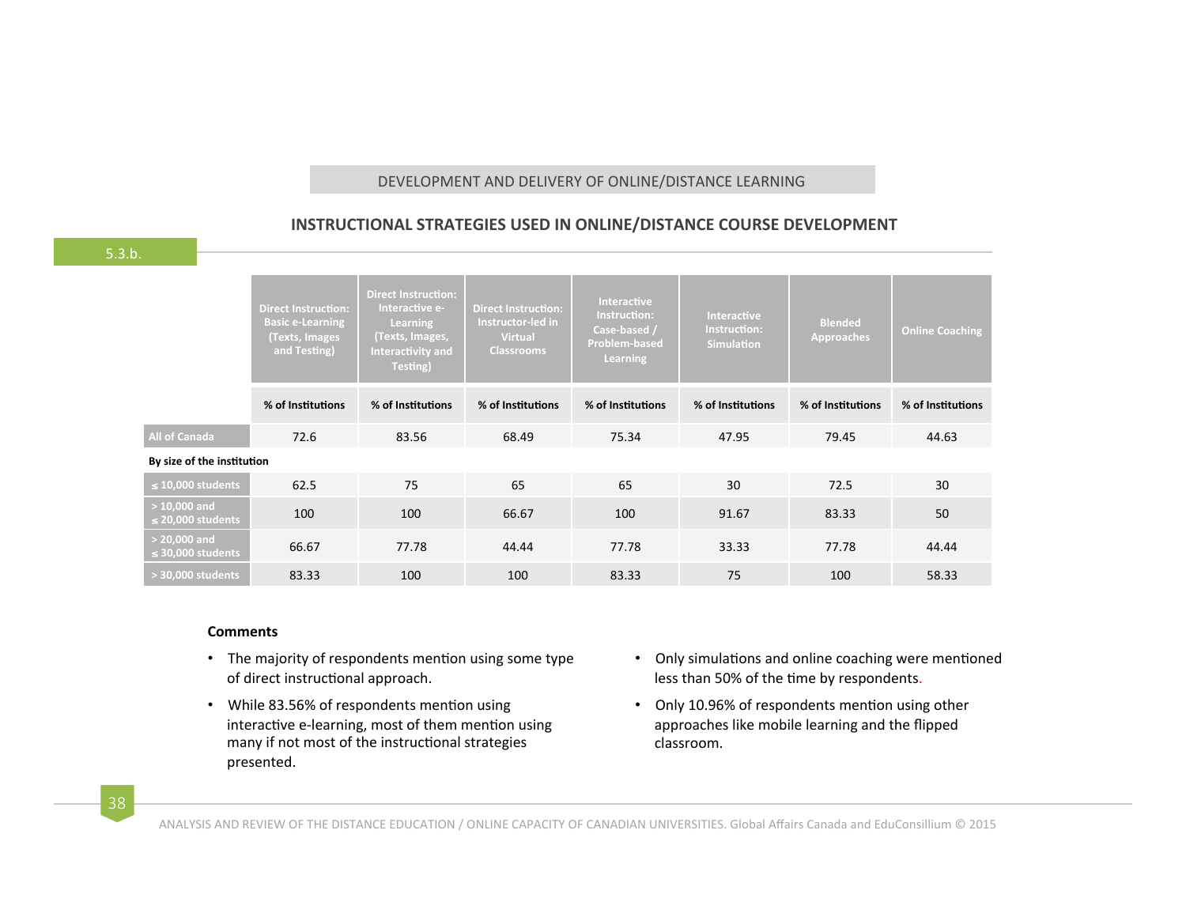DEVELOPMENT AND DELIVERY OF ONLINE/DISTANCE LEARNING

## INSTRUCTIONAL STRATEGIES USED IN ONLINE/DISTANCE COURSE DEVELOPMENT

5.3.b.

| | Direct Instruction: Basic e-Learning (Texts, Images and Testing) | Direct Instruction: Interactive e-Learning (Texts, Images, Interactivity and Testing) | Direct Instruction: Instructor-led in Virtual Classrooms | Interactive Instruction: Case-based / Problem-based Learning | Interactive Instruction: Simulation | Blended Approaches | Online Coaching |
|---|---|---|---|---|---|---|---|
| | % of Institutions | % of Institutions | % of Institutions | % of Institutions | % of Institutions | % of Institutions | % of Institutions |
| All of Canada | 72.6 | 83.56 | 68.49 | 75.34 | 47.95 | 79.45 | 44.63 |
| **By size of the institution** | | | | | | | |
| ≤ 10,000 students | 62.5 | 75 | 65 | 65 | 30 | 72.5 | 30 |
| > 10,000 and ≤ 20,000 students | 100 | 100 | 66.67 | 100 | 91.67 | 83.33 | 50 |
| > 20,000 and ≤ 30,000 students | 66.67 | 77.78 | 44.44 | 77.78 | 33.33 | 77.78 | 44.44 |
| > 30,000 students | 83.33 | 100 | 100 | 83.33 | 75 | 100 | 58.33 |

**Comments**

- The majority of respondents mention using some type of direct instructional approach.
- While 83.56% of respondents mention using interactive e-learning, most of them mention using many if not most of the instructional strategies presented.
- Only simulations and online coaching were mentioned less than 50% of the time by respondents.
- Only 10.96% of respondents mention using other approaches like mobile learning and the flipped classroom.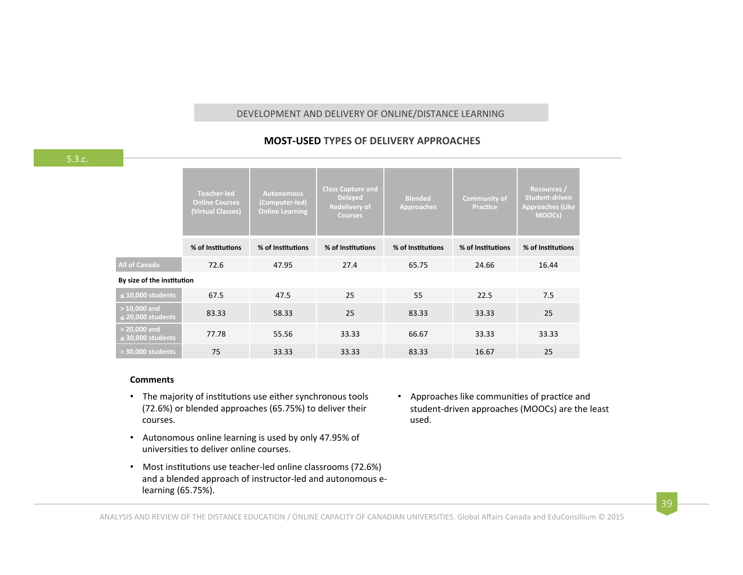DEVELOPMENT AND DELIVERY OF ONLINE/DISTANCE LEARNING

## **MOST-USED** TYPES OF DELIVERY APPROACHES

5.3.c.

| | Teacher-led Online Courses (Virtual Classes) | Autonomous (Computer-led) Online Learning | Class Capture and Delayed Redelivery of Courses | Blended Approaches | Community of Practice | Resources / Student-driven Approaches (Like MOOCs) |
|---|---|---|---|---|---|---|
| | % of Institutions | % of Institutions | % of Institutions | % of Institutions | % of Institutions | % of Institutions |
| All of Canada | 72.6 | 47.95 | 27.4 | 65.75 | 24.66 | 16.44 |
| **By size of the institution** | | | | | | |
| ≤ 10,000 students | 67.5 | 47.5 | 25 | 55 | 22.5 | 7.5 |
| > 10,000 and ≤ 20,000 students | 83.33 | 58.33 | 25 | 83.33 | 33.33 | 25 |
| > 20,000 and ≤ 30,000 students | 77.78 | 55.56 | 33.33 | 66.67 | 33.33 | 33.33 |
| > 30,000 students | 75 | 33.33 | 33.33 | 83.33 | 16.67 | 25 |

**Comments**

- The majority of institutions use either synchronous tools (72.6%) or blended approaches (65.75%) to deliver their courses.
- Autonomous online learning is used by only 47.95% of universities to deliver online courses.
- Most institutions use teacher-led online classrooms (72.6%) and a blended approach of instructor-led and autonomous e-learning (65.75%).
- Approaches like communities of practice and student-driven approaches (MOOCs) are the least used.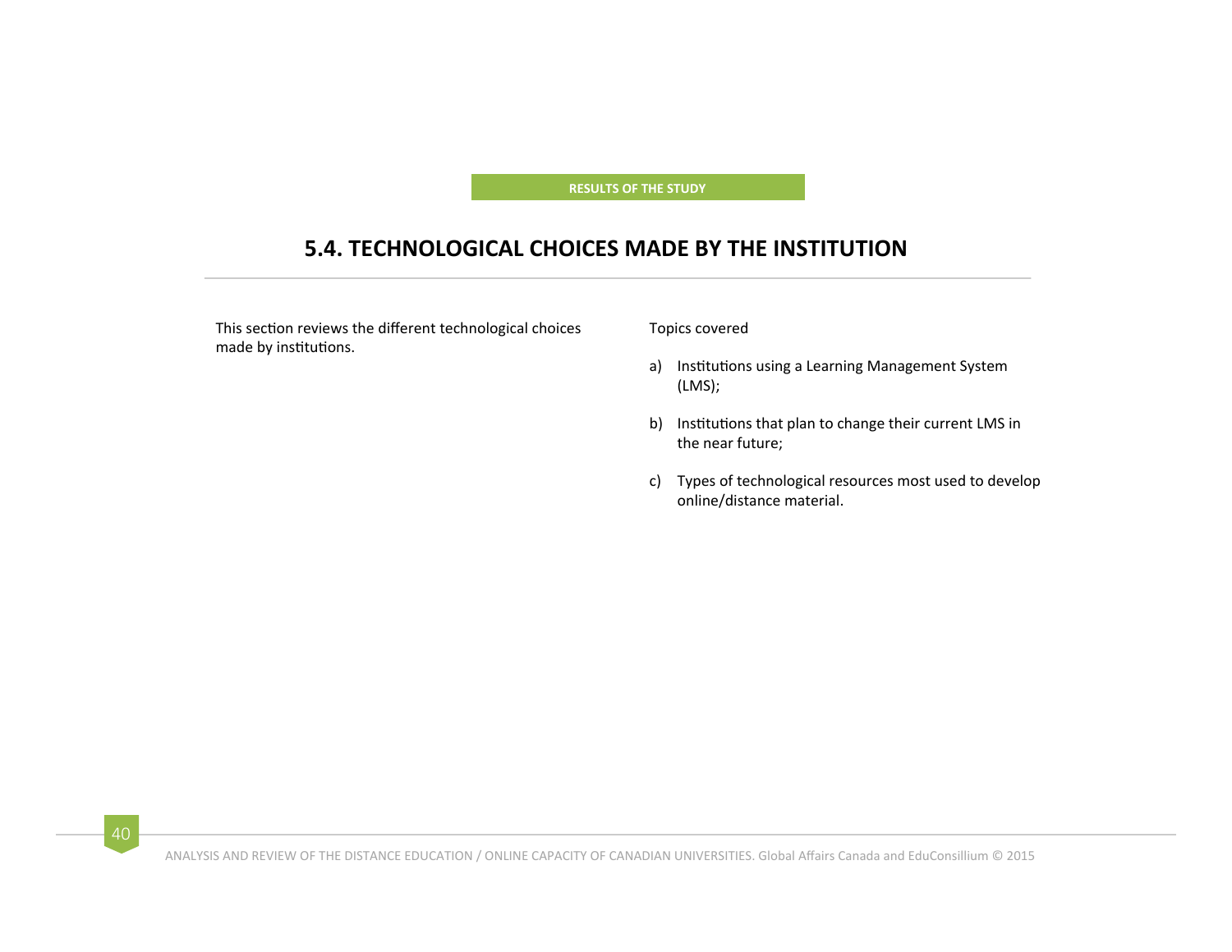RESULTS OF THE STUDY

## 5.4. TECHNOLOGICAL CHOICES MADE BY THE INSTITUTION

This section reviews the different technological choices made by institutions.

Topics covered

a) Institutions using a Learning Management System (LMS);

b) Institutions that plan to change their current LMS in the near future;

c) Types of technological resources most used to develop online/distance material.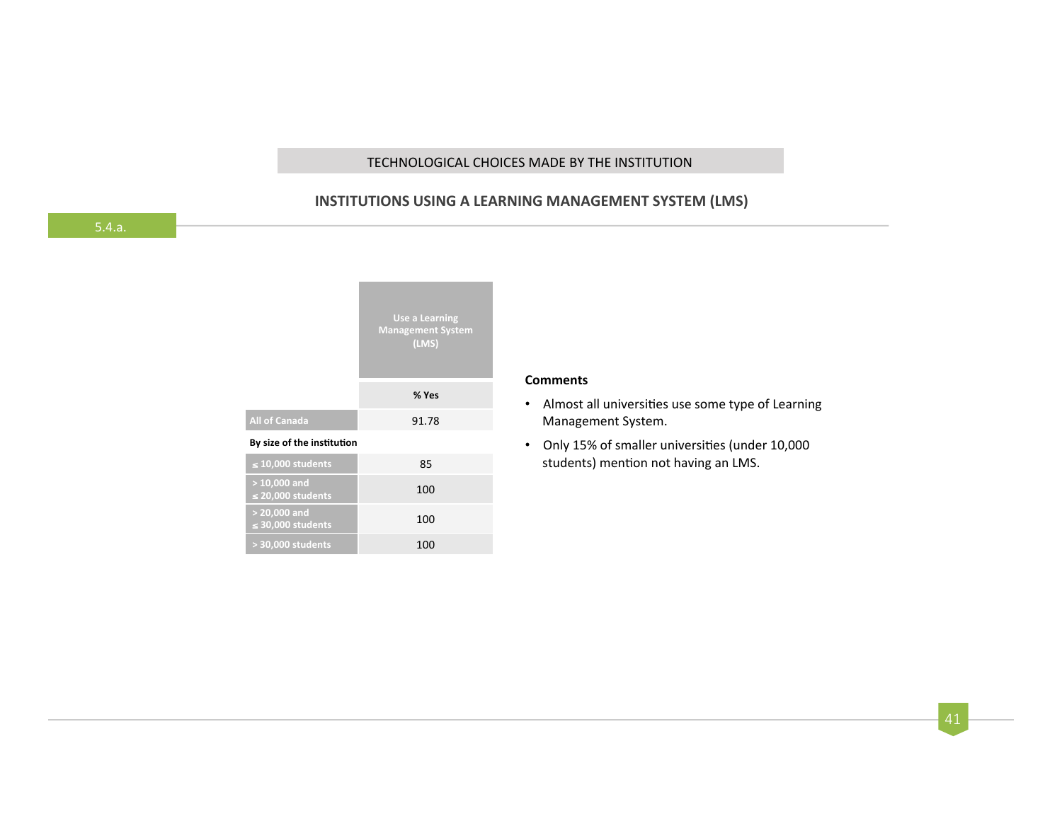TECHNOLOGICAL CHOICES MADE BY THE INSTITUTION

## INSTITUTIONS USING A LEARNING MANAGEMENT SYSTEM (LMS)

5.4.a.

| | Use a Learning Management System (LMS) |
|---|---|
| | **% Yes** |
| All of Canada | 91.78 |
| **By size of the institution** | |
| ≤ 10,000 students | 85 |
| > 10,000 and ≤ 20,000 students | 100 |
| > 20,000 and ≤ 30,000 students | 100 |
| > 30,000 students | 100 |

**Comments**

- Almost all universities use some type of Learning Management System.
- Only 15% of smaller universities (under 10,000 students) mention not having an LMS.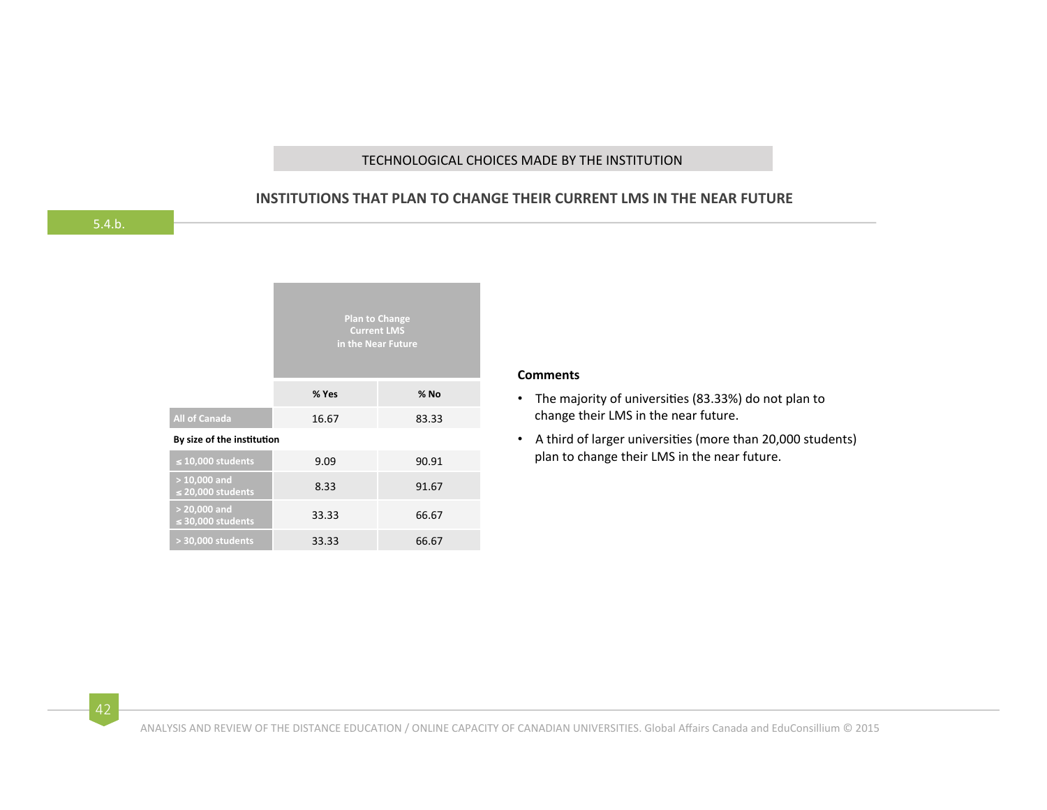TECHNOLOGICAL CHOICES MADE BY THE INSTITUTION

## INSTITUTIONS THAT PLAN TO CHANGE THEIR CURRENT LMS IN THE NEAR FUTURE

5.4.b.

| | Plan to Change Current LMS in the Near Future | |
|---|---|---|
| | % Yes | % No |
| All of Canada | 16.67 | 83.33 |
| **By size of the institution** | | |
| ≤ 10,000 students | 9.09 | 90.91 |
| > 10,000 and ≤ 20,000 students | 8.33 | 91.67 |
| > 20,000 and ≤ 30,000 students | 33.33 | 66.67 |
| > 30,000 students | 33.33 | 66.67 |

**Comments**

- The majority of universities (83.33%) do not plan to change their LMS in the near future.
- A third of larger universities (more than 20,000 students) plan to change their LMS in the near future.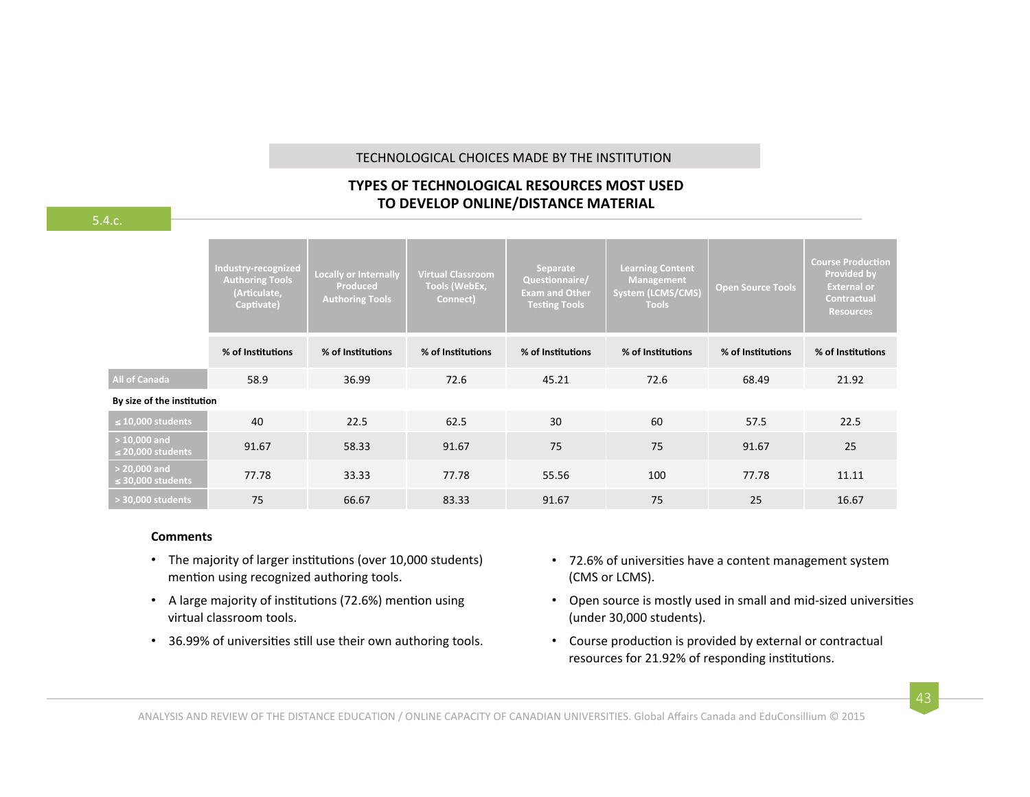TECHNOLOGICAL CHOICES MADE BY THE INSTITUTION

## TYPES OF TECHNOLOGICAL RESOURCES MOST USED TO DEVELOP ONLINE/DISTANCE MATERIAL

5.4.c.

| | Industry-recognized Authoring Tools (Articulate, Captivate) | Locally or Internally Produced Authoring Tools | Virtual Classroom Tools (WebEx, Connect) | Separate Questionnaire/ Exam and Other Testing Tools | Learning Content Management System (LCMS/CMS) Tools | Open Source Tools | Course Production Provided by External or Contractual Resources |
|---|---|---|---|---|---|---|---|
| | % of Institutions | % of Institutions | % of Institutions | % of Institutions | % of Institutions | % of Institutions | % of Institutions |
| All of Canada | 58.9 | 36.99 | 72.6 | 45.21 | 72.6 | 68.49 | 21.92 |
| **By size of the institution** | | | | | | | |
| ≤ 10,000 students | 40 | 22.5 | 62.5 | 30 | 60 | 57.5 | 22.5 |
| > 10,000 and ≤ 20,000 students | 91.67 | 58.33 | 91.67 | 75 | 75 | 91.67 | 25 |
| > 20,000 and ≤ 30,000 students | 77.78 | 33.33 | 77.78 | 55.56 | 100 | 77.78 | 11.11 |
| > 30,000 students | 75 | 66.67 | 83.33 | 91.67 | 75 | 25 | 16.67 |

**Comments**

- The majority of larger institutions (over 10,000 students) mention using recognized authoring tools.
- A large majority of institutions (72.6%) mention using virtual classroom tools.
- 36.99% of universities still use their own authoring tools.
- 72.6% of universities have a content management system (CMS or LCMS).
- Open source is mostly used in small and mid-sized universities (under 30,000 students).
- Course production is provided by external or contractual resources for 21.92% of responding institutions.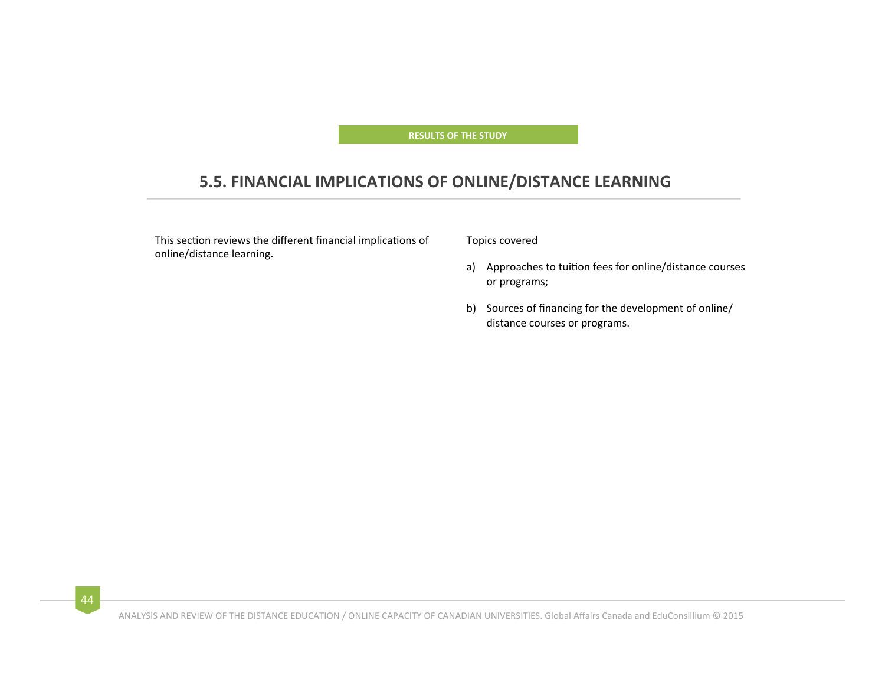RESULTS OF THE STUDY

## 5.5. FINANCIAL IMPLICATIONS OF ONLINE/DISTANCE LEARNING

This section reviews the different financial implications of online/distance learning.

Topics covered

a) Approaches to tuition fees for online/distance courses or programs;

b) Sources of financing for the development of online/distance courses or programs.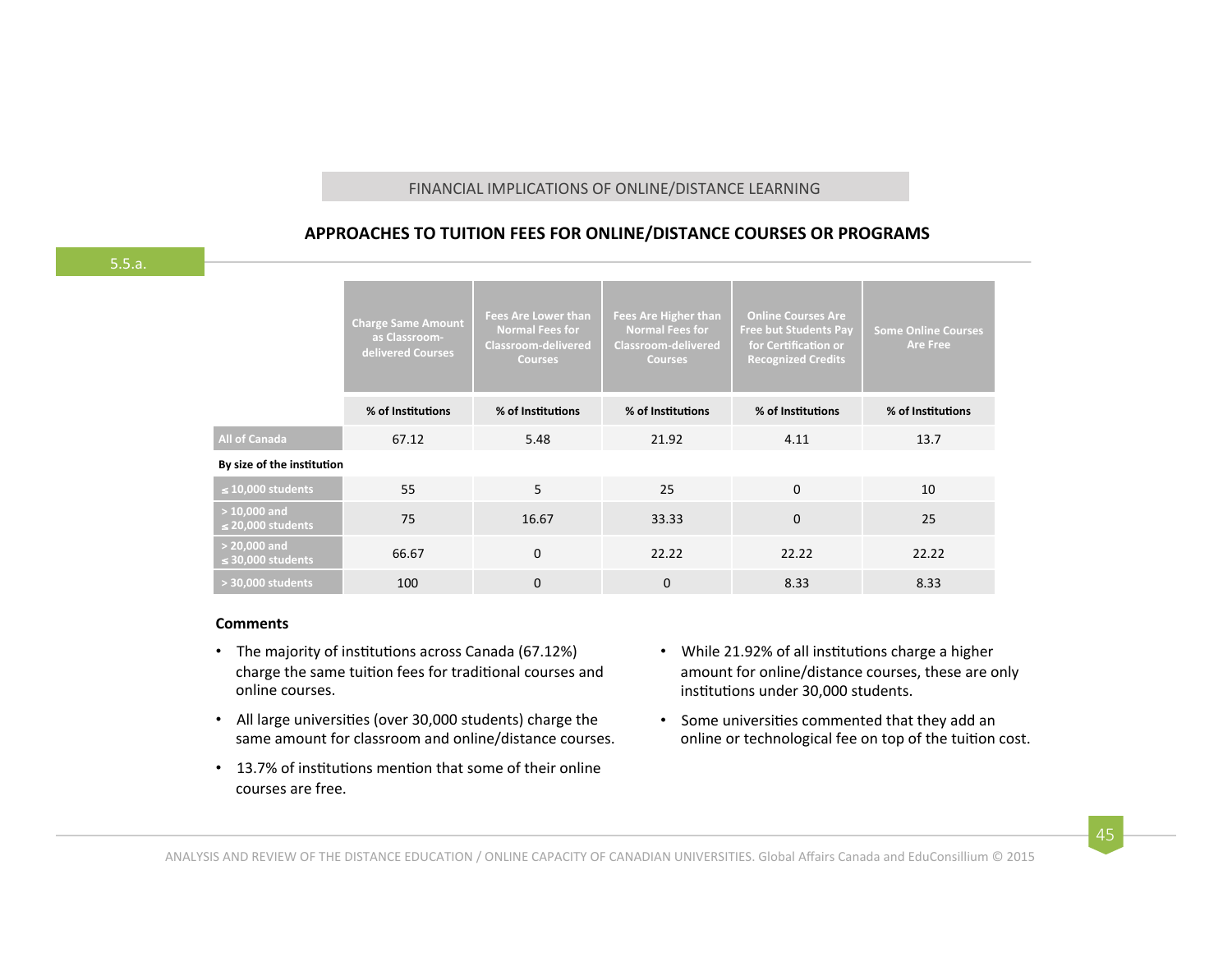FINANCIAL IMPLICATIONS OF ONLINE/DISTANCE LEARNING

## APPROACHES TO TUITION FEES FOR ONLINE/DISTANCE COURSES OR PROGRAMS

5.5.a.

| | Charge Same Amount as Classroom-delivered Courses | Fees Are Lower than Normal Fees for Classroom-delivered Courses | Fees Are Higher than Normal Fees for Classroom-delivered Courses | Online Courses Are Free but Students Pay for Certification or Recognized Credits | Some Online Courses Are Free |
|---|---|---|---|---|---|
| | % of Institutions | % of Institutions | % of Institutions | % of Institutions | % of Institutions |
| All of Canada | 67.12 | 5.48 | 21.92 | 4.11 | 13.7 |
| **By size of the institution** | | | | | |
| ≤ 10,000 students | 55 | 5 | 25 | 0 | 10 |
| > 10,000 and ≤ 20,000 students | 75 | 16.67 | 33.33 | 0 | 25 |
| > 20,000 and ≤ 30,000 students | 66.67 | 0 | 22.22 | 22.22 | 22.22 |
| > 30,000 students | 100 | 0 | 0 | 8.33 | 8.33 |

**Comments**

- The majority of institutions across Canada (67.12%) charge the same tuition fees for traditional courses and online courses.
- All large universities (over 30,000 students) charge the same amount for classroom and online/distance courses.
- 13.7% of institutions mention that some of their online courses are free.
- While 21.92% of all institutions charge a higher amount for online/distance courses, these are only institutions under 30,000 students.
- Some universities commented that they add an online or technological fee on top of the tuition cost.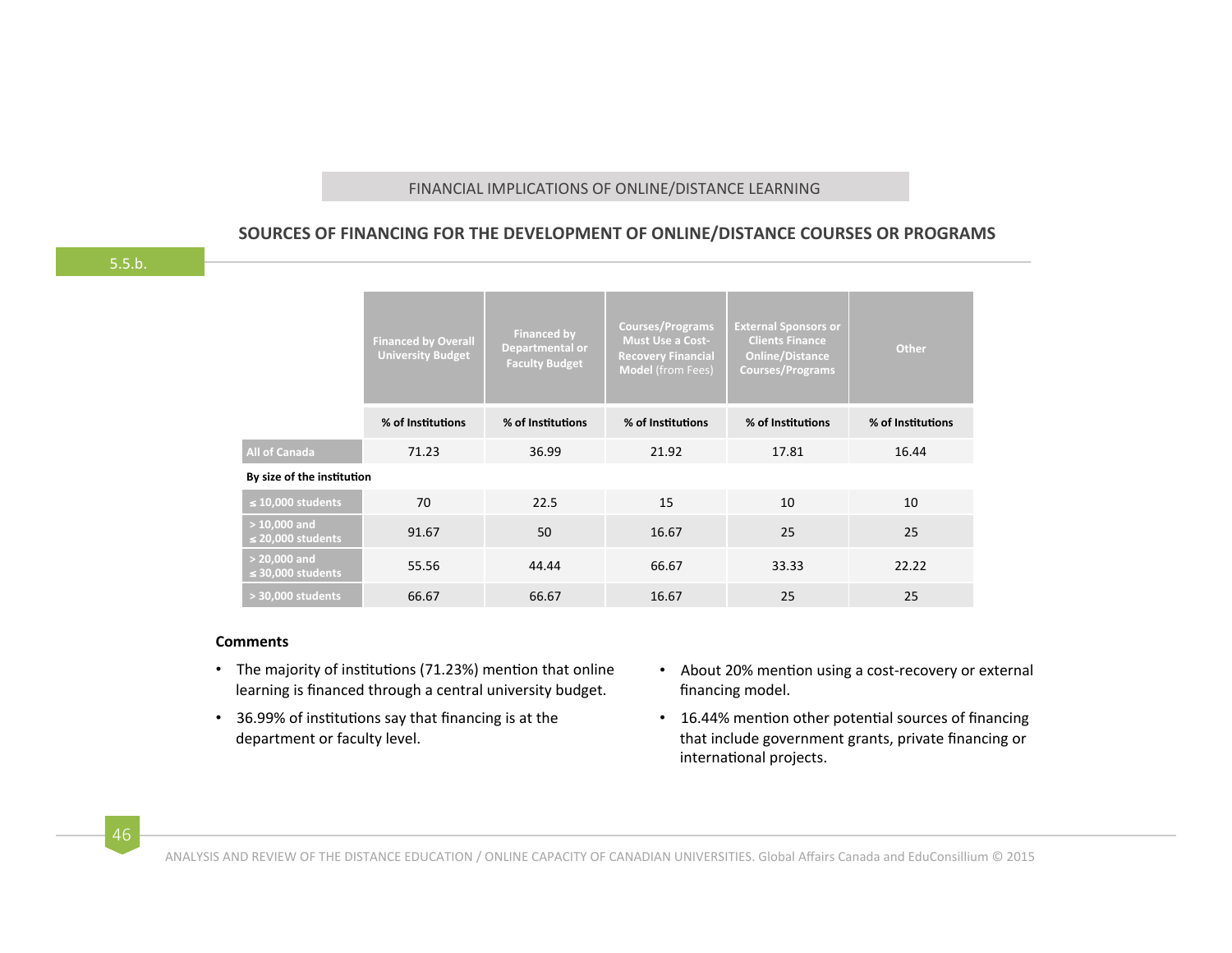FINANCIAL IMPLICATIONS OF ONLINE/DISTANCE LEARNING

## SOURCES OF FINANCING FOR THE DEVELOPMENT OF ONLINE/DISTANCE COURSES OR PROGRAMS

5.5.b.

| | Financed by Overall University Budget | Financed by Departmental or Faculty Budget | Courses/Programs Must Use a Cost-Recovery Financial Model (from Fees) | External Sponsors or Clients Finance Online/Distance Courses/Programs | Other |
|---|---|---|---|---|---|
| | % of Institutions | % of Institutions | % of Institutions | % of Institutions | % of Institutions |
| All of Canada | 71.23 | 36.99 | 21.92 | 17.81 | 16.44 |
| **By size of the institution** | | | | | |
| ≤ 10,000 students | 70 | 22.5 | 15 | 10 | 10 |
| > 10,000 and ≤ 20,000 students | 91.67 | 50 | 16.67 | 25 | 25 |
| > 20,000 and ≤ 30,000 students | 55.56 | 44.44 | 66.67 | 33.33 | 22.22 |
| > 30,000 students | 66.67 | 66.67 | 16.67 | 25 | 25 |

**Comments**

- The majority of institutions (71.23%) mention that online learning is financed through a central university budget.
- 36.99% of institutions say that financing is at the department or faculty level.
- About 20% mention using a cost-recovery or external financing model.
- 16.44% mention other potential sources of financing that include government grants, private financing or international projects.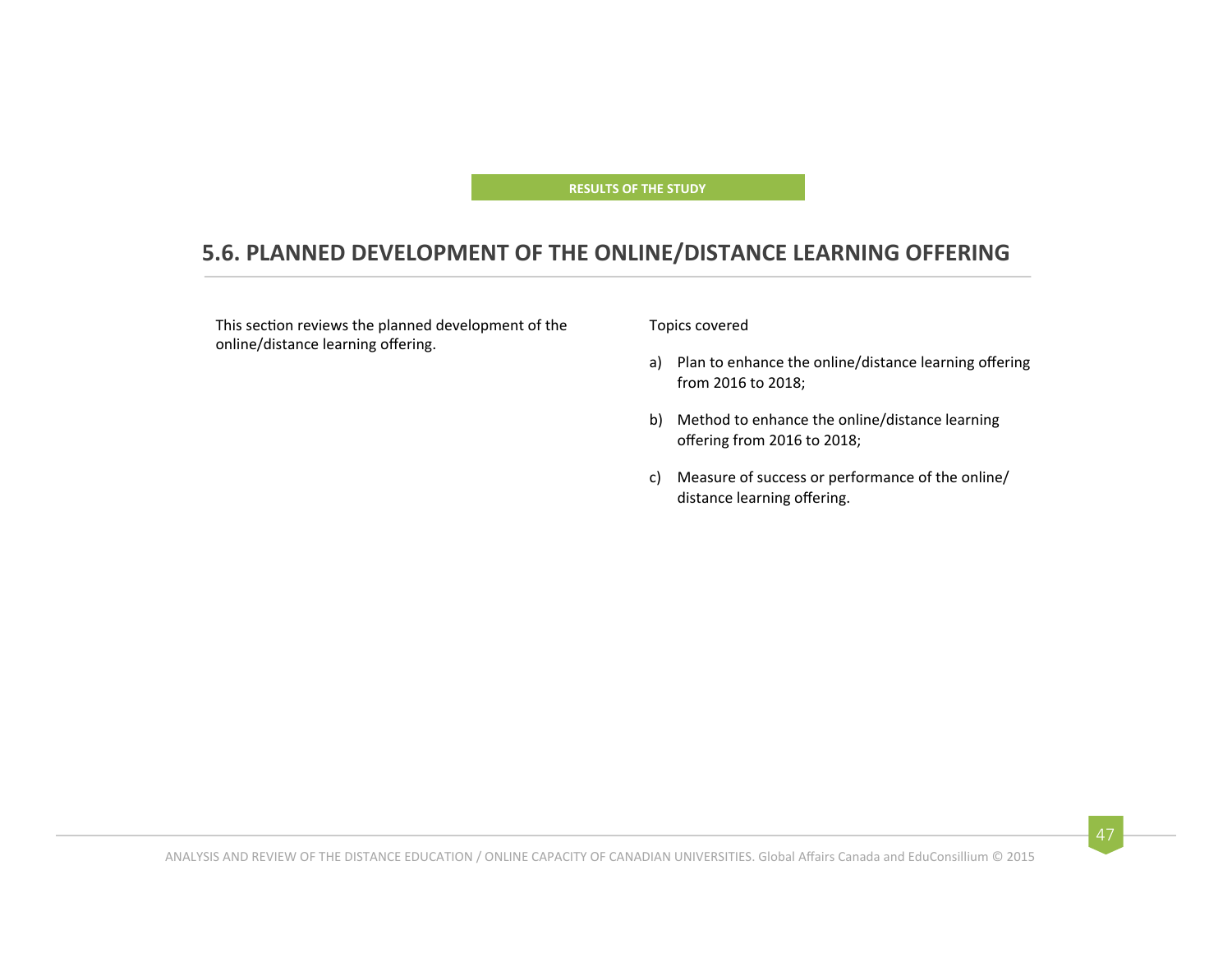RESULTS OF THE STUDY

## 5.6. PLANNED DEVELOPMENT OF THE ONLINE/DISTANCE LEARNING OFFERING

This section reviews the planned development of the online/distance learning offering.

Topics covered

a) Plan to enhance the online/distance learning offering from 2016 to 2018;

b) Method to enhance the online/distance learning offering from 2016 to 2018;

c) Measure of success or performance of the online/ distance learning offering.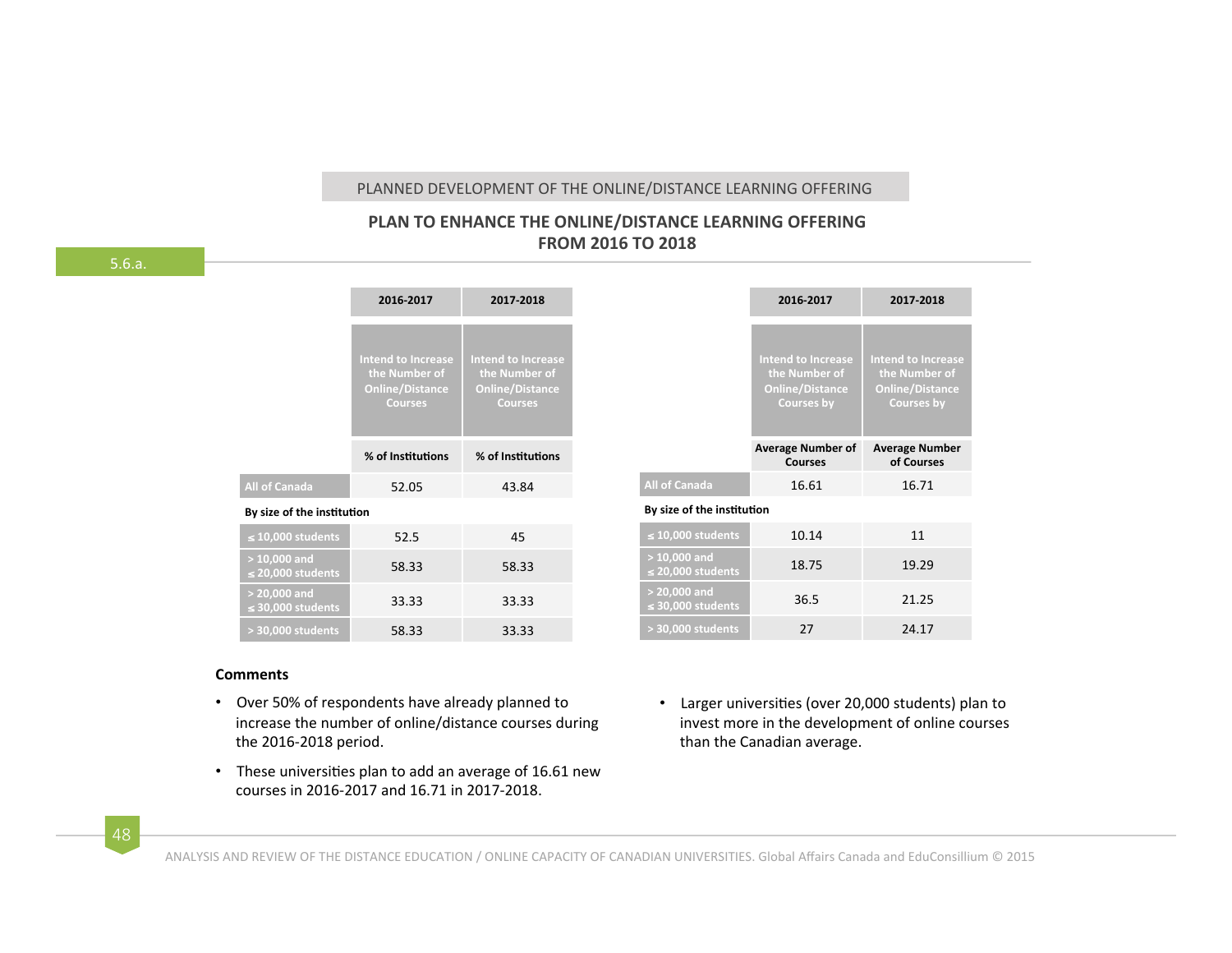PLANNED DEVELOPMENT OF THE ONLINE/DISTANCE LEARNING OFFERING

## PLAN TO ENHANCE THE ONLINE/DISTANCE LEARNING OFFERING FROM 2016 TO 2018

5.6.a.

| | 2016-2017 | 2017-2018 |
|---|---|---|
| | Intend to Increase the Number of Online/Distance Courses | Intend to Increase the Number of Online/Distance Courses |
| | % of Institutions | % of Institutions |
| All of Canada | 52.05 | 43.84 |
| **By size of the institution** | | |
| ≤ 10,000 students | 52.5 | 45 |
| > 10,000 and ≤ 20,000 students | 58.33 | 58.33 |
| > 20,000 and ≤ 30,000 students | 33.33 | 33.33 |
| > 30,000 students | 58.33 | 33.33 |

| | 2016-2017 | 2017-2018 |
|---|---|---|
| | Intend to Increase the Number of Online/Distance Courses by | Intend to Increase the Number of Online/Distance Courses by |
| | Average Number of Courses | Average Number of Courses |
| All of Canada | 16.61 | 16.71 |
| **By size of the institution** | | |
| ≤ 10,000 students | 10.14 | 11 |
| > 10,000 and ≤ 20,000 students | 18.75 | 19.29 |
| > 20,000 and ≤ 30,000 students | 36.5 | 21.25 |
| > 30,000 students | 27 | 24.17 |

**Comments**

- Over 50% of respondents have already planned to increase the number of online/distance courses during the 2016-2018 period.
- These universities plan to add an average of 16.61 new courses in 2016-2017 and 16.71 in 2017-2018.
- Larger universities (over 20,000 students) plan to invest more in the development of online courses than the Canadian average.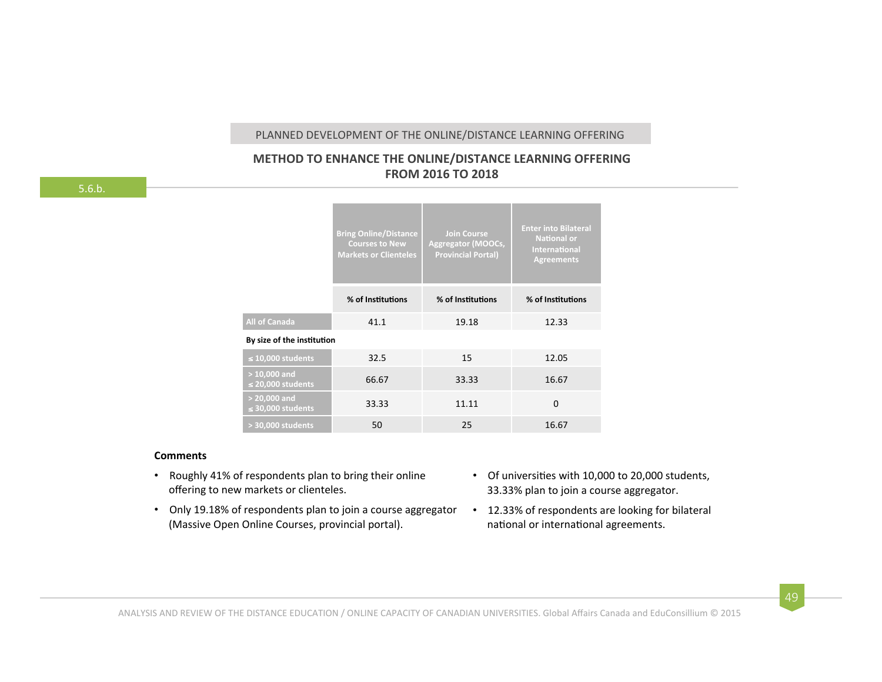PLANNED DEVELOPMENT OF THE ONLINE/DISTANCE LEARNING OFFERING

## METHOD TO ENHANCE THE ONLINE/DISTANCE LEARNING OFFERING FROM 2016 TO 2018

5.6.b.

| | Bring Online/Distance Courses to New Markets or Clienteles | Join Course Aggregator (MOOCs, Provincial Portal) | Enter into Bilateral National or International Agreements |
|---|---|---|---|
| | % of Institutions | % of Institutions | % of Institutions |
| All of Canada | 41.1 | 19.18 | 12.33 |
| **By size of the institution** | | | |
| ≤ 10,000 students | 32.5 | 15 | 12.05 |
| > 10,000 and ≤ 20,000 students | 66.67 | 33.33 | 16.67 |
| > 20,000 and ≤ 30,000 students | 33.33 | 11.11 | 0 |
| > 30,000 students | 50 | 25 | 16.67 |

**Comments**

- Roughly 41% of respondents plan to bring their online offering to new markets or clienteles.
- Only 19.18% of respondents plan to join a course aggregator (Massive Open Online Courses, provincial portal).
- Of universities with 10,000 to 20,000 students, 33.33% plan to join a course aggregator.
- 12.33% of respondents are looking for bilateral national or international agreements.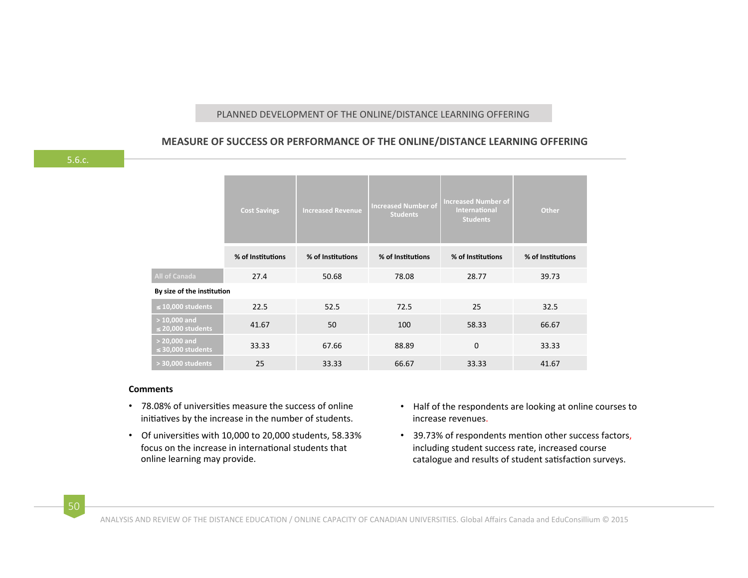PLANNED DEVELOPMENT OF THE ONLINE/DISTANCE LEARNING OFFERING

## MEASURE OF SUCCESS OR PERFORMANCE OF THE ONLINE/DISTANCE LEARNING OFFERING

5.6.c.

| | Cost Savings | Increased Revenue | Increased Number of Students | Increased Number of International Students | Other |
|---|---|---|---|---|---|
| | % of Institutions | % of Institutions | % of Institutions | % of Institutions | % of Institutions |
| All of Canada | 27.4 | 50.68 | 78.08 | 28.77 | 39.73 |
| **By size of the institution** | | | | | |
| ≤ 10,000 students | 22.5 | 52.5 | 72.5 | 25 | 32.5 |
| > 10,000 and ≤ 20,000 students | 41.67 | 50 | 100 | 58.33 | 66.67 |
| > 20,000 and ≤ 30,000 students | 33.33 | 67.66 | 88.89 | 0 | 33.33 |
| > 30,000 students | 25 | 33.33 | 66.67 | 33.33 | 41.67 |

**Comments**

- 78.08% of universities measure the success of online initiatives by the increase in the number of students.
- Of universities with 10,000 to 20,000 students, 58.33% focus on the increase in international students that online learning may provide.
- Half of the respondents are looking at online courses to increase revenues.
- 39.73% of respondents mention other success factors, including student success rate, increased course catalogue and results of student satisfaction surveys.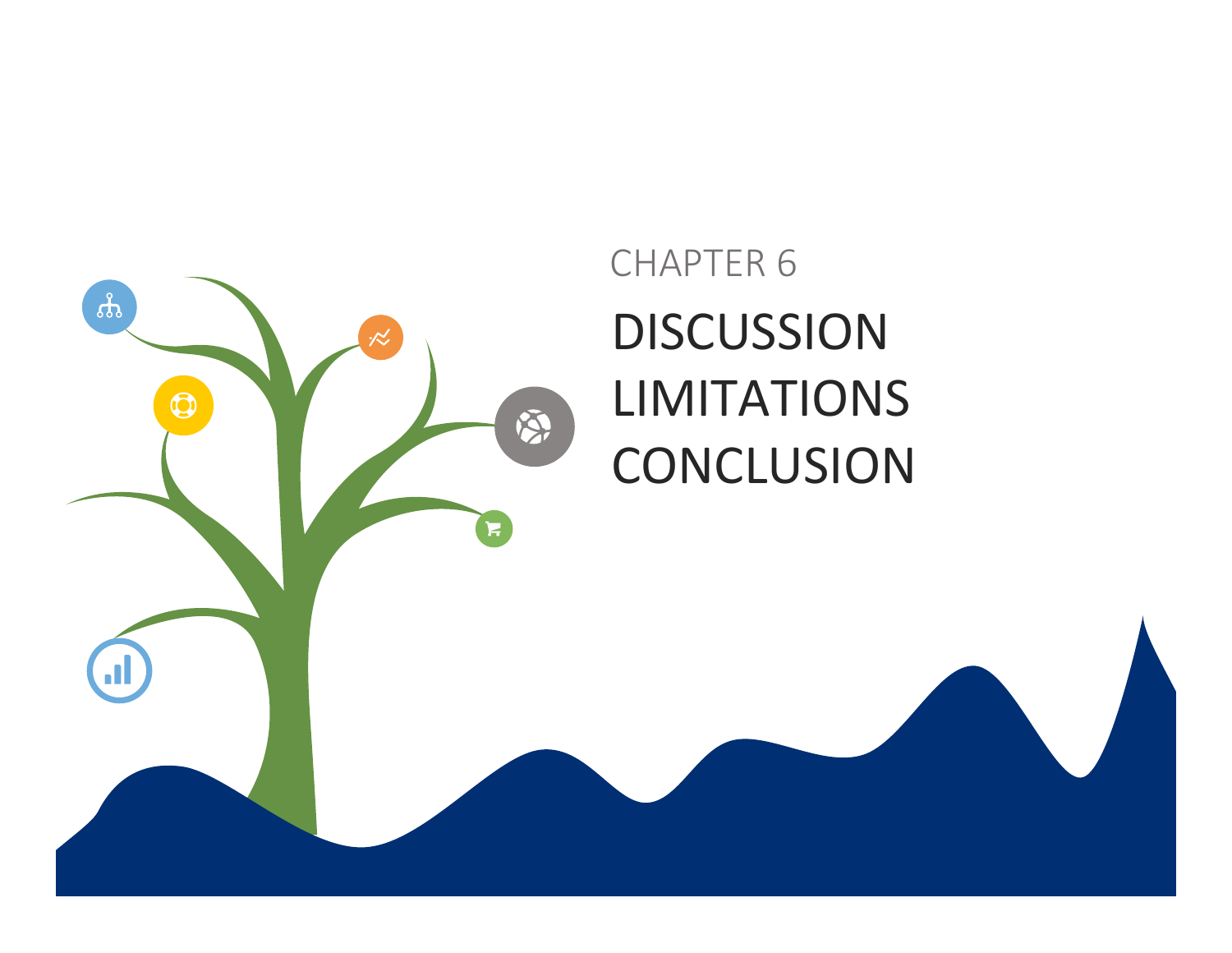CHAPTER 6

# DISCUSSION
# LIMITATIONS
# CONCLUSION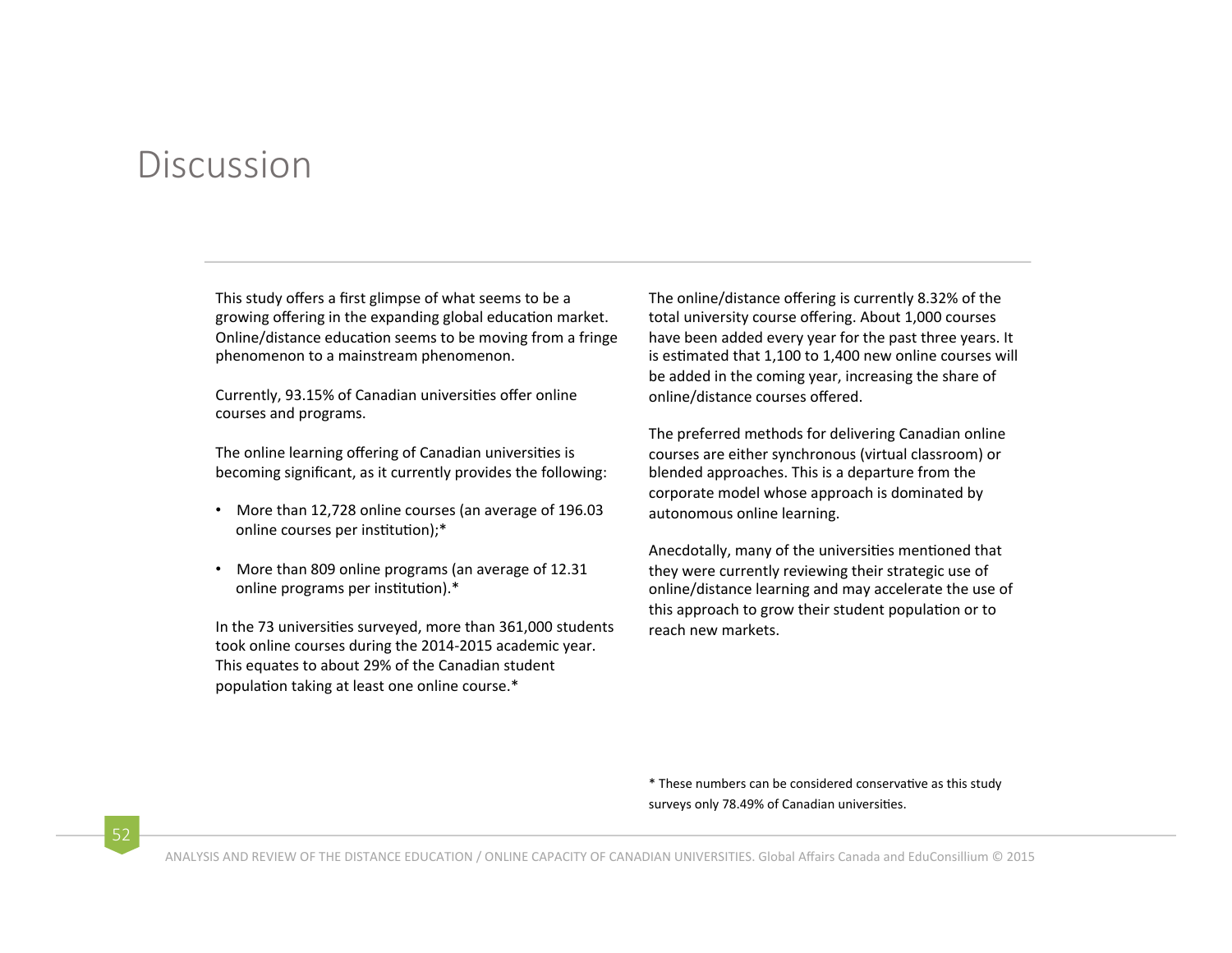# Discussion

This study offers a first glimpse of what seems to be a growing offering in the expanding global education market. Online/distance education seems to be moving from a fringe phenomenon to a mainstream phenomenon.

Currently, 93.15% of Canadian universities offer online courses and programs.

The online learning offering of Canadian universities is becoming significant, as it currently provides the following:

- More than 12,728 online courses (an average of 196.03 online courses per institution);*
- More than 809 online programs (an average of 12.31 online programs per institution).*

In the 73 universities surveyed, more than 361,000 students took online courses during the 2014-2015 academic year. This equates to about 29% of the Canadian student population taking at least one online course.*

The online/distance offering is currently 8.32% of the total university course offering. About 1,000 courses have been added every year for the past three years. It is estimated that 1,100 to 1,400 new online courses will be added in the coming year, increasing the share of online/distance courses offered.

The preferred methods for delivering Canadian online courses are either synchronous (virtual classroom) or blended approaches. This is a departure from the corporate model whose approach is dominated by autonomous online learning.

Anecdotally, many of the universities mentioned that they were currently reviewing their strategic use of online/distance learning and may accelerate the use of this approach to grow their student population or to reach new markets.

* These numbers can be considered conservative as this study surveys only 78.49% of Canadian universities.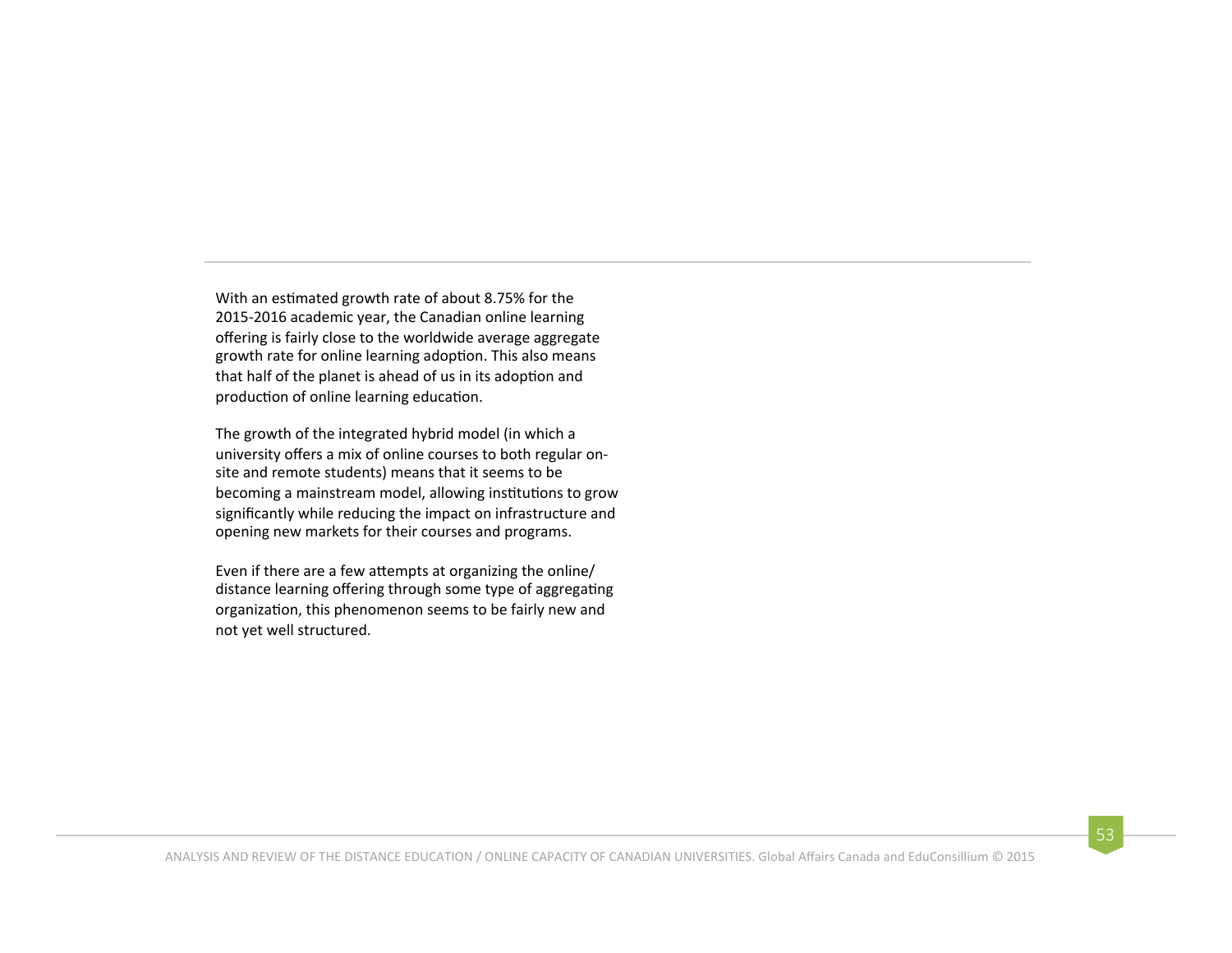With an estimated growth rate of about 8.75% for the 2015-2016 academic year, the Canadian online learning offering is fairly close to the worldwide average aggregate growth rate for online learning adoption. This also means that half of the planet is ahead of us in its adoption and production of online learning education.

The growth of the integrated hybrid model (in which a university offers a mix of online courses to both regular on-site and remote students) means that it seems to be becoming a mainstream model, allowing institutions to grow significantly while reducing the impact on infrastructure and opening new markets for their courses and programs.

Even if there are a few attempts at organizing the online/distance learning offering through some type of aggregating organization, this phenomenon seems to be fairly new and not yet well structured.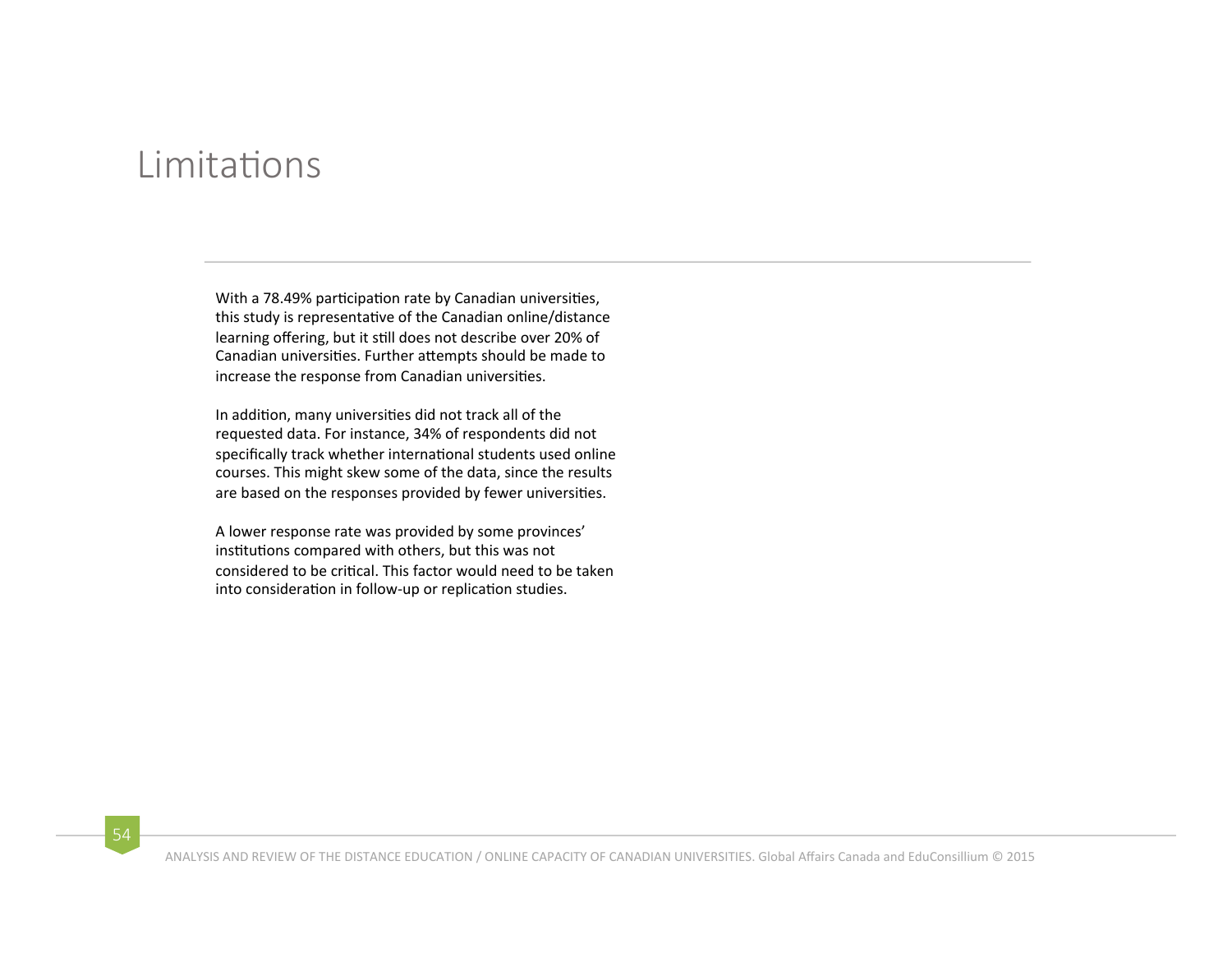# Limitations

With a 78.49% participation rate by Canadian universities, this study is representative of the Canadian online/distance learning offering, but it still does not describe over 20% of Canadian universities. Further attempts should be made to increase the response from Canadian universities.

In addition, many universities did not track all of the requested data. For instance, 34% of respondents did not specifically track whether international students used online courses. This might skew some of the data, since the results are based on the responses provided by fewer universities.

A lower response rate was provided by some provinces' institutions compared with others, but this was not considered to be critical. This factor would need to be taken into consideration in follow-up or replication studies.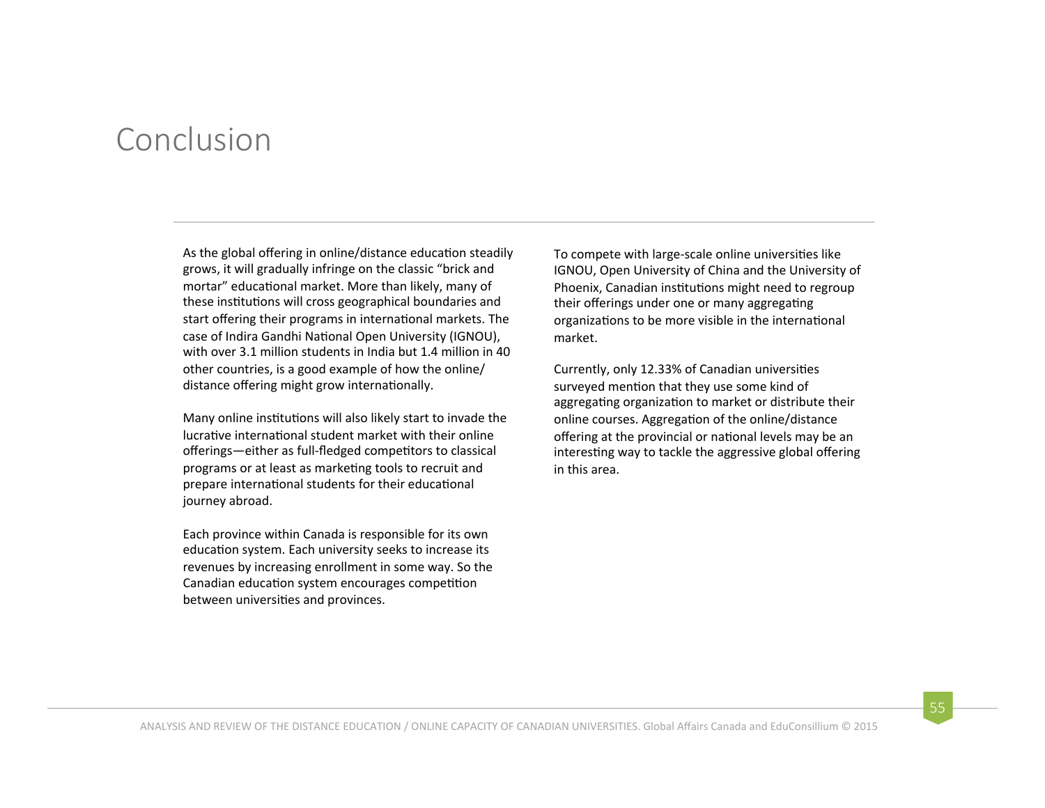# Conclusion

As the global offering in online/distance education steadily grows, it will gradually infringe on the classic "brick and mortar" educational market. More than likely, many of these institutions will cross geographical boundaries and start offering their programs in international markets. The case of Indira Gandhi National Open University (IGNOU), with over 3.1 million students in India but 1.4 million in 40 other countries, is a good example of how the online/distance offering might grow internationally.

Many online institutions will also likely start to invade the lucrative international student market with their online offerings—either as full-fledged competitors to classical programs or at least as marketing tools to recruit and prepare international students for their educational journey abroad.

Each province within Canada is responsible for its own education system. Each university seeks to increase its revenues by increasing enrollment in some way. So the Canadian education system encourages competition between universities and provinces.

To compete with large-scale online universities like IGNOU, Open University of China and the University of Phoenix, Canadian institutions might need to regroup their offerings under one or many aggregating organizations to be more visible in the international market.

Currently, only 12.33% of Canadian universities surveyed mention that they use some kind of aggregating organization to market or distribute their online courses. Aggregation of the online/distance offering at the provincial or national levels may be an interesting way to tackle the aggressive global offering in this area.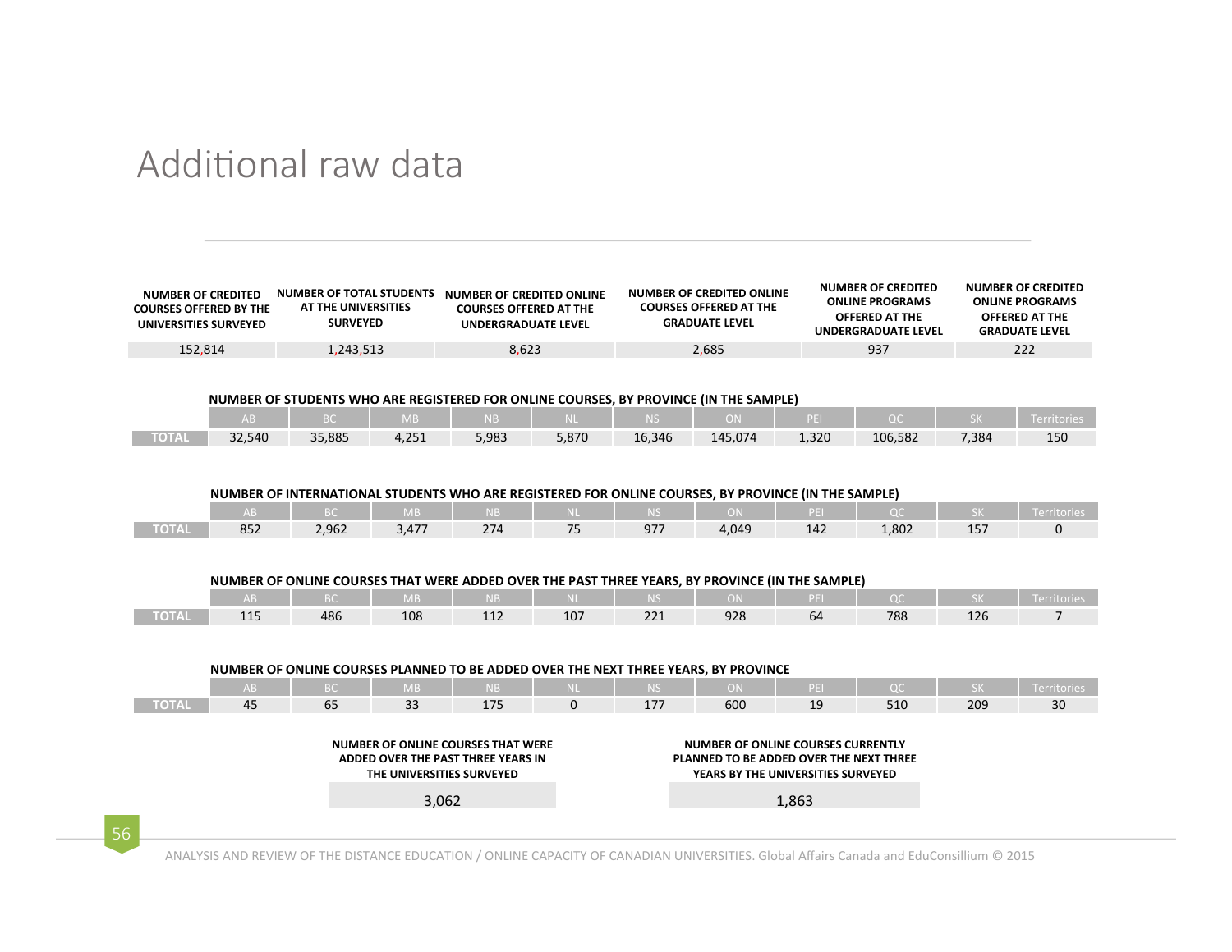# Additional raw data

| NUMBER OF CREDITED COURSES OFFERED BY THE UNIVERSITIES SURVEYED | NUMBER OF TOTAL STUDENTS AT THE UNIVERSITIES SURVEYED | NUMBER OF CREDITED ONLINE COURSES OFFERED AT THE UNDERGRADUATE LEVEL | NUMBER OF CREDITED ONLINE COURSES OFFERED AT THE GRADUATE LEVEL | NUMBER OF CREDITED ONLINE PROGRAMS OFFERED AT THE UNDERGRADUATE LEVEL | NUMBER OF CREDITED ONLINE PROGRAMS OFFERED AT THE GRADUATE LEVEL |
|---|---|---|---|---|---|
| 152,814 | 1,243,513 | 8,623 | 2,685 | 937 | 222 |

**NUMBER OF STUDENTS WHO ARE REGISTERED FOR ONLINE COURSES, BY PROVINCE (IN THE SAMPLE)**

| | AB | BC | MB | NB | NL | NS | ON | PEI | QC | SK | Territories |
|---|---|---|---|---|---|---|---|---|---|---|---|
| TOTAL | 32,540 | 35,885 | 4,251 | 5,983 | 5,870 | 16,346 | 145,074 | 1,320 | 106,582 | 7,384 | 150 |

**NUMBER OF INTERNATIONAL STUDENTS WHO ARE REGISTERED FOR ONLINE COURSES, BY PROVINCE (IN THE SAMPLE)**

| | AB | BC | MB | NB | NL | NS | ON | PEI | QC | SK | Territories |
|---|---|---|---|---|---|---|---|---|---|---|---|
| TOTAL | 852 | 2,962 | 3,477 | 274 | 75 | 977 | 4,049 | 142 | 1,802 | 157 | 0 |

**NUMBER OF ONLINE COURSES THAT WERE ADDED OVER THE PAST THREE YEARS, BY PROVINCE (IN THE SAMPLE)**

| | AB | BC | MB | NB | NL | NS | ON | PEI | QC | SK | Territories |
|---|---|---|---|---|---|---|---|---|---|---|---|
| TOTAL | 115 | 486 | 108 | 112 | 107 | 221 | 928 | 64 | 788 | 126 | 7 |

**NUMBER OF ONLINE COURSES PLANNED TO BE ADDED OVER THE NEXT THREE YEARS, BY PROVINCE**

| | AB | BC | MB | NB | NL | NS | ON | PEI | QC | SK | Territories |
|---|---|---|---|---|---|---|---|---|---|---|---|
| TOTAL | 45 | 65 | 33 | 175 | 0 | 177 | 600 | 19 | 510 | 209 | 30 |

| NUMBER OF ONLINE COURSES THAT WERE ADDED OVER THE PAST THREE YEARS IN THE UNIVERSITIES SURVEYED | NUMBER OF ONLINE COURSES CURRENTLY PLANNED TO BE ADDED OVER THE NEXT THREE YEARS BY THE UNIVERSITIES SURVEYED |
|---|---|
| 3,062 | 1,863 |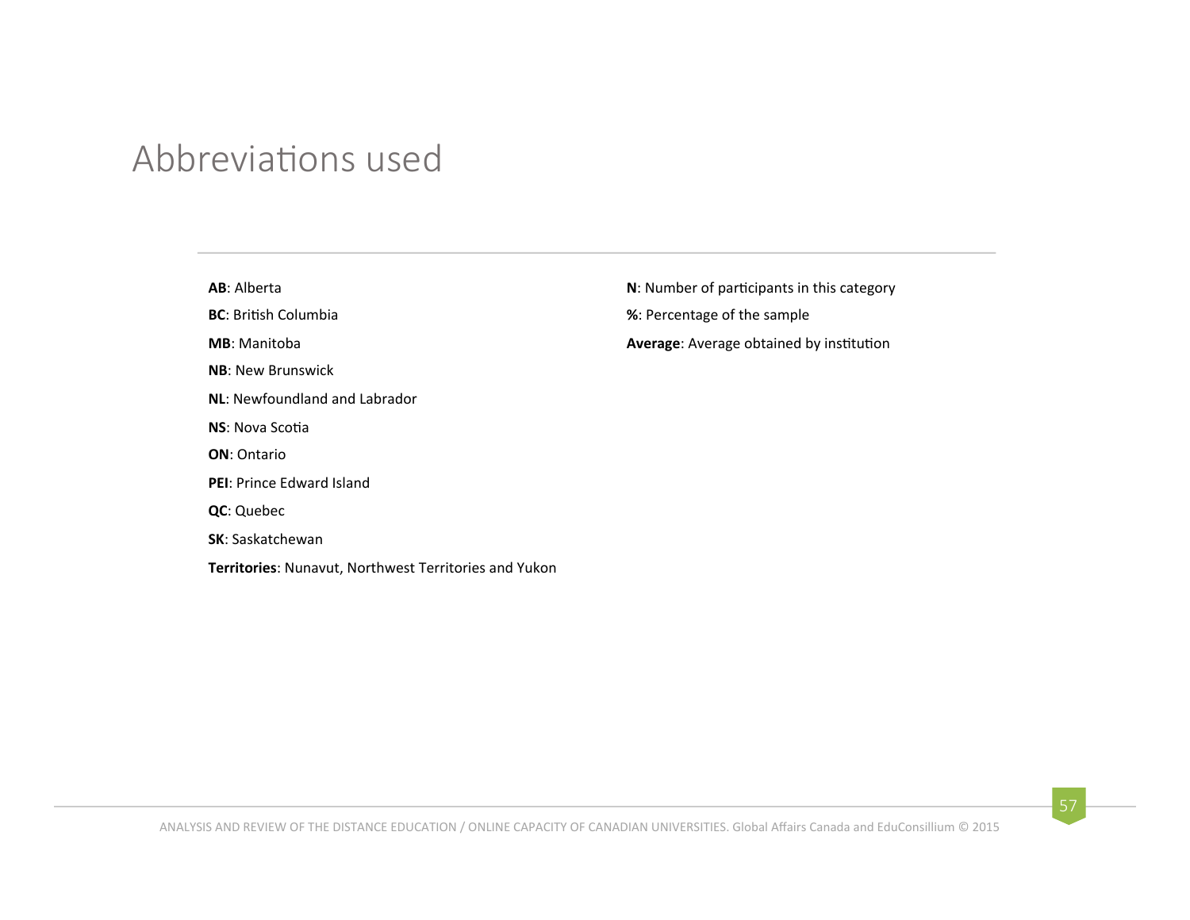# Abbreviations used

**AB**: Alberta

**BC**: British Columbia

**MB**: Manitoba

**NB**: New Brunswick

**NL**: Newfoundland and Labrador

**NS**: Nova Scotia

**ON**: Ontario

**PEI**: Prince Edward Island

**QC**: Quebec

**SK**: Saskatchewan

**Territories**: Nunavut, Northwest Territories and Yukon

**N**: Number of participants in this category

**%**: Percentage of the sample

**Average**: Average obtained by institution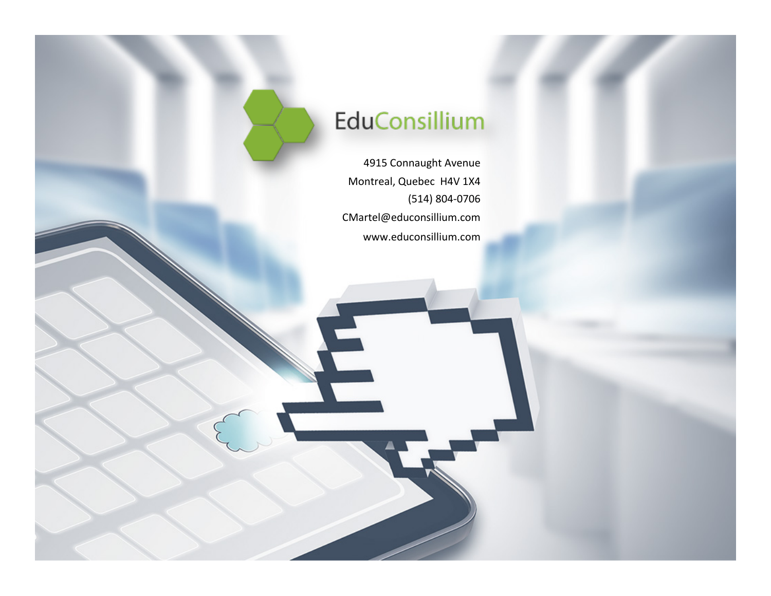EduConsillium

4915 Connaught Avenue
Montreal, Quebec H4V 1X4
(514) 804-0706
CMartel@educonsillium.com
www.educonsillium.com